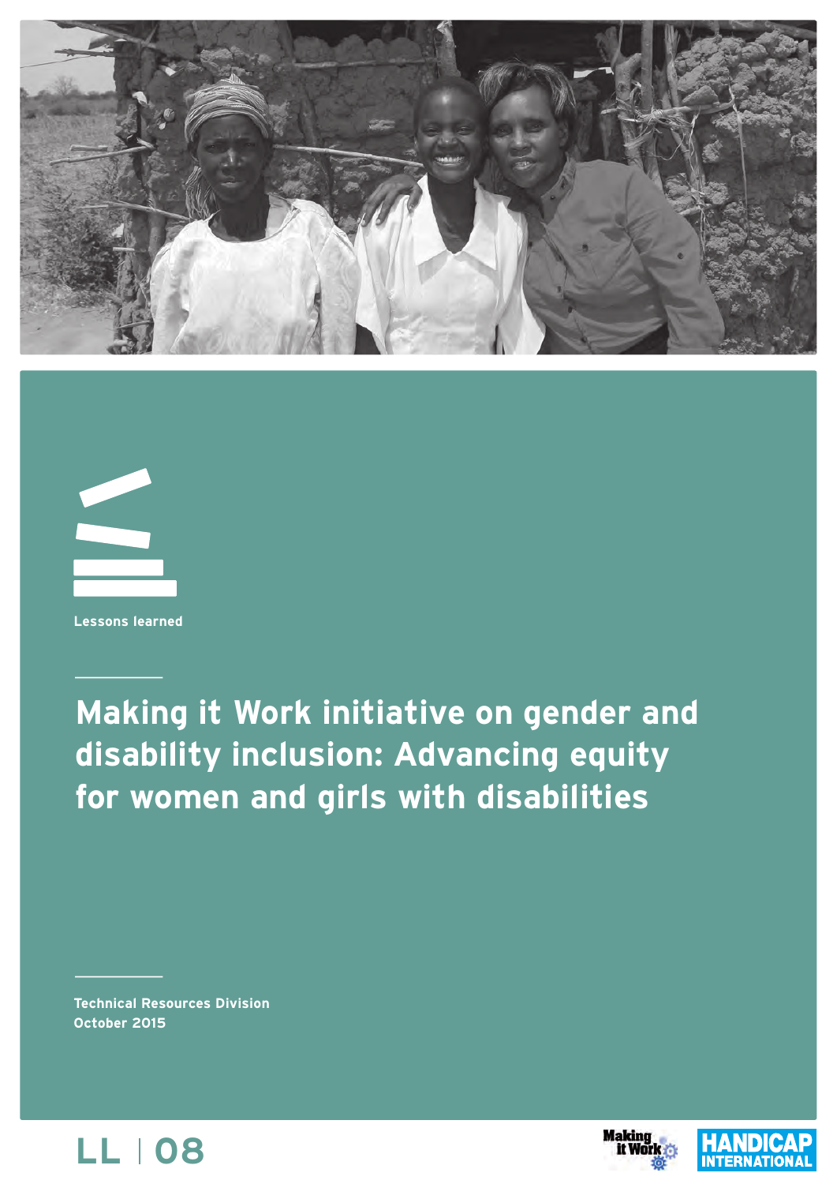Lessons learned

# Making it Work initiative on gender and disability inclusion: Advancing equity for women and girls with disabilities

Technical Resources Division
October 2015

LL | 08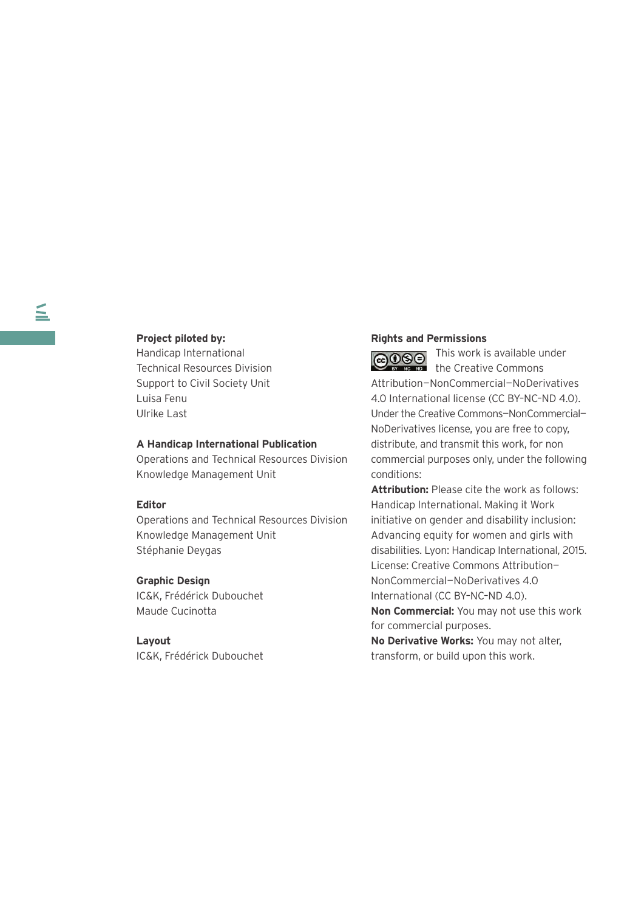**Project piloted by:**
Handicap International
Technical Resources Division
Support to Civil Society Unit
Luisa Fenu
Ulrike Last

**A Handicap International Publication**
Operations and Technical Resources Division
Knowledge Management Unit

**Editor**
Operations and Technical Resources Division
Knowledge Management Unit
Stéphanie Deygas

**Graphic Design**
IC&K, Frédérick Dubouchet
Maude Cucinotta

**Layout**
IC&K, Frédérick Dubouchet

**Rights and Permissions**

This work is available under the Creative Commons Attribution—NonCommercial—NoDerivatives 4.0 International license (CC BY-NC-ND 4.0). Under the Creative Commons—NonCommercial—NoDerivatives license, you are free to copy, distribute, and transmit this work, for non commercial purposes only, under the following conditions:

**Attribution:** Please cite the work as follows: Handicap International. Making it Work initiative on gender and disability inclusion: Advancing equity for women and girls with disabilities. Lyon: Handicap International, 2015. License: Creative Commons Attribution—NonCommercial—NoDerivatives 4.0 International (CC BY-NC-ND 4.0).

**Non Commercial:** You may not use this work for commercial purposes.

**No Derivative Works:** You may not alter, transform, or build upon this work.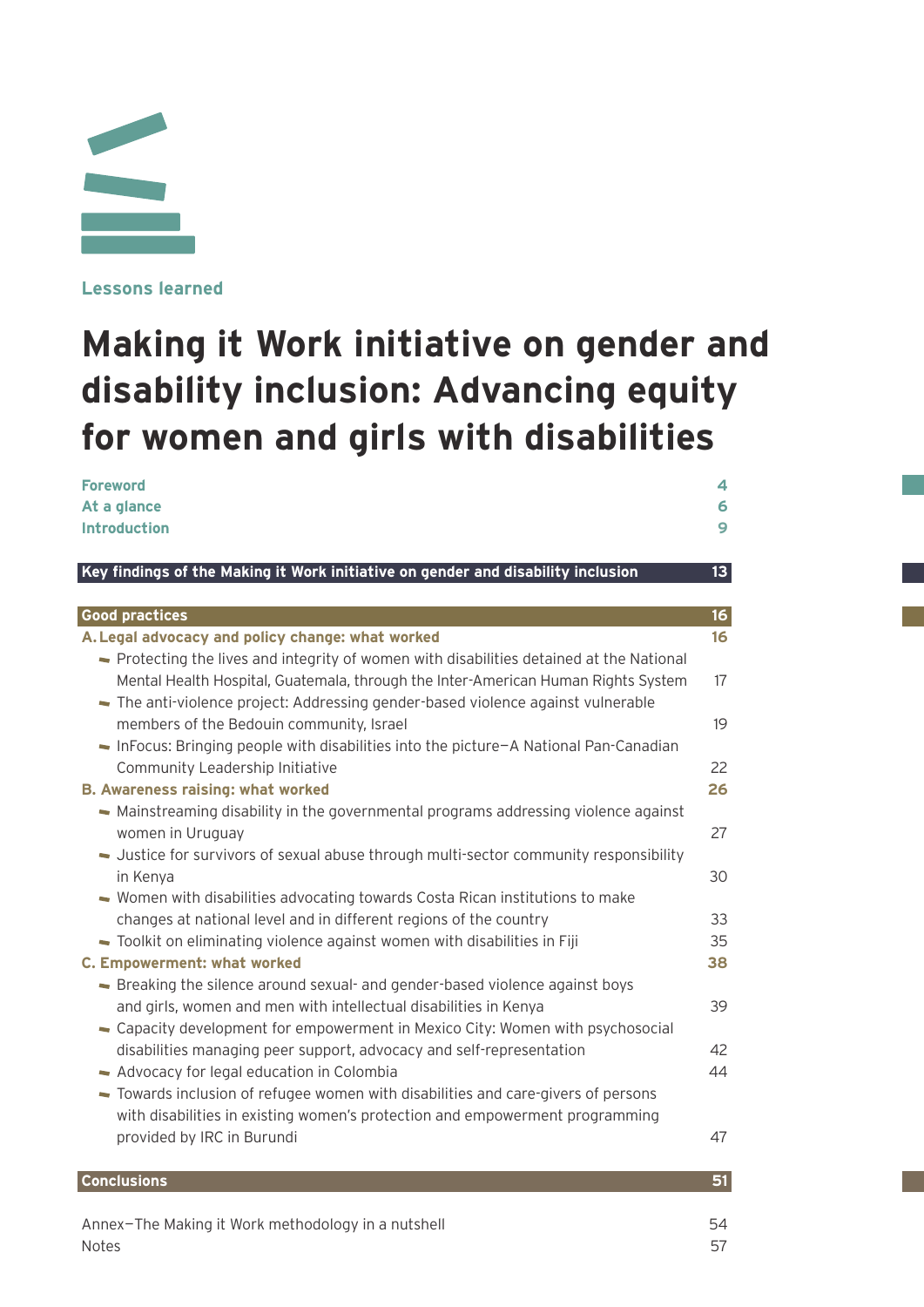Lessons learned

# Making it Work initiative on gender and disability inclusion: Advancing equity for women and girls with disabilities

| | |
|---|---|
| **Foreword** | **4** |
| **At a glance** | **6** |
| **Introduction** | **9** |
| **Key findings of the Making it Work initiative on gender and disability inclusion** | **13** |
| **Good practices** | **16** |
| **A. Legal advocacy and policy change: what worked** | **16** |
| – Protecting the lives and integrity of women with disabilities detained at the National Mental Health Hospital, Guatemala, through the Inter-American Human Rights System | 17 |
| – The anti-violence project: Addressing gender-based violence against vulnerable members of the Bedouin community, Israel | 19 |
| – InFocus: Bringing people with disabilities into the picture—A National Pan-Canadian Community Leadership Initiative | 22 |
| **B. Awareness raising: what worked** | **26** |
| – Mainstreaming disability in the governmental programs addressing violence against women in Uruguay | 27 |
| – Justice for survivors of sexual abuse through multi-sector community responsibility in Kenya | 30 |
| – Women with disabilities advocating towards Costa Rican institutions to make changes at national level and in different regions of the country | 33 |
| – Toolkit on eliminating violence against women with disabilities in Fiji | 35 |
| **C. Empowerment: what worked** | **38** |
| – Breaking the silence around sexual- and gender-based violence against boys and girls, women and men with intellectual disabilities in Kenya | 39 |
| – Capacity development for empowerment in Mexico City: Women with psychosocial disabilities managing peer support, advocacy and self-representation | 42 |
| – Advocacy for legal education in Colombia | 44 |
| – Towards inclusion of refugee women with disabilities and care-givers of persons with disabilities in existing women's protection and empowerment programming provided by IRC in Burundi | 47 |
| **Conclusions** | **51** |
| Annex—The Making it Work methodology in a nutshell | 54 |
| Notes | 57 |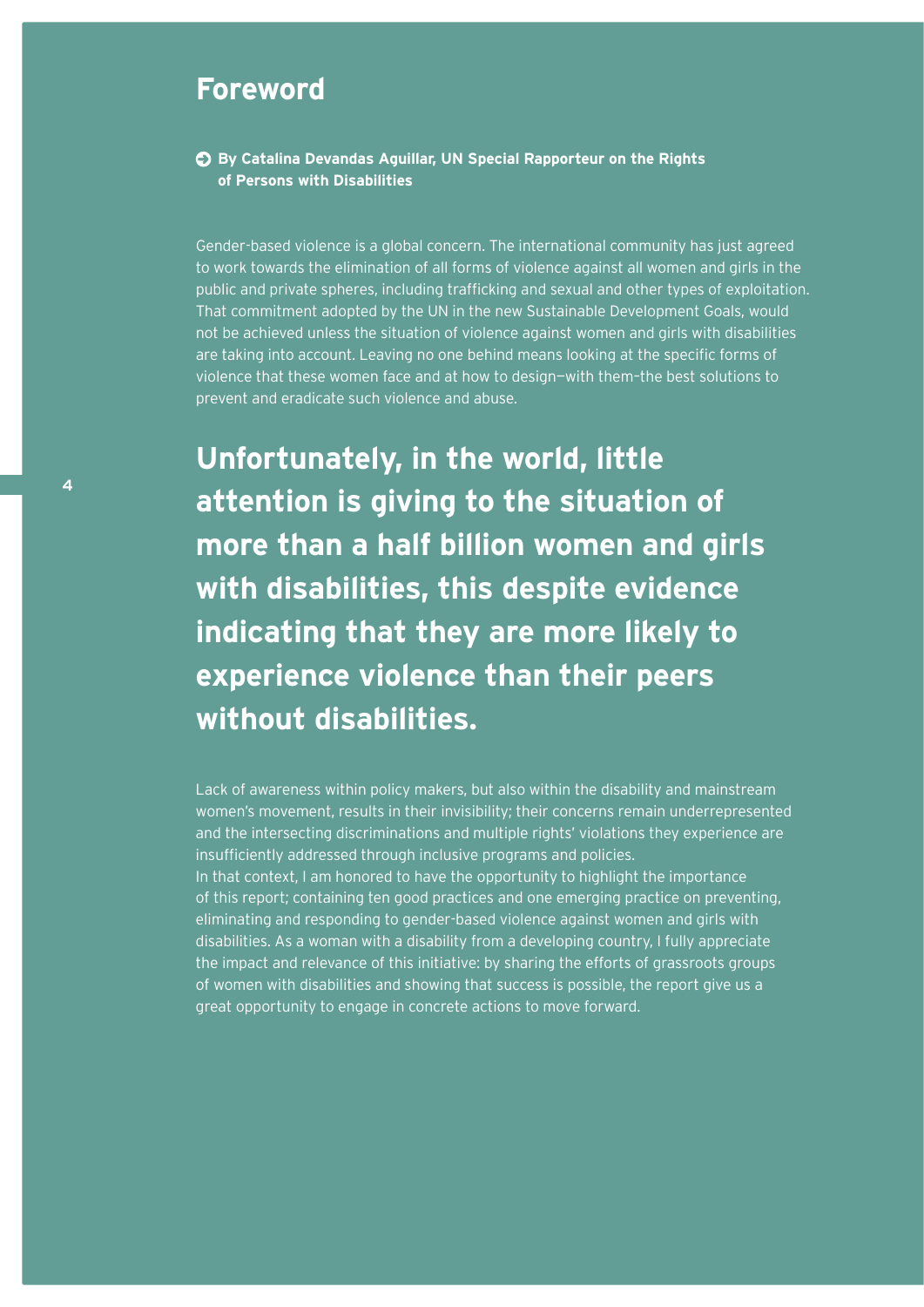## Foreword

**By Catalina Devandas Aguillar, UN Special Rapporteur on the Rights of Persons with Disabilities**

Gender-based violence is a global concern. The international community has just agreed to work towards the elimination of all forms of violence against all women and girls in the public and private spheres, including trafficking and sexual and other types of exploitation. That commitment adopted by the UN in the new Sustainable Development Goals, would not be achieved unless the situation of violence against women and girls with disabilities are taking into account. Leaving no one behind means looking at the specific forms of violence that these women face and at how to design—with them—the best solutions to prevent and eradicate such violence and abuse.

**Unfortunately, in the world, little attention is giving to the situation of more than a half billion women and girls with disabilities, this despite evidence indicating that they are more likely to experience violence than their peers without disabilities.**

Lack of awareness within policy makers, but also within the disability and mainstream women's movement, results in their invisibility; their concerns remain underrepresented and the intersecting discriminations and multiple rights' violations they experience are insufficiently addressed through inclusive programs and policies.
In that context, I am honored to have the opportunity to highlight the importance of this report; containing ten good practices and one emerging practice on preventing, eliminating and responding to gender-based violence against women and girls with disabilities. As a woman with a disability from a developing country, I fully appreciate the impact and relevance of this initiative: by sharing the efforts of grassroots groups of women with disabilities and showing that success is possible, the report give us a great opportunity to engage in concrete actions to move forward.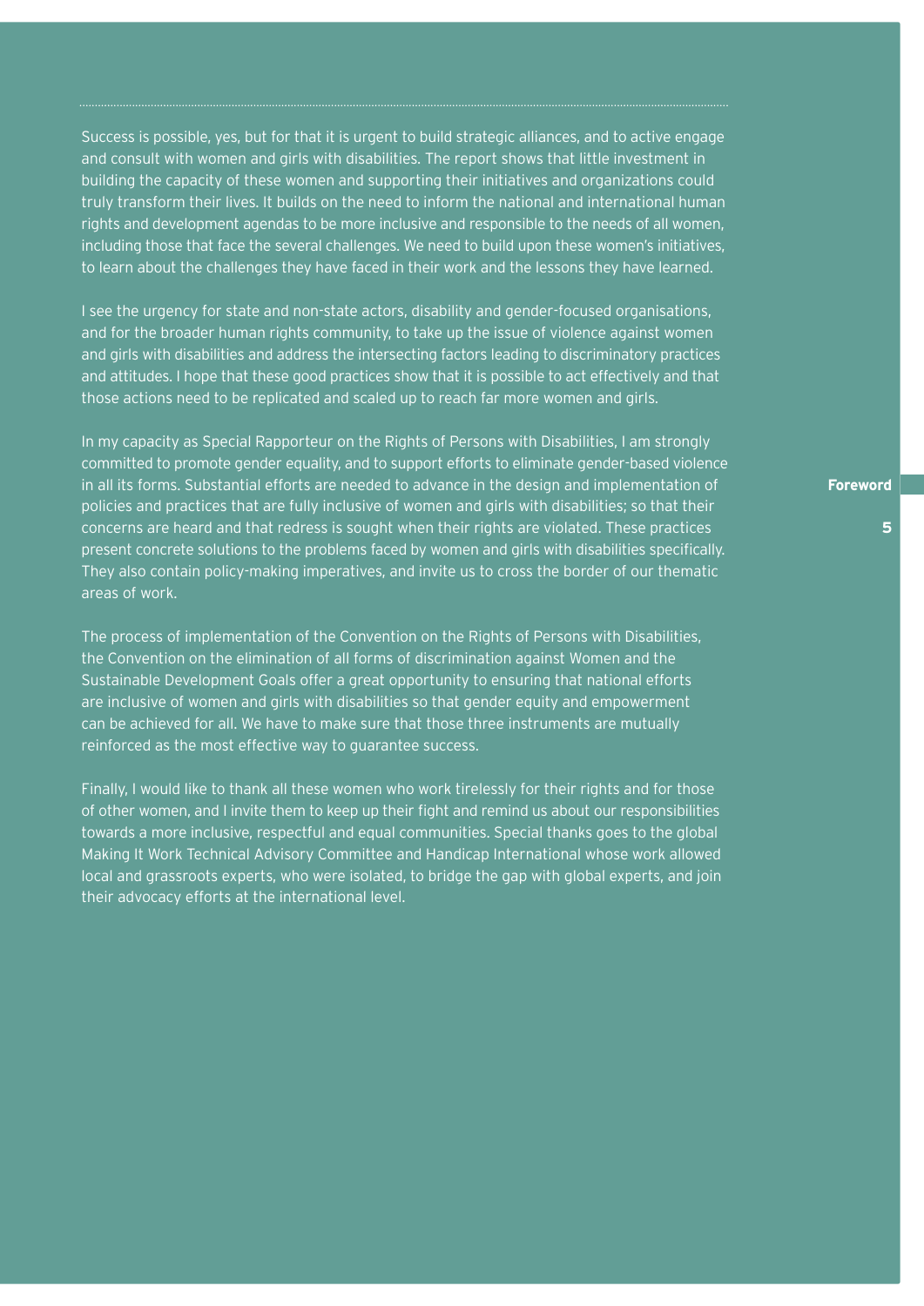Success is possible, yes, but for that it is urgent to build strategic alliances, and to active engage and consult with women and girls with disabilities. The report shows that little investment in building the capacity of these women and supporting their initiatives and organizations could truly transform their lives. It builds on the need to inform the national and international human rights and development agendas to be more inclusive and responsible to the needs of all women, including those that face the several challenges. We need to build upon these women's initiatives, to learn about the challenges they have faced in their work and the lessons they have learned.

I see the urgency for state and non-state actors, disability and gender-focused organisations, and for the broader human rights community, to take up the issue of violence against women and girls with disabilities and address the intersecting factors leading to discriminatory practices and attitudes. I hope that these good practices show that it is possible to act effectively and that those actions need to be replicated and scaled up to reach far more women and girls.

In my capacity as Special Rapporteur on the Rights of Persons with Disabilities, I am strongly committed to promote gender equality, and to support efforts to eliminate gender-based violence in all its forms. Substantial efforts are needed to advance in the design and implementation of policies and practices that are fully inclusive of women and girls with disabilities; so that their concerns are heard and that redress is sought when their rights are violated. These practices present concrete solutions to the problems faced by women and girls with disabilities specifically. They also contain policy-making imperatives, and invite us to cross the border of our thematic areas of work.

The process of implementation of the Convention on the Rights of Persons with Disabilities, the Convention on the elimination of all forms of discrimination against Women and the Sustainable Development Goals offer a great opportunity to ensuring that national efforts are inclusive of women and girls with disabilities so that gender equity and empowerment can be achieved for all. We have to make sure that those three instruments are mutually reinforced as the most effective way to guarantee success.

Finally, I would like to thank all these women who work tirelessly for their rights and for those of other women, and I invite them to keep up their fight and remind us about our responsibilities towards a more inclusive, respectful and equal communities. Special thanks goes to the global Making It Work Technical Advisory Committee and Handicap International whose work allowed local and grassroots experts, who were isolated, to bridge the gap with global experts, and join their advocacy efforts at the international level.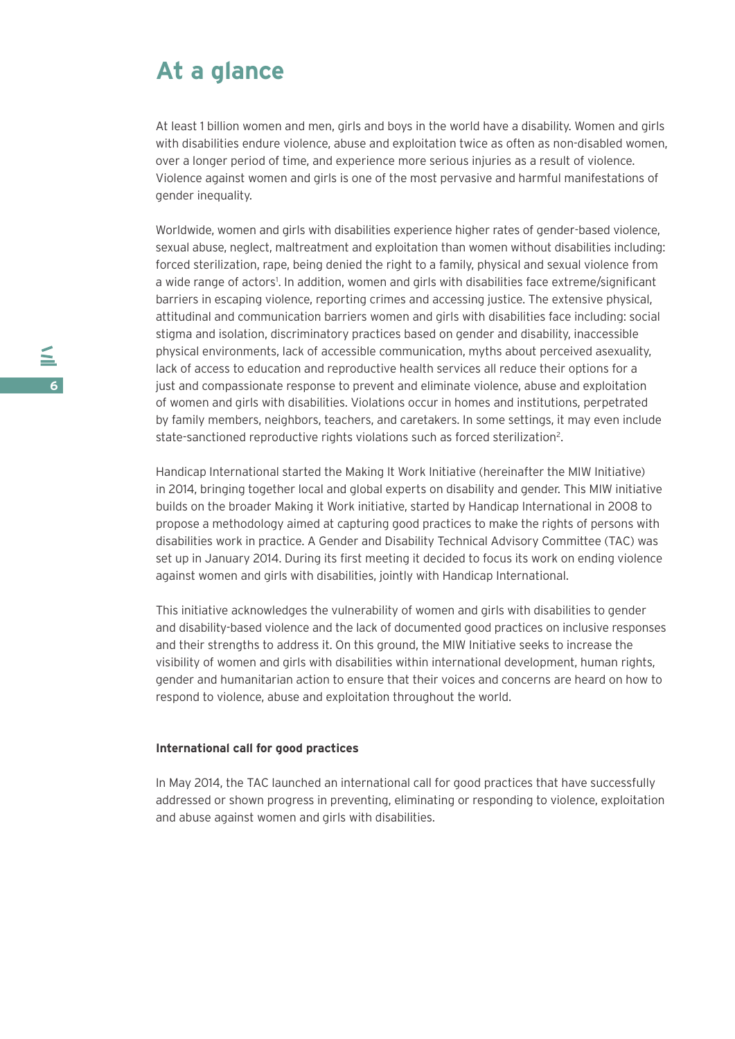# At a glance

At least 1 billion women and men, girls and boys in the world have a disability. Women and girls with disabilities endure violence, abuse and exploitation twice as often as non-disabled women, over a longer period of time, and experience more serious injuries as a result of violence. Violence against women and girls is one of the most pervasive and harmful manifestations of gender inequality.

Worldwide, women and girls with disabilities experience higher rates of gender-based violence, sexual abuse, neglect, maltreatment and exploitation than women without disabilities including: forced sterilization, rape, being denied the right to a family, physical and sexual violence from a wide range of actors[1]. In addition, women and girls with disabilities face extreme/significant barriers in escaping violence, reporting crimes and accessing justice. The extensive physical, attitudinal and communication barriers women and girls with disabilities face including: social stigma and isolation, discriminatory practices based on gender and disability, inaccessible physical environments, lack of accessible communication, myths about perceived asexuality, lack of access to education and reproductive health services all reduce their options for a just and compassionate response to prevent and eliminate violence, abuse and exploitation of women and girls with disabilities. Violations occur in homes and institutions, perpetrated by family members, neighbors, teachers, and caretakers. In some settings, it may even include state-sanctioned reproductive rights violations such as forced sterilization[2].

Handicap International started the Making It Work Initiative (hereinafter the MIW Initiative) in 2014, bringing together local and global experts on disability and gender. This MIW initiative builds on the broader Making it Work initiative, started by Handicap International in 2008 to propose a methodology aimed at capturing good practices to make the rights of persons with disabilities work in practice. A Gender and Disability Technical Advisory Committee (TAC) was set up in January 2014. During its first meeting it decided to focus its work on ending violence against women and girls with disabilities, jointly with Handicap International.

This initiative acknowledges the vulnerability of women and girls with disabilities to gender and disability-based violence and the lack of documented good practices on inclusive responses and their strengths to address it. On this ground, the MIW Initiative seeks to increase the visibility of women and girls with disabilities within international development, human rights, gender and humanitarian action to ensure that their voices and concerns are heard on how to respond to violence, abuse and exploitation throughout the world.

**International call for good practices**

In May 2014, the TAC launched an international call for good practices that have successfully addressed or shown progress in preventing, eliminating or responding to violence, exploitation and abuse against women and girls with disabilities.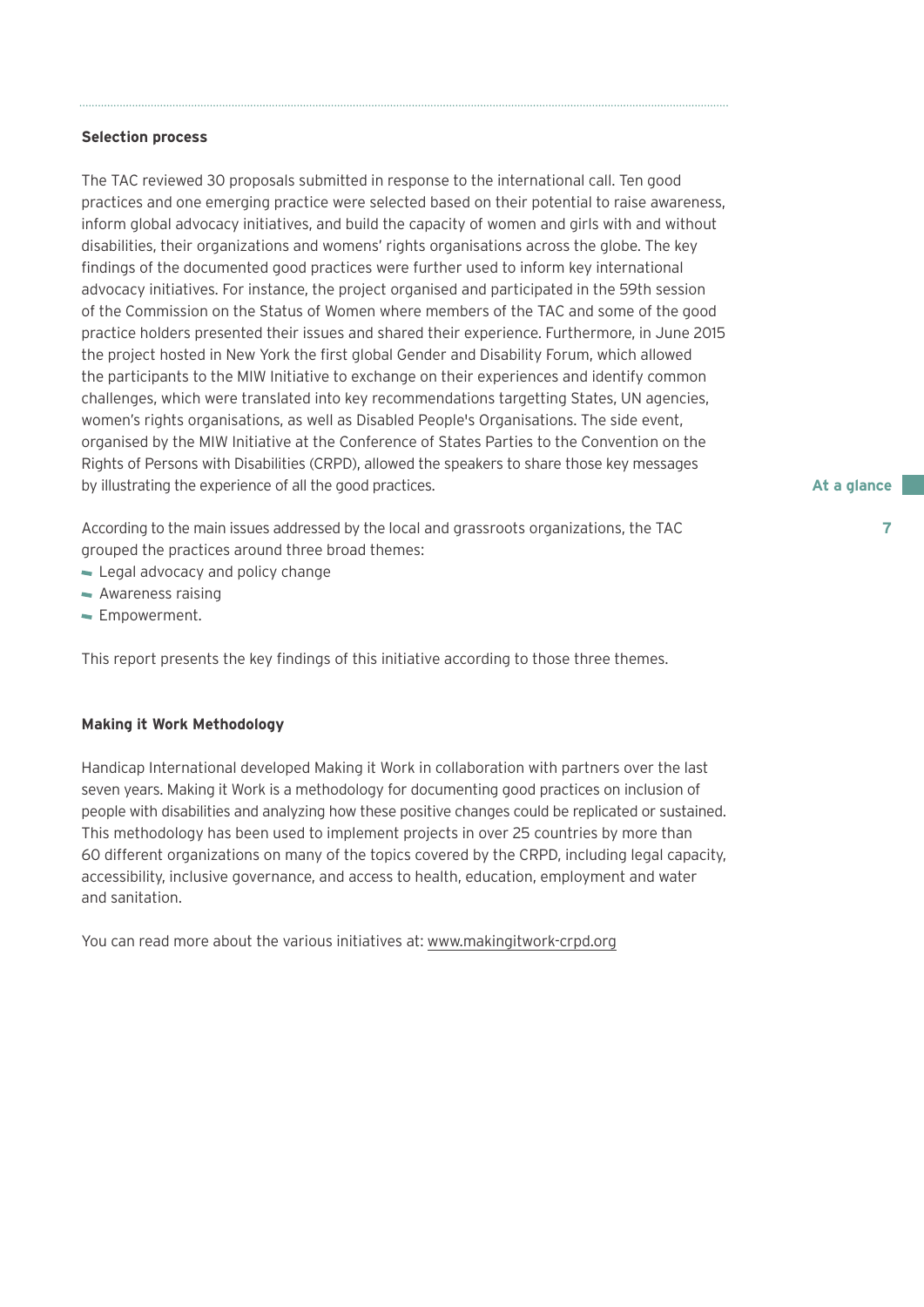### Selection process

The TAC reviewed 30 proposals submitted in response to the international call. Ten good practices and one emerging practice were selected based on their potential to raise awareness, inform global advocacy initiatives, and build the capacity of women and girls with and without disabilities, their organizations and womens' rights organisations across the globe. The key findings of the documented good practices were further used to inform key international advocacy initiatives. For instance, the project organised and participated in the 59th session of the Commission on the Status of Women where members of the TAC and some of the good practice holders presented their issues and shared their experience. Furthermore, in June 2015 the project hosted in New York the first global Gender and Disability Forum, which allowed the participants to the MIW Initiative to exchange on their experiences and identify common challenges, which were translated into key recommendations targetting States, UN agencies, women's rights organisations, as well as Disabled People's Organisations. The side event, organised by the MIW Initiative at the Conference of States Parties to the Convention on the Rights of Persons with Disabilities (CRPD), allowed the speakers to share those key messages by illustrating the experience of all the good practices.

According to the main issues addressed by the local and grassroots organizations, the TAC grouped the practices around three broad themes:

- Legal advocacy and policy change
- Awareness raising
- Empowerment.

This report presents the key findings of this initiative according to those three themes.

### Making it Work Methodology

Handicap International developed Making it Work in collaboration with partners over the last seven years. Making it Work is a methodology for documenting good practices on inclusion of people with disabilities and analyzing how these positive changes could be replicated or sustained. This methodology has been used to implement projects in over 25 countries by more than 60 different organizations on many of the topics covered by the CRPD, including legal capacity, accessibility, inclusive governance, and access to health, education, employment and water and sanitation.

You can read more about the various initiatives at: www.makingitwork-crpd.org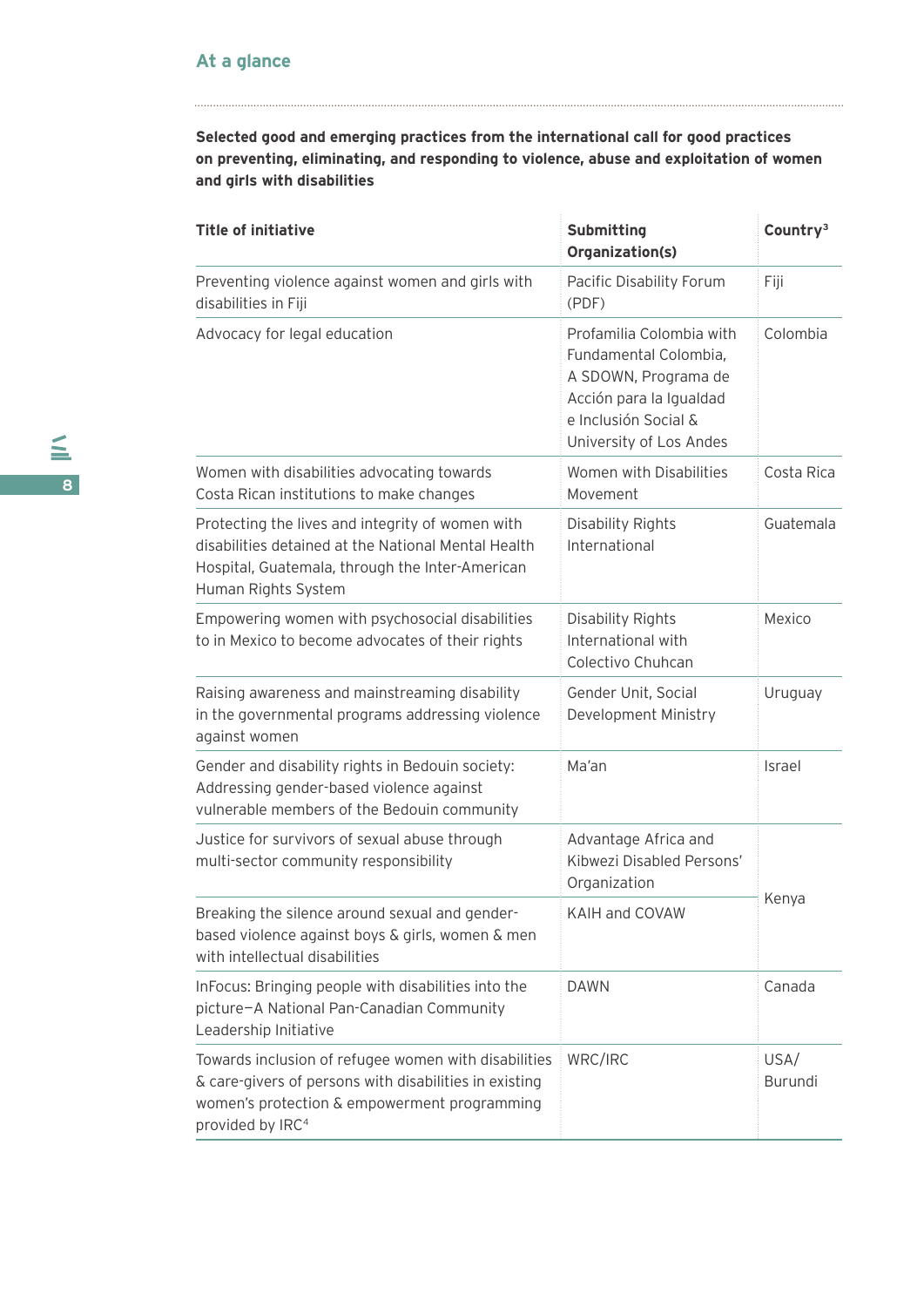## At a glance

**Selected good and emerging practices from the international call for good practices on preventing, eliminating, and responding to violence, abuse and exploitation of women and girls with disabilities**

| Title of initiative | Submitting Organization(s) | Country[3] |
|---|---|---|
| Preventing violence against women and girls with disabilities in Fiji | Pacific Disability Forum (PDF) | Fiji |
| Advocacy for legal education | Profamilia Colombia with Fundamental Colombia, A SDOWN, Programa de Acción para la Igualdad e Inclusión Social & University of Los Andes | Colombia |
| Women with disabilities advocating towards Costa Rican institutions to make changes | Women with Disabilities Movement | Costa Rica |
| Protecting the lives and integrity of women with disabilities detained at the National Mental Health Hospital, Guatemala, through the Inter-American Human Rights System | Disability Rights International | Guatemala |
| Empowering women with psychosocial disabilities to in Mexico to become advocates of their rights | Disability Rights International with Colectivo Chuhcan | Mexico |
| Raising awareness and mainstreaming disability in the governmental programs addressing violence against women | Gender Unit, Social Development Ministry | Uruguay |
| Gender and disability rights in Bedouin society: Addressing gender-based violence against vulnerable members of the Bedouin community | Ma'an | Israel |
| Justice for survivors of sexual abuse through multi-sector community responsibility | Advantage Africa and Kibwezi Disabled Persons' Organization | Kenya |
| Breaking the silence around sexual and gender-based violence against boys & girls, women & men with intellectual disabilities | KAIH and COVAW | Kenya |
| InFocus: Bringing people with disabilities into the picture—A National Pan-Canadian Community Leadership Initiative | DAWN | Canada |
| Towards inclusion of refugee women with disabilities & care-givers of persons with disabilities in existing women's protection & empowerment programming provided by IRC[4] | WRC/IRC | USA/ Burundi |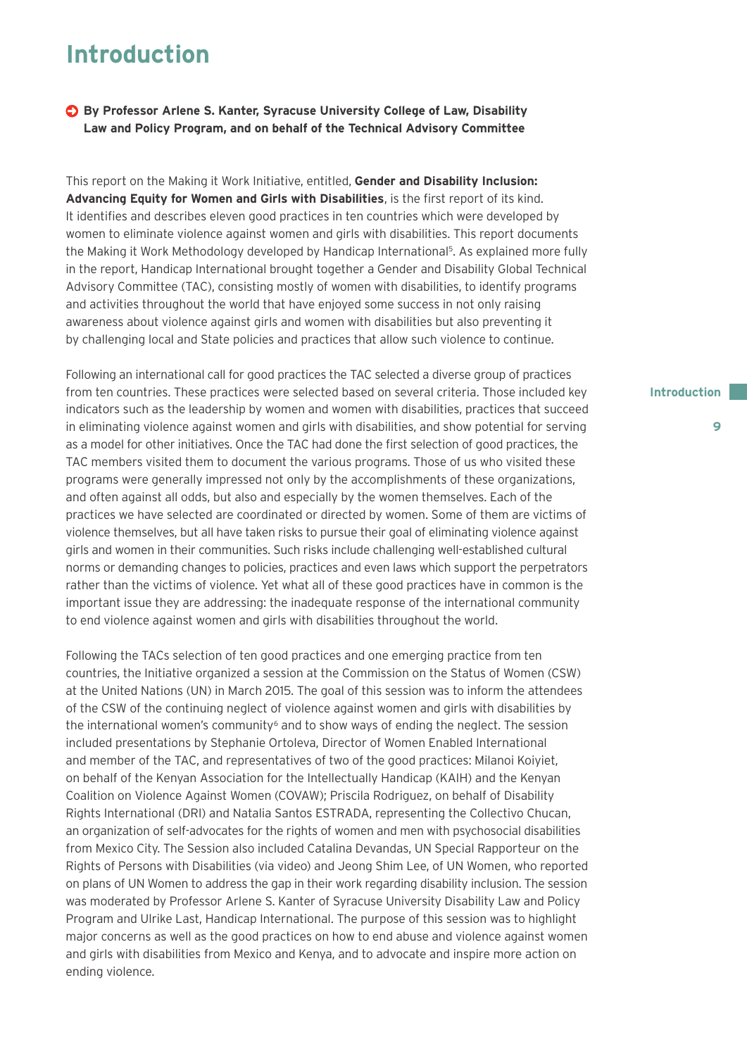# Introduction

**By Professor Arlene S. Kanter, Syracuse University College of Law, Disability Law and Policy Program, and on behalf of the Technical Advisory Committee**

This report on the Making it Work Initiative, entitled, **Gender and Disability Inclusion: Advancing Equity for Women and Girls with Disabilities**, is the first report of its kind. It identifies and describes eleven good practices in ten countries which were developed by women to eliminate violence against women and girls with disabilities. This report documents the Making it Work Methodology developed by Handicap International[5]. As explained more fully in the report, Handicap International brought together a Gender and Disability Global Technical Advisory Committee (TAC), consisting mostly of women with disabilities, to identify programs and activities throughout the world that have enjoyed some success in not only raising awareness about violence against girls and women with disabilities but also preventing it by challenging local and State policies and practices that allow such violence to continue.

Following an international call for good practices the TAC selected a diverse group of practices from ten countries. These practices were selected based on several criteria. Those included key indicators such as the leadership by women and women with disabilities, practices that succeed in eliminating violence against women and girls with disabilities, and show potential for serving as a model for other initiatives. Once the TAC had done the first selection of good practices, the TAC members visited them to document the various programs. Those of us who visited these programs were generally impressed not only by the accomplishments of these organizations, and often against all odds, but also and especially by the women themselves. Each of the practices we have selected are coordinated or directed by women. Some of them are victims of violence themselves, but all have taken risks to pursue their goal of eliminating violence against girls and women in their communities. Such risks include challenging well-established cultural norms or demanding changes to policies, practices and even laws which support the perpetrators rather than the victims of violence. Yet what all of these good practices have in common is the important issue they are addressing: the inadequate response of the international community to end violence against women and girls with disabilities throughout the world.

Following the TACs selection of ten good practices and one emerging practice from ten countries, the Initiative organized a session at the Commission on the Status of Women (CSW) at the United Nations (UN) in March 2015. The goal of this session was to inform the attendees of the CSW of the continuing neglect of violence against women and girls with disabilities by the international women's community[6] and to show ways of ending the neglect. The session included presentations by Stephanie Ortoleva, Director of Women Enabled International and member of the TAC, and representatives of two of the good practices: Milanoi Koiyiet, on behalf of the Kenyan Association for the Intellectually Handicap (KAIH) and the Kenyan Coalition on Violence Against Women (COVAW); Priscila Rodriguez, on behalf of Disability Rights International (DRI) and Natalia Santos ESTRADA, representing the Collectivo Chucan, an organization of self-advocates for the rights of women and men with psychosocial disabilities from Mexico City. The Session also included Catalina Devandas, UN Special Rapporteur on the Rights of Persons with Disabilities (via video) and Jeong Shim Lee, of UN Women, who reported on plans of UN Women to address the gap in their work regarding disability inclusion. The session was moderated by Professor Arlene S. Kanter of Syracuse University Disability Law and Policy Program and Ulrike Last, Handicap International. The purpose of this session was to highlight major concerns as well as the good practices on how to end abuse and violence against women and girls with disabilities from Mexico and Kenya, and to advocate and inspire more action on ending violence.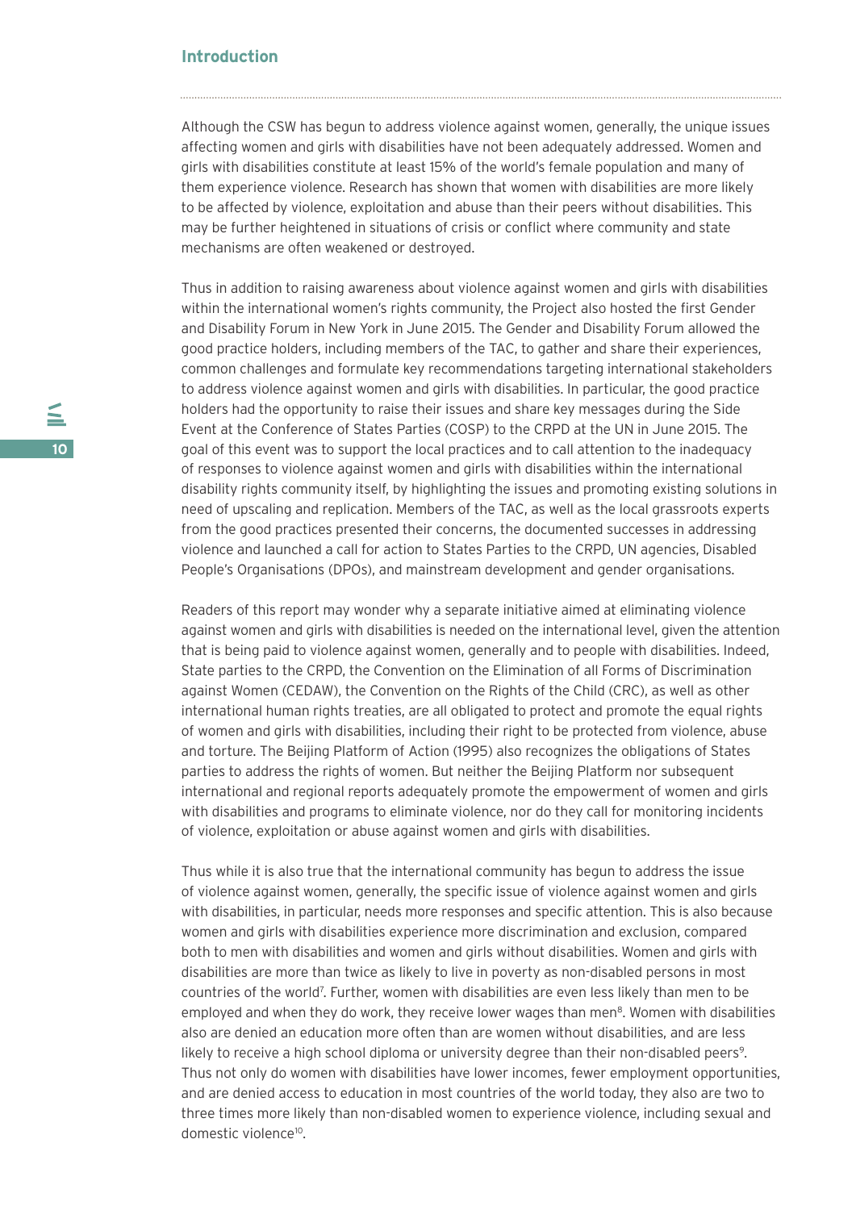## Introduction

Although the CSW has begun to address violence against women, generally, the unique issues affecting women and girls with disabilities have not been adequately addressed. Women and girls with disabilities constitute at least 15% of the world's female population and many of them experience violence. Research has shown that women with disabilities are more likely to be affected by violence, exploitation and abuse than their peers without disabilities. This may be further heightened in situations of crisis or conflict where community and state mechanisms are often weakened or destroyed.

Thus in addition to raising awareness about violence against women and girls with disabilities within the international women's rights community, the Project also hosted the first Gender and Disability Forum in New York in June 2015. The Gender and Disability Forum allowed the good practice holders, including members of the TAC, to gather and share their experiences, common challenges and formulate key recommendations targeting international stakeholders to address violence against women and girls with disabilities. In particular, the good practice holders had the opportunity to raise their issues and share key messages during the Side Event at the Conference of States Parties (COSP) to the CRPD at the UN in June 2015. The goal of this event was to support the local practices and to call attention to the inadequacy of responses to violence against women and girls with disabilities within the international disability rights community itself, by highlighting the issues and promoting existing solutions in need of upscaling and replication. Members of the TAC, as well as the local grassroots experts from the good practices presented their concerns, the documented successes in addressing violence and launched a call for action to States Parties to the CRPD, UN agencies, Disabled People's Organisations (DPOs), and mainstream development and gender organisations.

Readers of this report may wonder why a separate initiative aimed at eliminating violence against women and girls with disabilities is needed on the international level, given the attention that is being paid to violence against women, generally and to people with disabilities. Indeed, State parties to the CRPD, the Convention on the Elimination of all Forms of Discrimination against Women (CEDAW), the Convention on the Rights of the Child (CRC), as well as other international human rights treaties, are all obligated to protect and promote the equal rights of women and girls with disabilities, including their right to be protected from violence, abuse and torture. The Beijing Platform of Action (1995) also recognizes the obligations of States parties to address the rights of women. But neither the Beijing Platform nor subsequent international and regional reports adequately promote the empowerment of women and girls with disabilities and programs to eliminate violence, nor do they call for monitoring incidents of violence, exploitation or abuse against women and girls with disabilities.

Thus while it is also true that the international community has begun to address the issue of violence against women, generally, the specific issue of violence against women and girls with disabilities, in particular, needs more responses and specific attention. This is also because women and girls with disabilities experience more discrimination and exclusion, compared both to men with disabilities and women and girls without disabilities. Women and girls with disabilities are more than twice as likely to live in poverty as non-disabled persons in most countries of the world[7]. Further, women with disabilities are even less likely than men to be employed and when they do work, they receive lower wages than men[8]. Women with disabilities also are denied an education more often than are women without disabilities, and are less likely to receive a high school diploma or university degree than their non-disabled peers[9]. Thus not only do women with disabilities have lower incomes, fewer employment opportunities, and are denied access to education in most countries of the world today, they also are two to three times more likely than non-disabled women to experience violence, including sexual and domestic violence[10].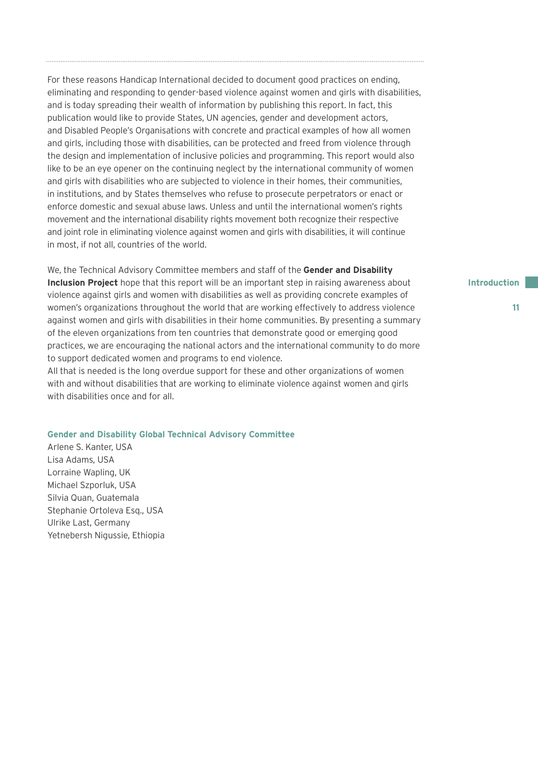For these reasons Handicap International decided to document good practices on ending, eliminating and responding to gender-based violence against women and girls with disabilities, and is today spreading their wealth of information by publishing this report. In fact, this publication would like to provide States, UN agencies, gender and development actors, and Disabled People's Organisations with concrete and practical examples of how all women and girls, including those with disabilities, can be protected and freed from violence through the design and implementation of inclusive policies and programming. This report would also like to be an eye opener on the continuing neglect by the international community of women and girls with disabilities who are subjected to violence in their homes, their communities, in institutions, and by States themselves who refuse to prosecute perpetrators or enact or enforce domestic and sexual abuse laws. Unless and until the international women's rights movement and the international disability rights movement both recognize their respective and joint role in eliminating violence against women and girls with disabilities, it will continue in most, if not all, countries of the world.

We, the Technical Advisory Committee members and staff of the **Gender and Disability Inclusion Project** hope that this report will be an important step in raising awareness about violence against girls and women with disabilities as well as providing concrete examples of women's organizations throughout the world that are working effectively to address violence against women and girls with disabilities in their home communities. By presenting a summary of the eleven organizations from ten countries that demonstrate good or emerging good practices, we are encouraging the national actors and the international community to do more to support dedicated women and programs to end violence.
All that is needed is the long overdue support for these and other organizations of women with and without disabilities that are working to eliminate violence against women and girls with disabilities once and for all.

**Gender and Disability Global Technical Advisory Committee**

Arlene S. Kanter, USA
Lisa Adams, USA
Lorraine Wapling, UK
Michael Szporluk, USA
Silvia Quan, Guatemala
Stephanie Ortoleva Esq., USA
Ulrike Last, Germany
Yetnebersh Nigussie, Ethiopia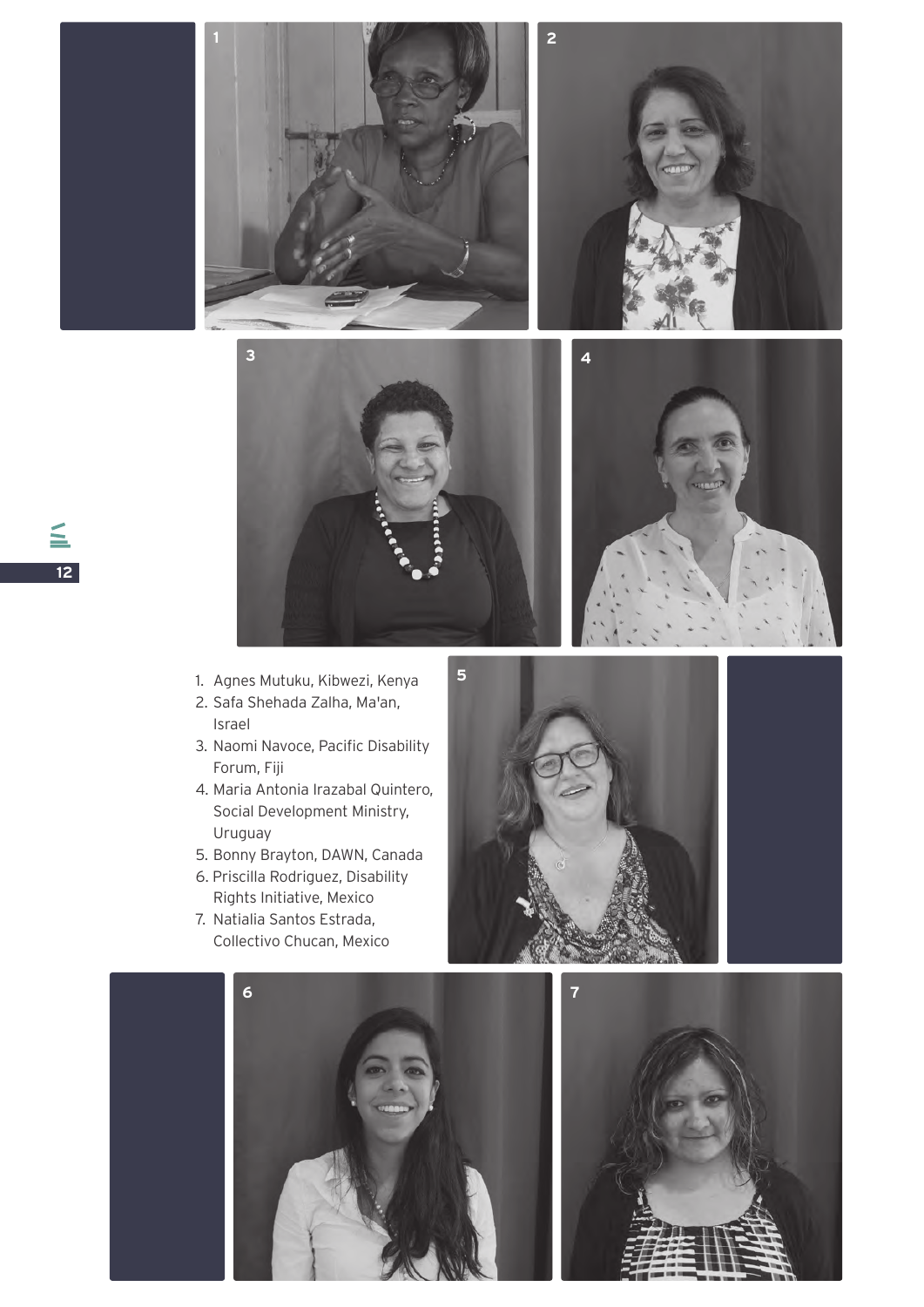1. Agnes Mutuku, Kibwezi, Kenya
2. Safa Shehada Zalha, Ma'an, Israel
3. Naomi Navoce, Pacific Disability Forum, Fiji
4. Maria Antonia Irazabal Quintero, Social Development Ministry, Uruguay
5. Bonny Brayton, DAWN, Canada
6. Priscilla Rodriguez, Disability Rights Initiative, Mexico
7. Natialia Santos Estrada, Collectivo Chucan, Mexico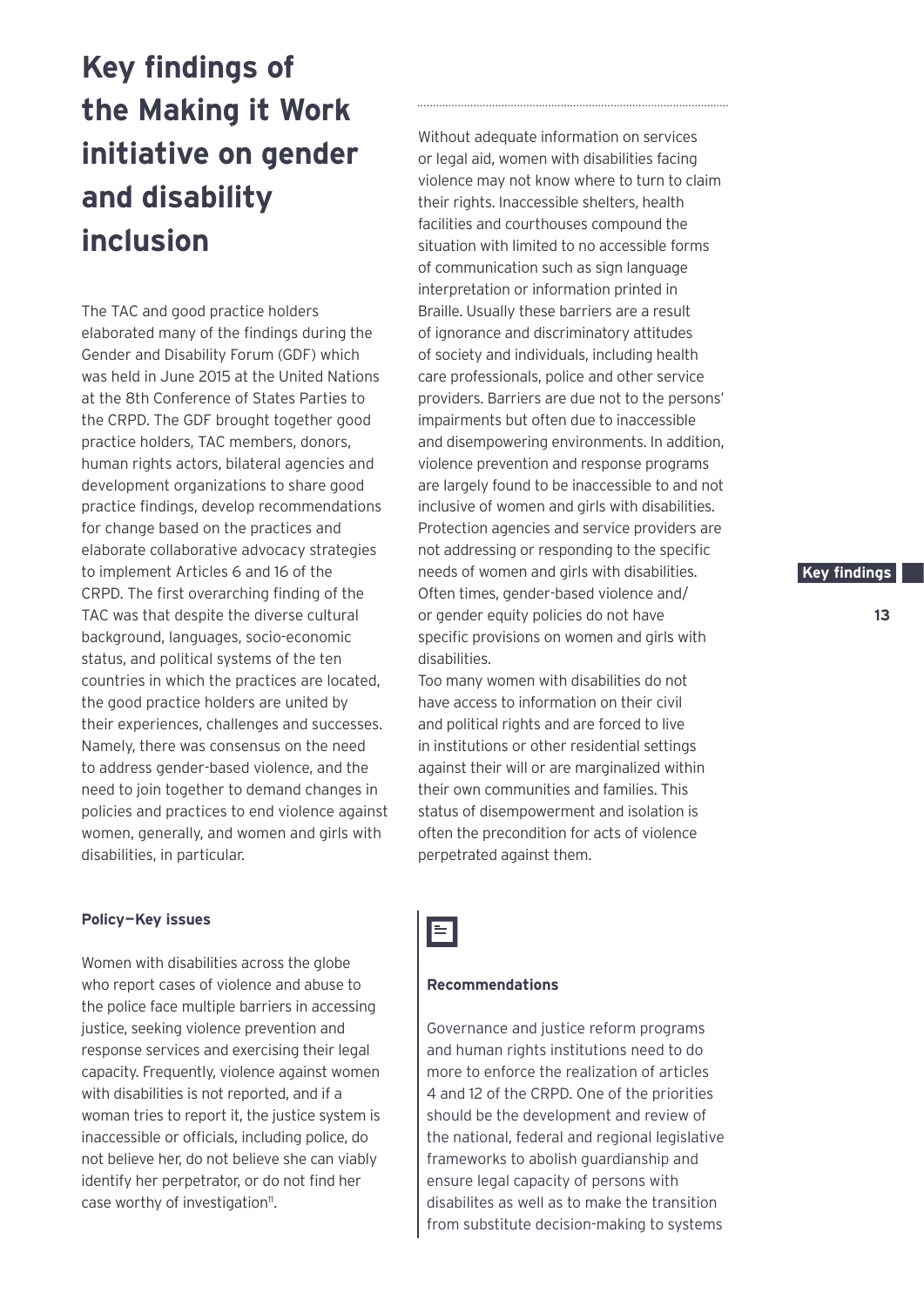# Key findings of the Making it Work initiative on gender and disability inclusion

The TAC and good practice holders elaborated many of the findings during the Gender and Disability Forum (GDF) which was held in June 2015 at the United Nations at the 8th Conference of States Parties to the CRPD. The GDF brought together good practice holders, TAC members, donors, human rights actors, bilateral agencies and development organizations to share good practice findings, develop recommendations for change based on the practices and elaborate collaborative advocacy strategies to implement Articles 6 and 16 of the CRPD. The first overarching finding of the TAC was that despite the diverse cultural background, languages, socio-economic status, and political systems of the ten countries in which the practices are located, the good practice holders are united by their experiences, challenges and successes. Namely, there was consensus on the need to address gender-based violence, and the need to join together to demand changes in policies and practices to end violence against women, generally, and women and girls with disabilities, in particular.

**Policy—Key issues**

Women with disabilities across the globe who report cases of violence and abuse to the police face multiple barriers in accessing justice, seeking violence prevention and response services and exercising their legal capacity. Frequently, violence against women with disabilities is not reported, and if a woman tries to report it, the justice system is inaccessible or officials, including police, do not believe her, do not believe she can viably identify her perpetrator, or do not find her case worthy of investigation[11].

Without adequate information on services or legal aid, women with disabilities facing violence may not know where to turn to claim their rights. Inaccessible shelters, health facilities and courthouses compound the situation with limited to no accessible forms of communication such as sign language interpretation or information printed in Braille. Usually these barriers are a result of ignorance and discriminatory attitudes of society and individuals, including health care professionals, police and other service providers. Barriers are due not to the persons' impairments but often due to inaccessible and disempowering environments. In addition, violence prevention and response programs are largely found to be inaccessible to and not inclusive of women and girls with disabilities. Protection agencies and service providers are not addressing or responding to the specific needs of women and girls with disabilities. Often times, gender-based violence and/or gender equity policies do not have specific provisions on women and girls with disabilities.

Too many women with disabilities do not have access to information on their civil and political rights and are forced to live in institutions or other residential settings against their will or are marginalized within their own communities and families. This status of disempowerment and isolation is often the precondition for acts of violence perpetrated against them.

**Recommendations**

Governance and justice reform programs and human rights institutions need to do more to enforce the realization of articles 4 and 12 of the CRPD. One of the priorities should be the development and review of the national, federal and regional legislative frameworks to abolish guardianship and ensure legal capacity of persons with disabilites as well as to make the transition from substitute decision-making to systems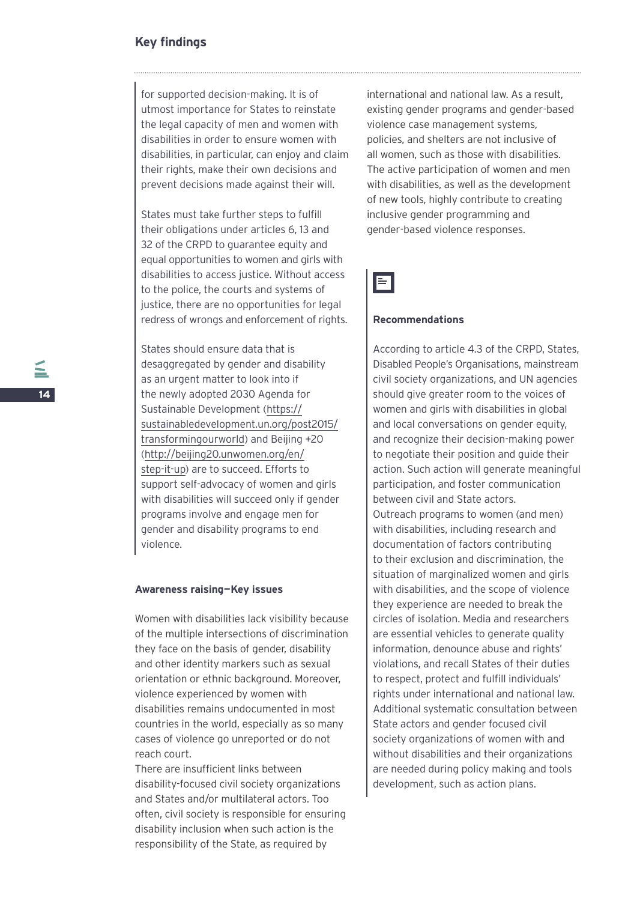for supported decision-making. It is of utmost importance for States to reinstate the legal capacity of men and women with disabilities in order to ensure women with disabilities, in particular, can enjoy and claim their rights, make their own decisions and prevent decisions made against their will.

States must take further steps to fulfill their obligations under articles 6, 13 and 32 of the CRPD to guarantee equity and equal opportunities to women and girls with disabilities to access justice. Without access to the police, the courts and systems of justice, there are no opportunities for legal redress of wrongs and enforcement of rights.

States should ensure data that is desaggregated by gender and disability as an urgent matter to look into if the newly adopted 2030 Agenda for Sustainable Development (https://sustainabledevelopment.un.org/post2015/transformingourworld) and Beijing +20 (http://beijing20.unwomen.org/en/step-it-up) are to succeed. Efforts to support self-advocacy of women and girls with disabilities will succeed only if gender programs involve and engage men for gender and disability programs to end violence.

**Awareness raising—Key issues**

Women with disabilities lack visibility because of the multiple intersections of discrimination they face on the basis of gender, disability and other identity markers such as sexual orientation or ethnic background. Moreover, violence experienced by women with disabilities remains undocumented in most countries in the world, especially as so many cases of violence go unreported or do not reach court.

There are insufficient links between disability-focused civil society organizations and States and/or multilateral actors. Too often, civil society is responsible for ensuring disability inclusion when such action is the responsibility of the State, as required by international and national law. As a result, existing gender programs and gender-based violence case management systems, policies, and shelters are not inclusive of all women, such as those with disabilities. The active participation of women and men with disabilities, as well as the development of new tools, highly contribute to creating inclusive gender programming and gender-based violence responses.

**Recommendations**

According to article 4.3 of the CRPD, States, Disabled People's Organisations, mainstream civil society organizations, and UN agencies should give greater room to the voices of women and girls with disabilities in global and local conversations on gender equity, and recognize their decision-making power to negotiate their position and guide their action. Such action will generate meaningful participation, and foster communication between civil and State actors.

Outreach programs to women (and men) with disabilities, including research and documentation of factors contributing to their exclusion and discrimination, the situation of marginalized women and girls with disabilities, and the scope of violence they experience are needed to break the circles of isolation. Media and researchers are essential vehicles to generate quality information, denounce abuse and rights' violations, and recall States of their duties to respect, protect and fulfill individuals' rights under international and national law. Additional systematic consultation between State actors and gender focused civil society organizations of women with and without disabilities and their organizations are needed during policy making and tools development, such as action plans.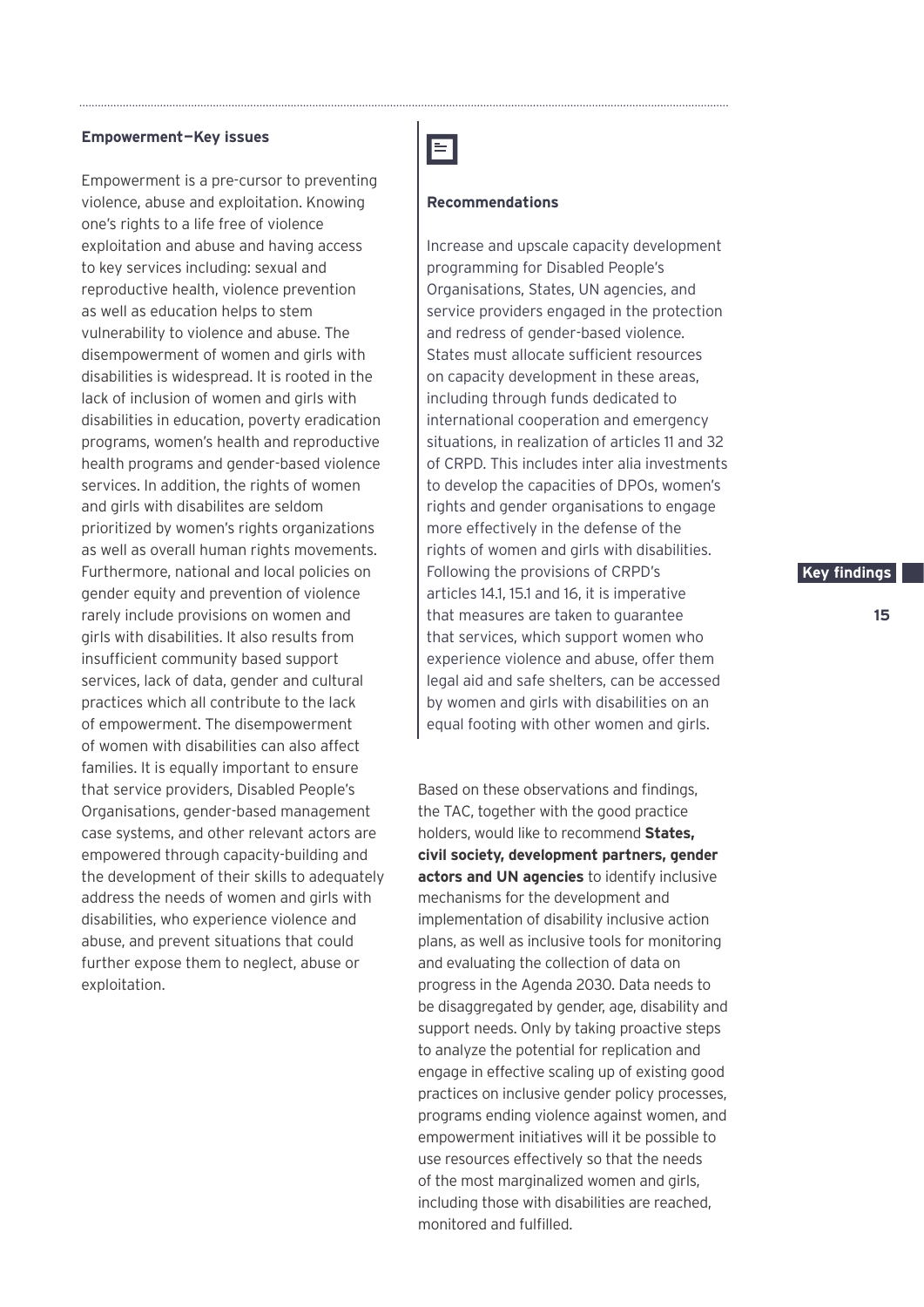**Empowerment—Key issues**

Empowerment is a pre-cursor to preventing violence, abuse and exploitation. Knowing one's rights to a life free of violence exploitation and abuse and having access to key services including: sexual and reproductive health, violence prevention as well as education helps to stem vulnerability to violence and abuse. The disempowerment of women and girls with disabilities is widespread. It is rooted in the lack of inclusion of women and girls with disabilities in education, poverty eradication programs, women's health and reproductive health programs and gender-based violence services. In addition, the rights of women and girls with disabilites are seldom prioritized by women's rights organizations as well as overall human rights movements. Furthermore, national and local policies on gender equity and prevention of violence rarely include provisions on women and girls with disabilities. It also results from insufficient community based support services, lack of data, gender and cultural practices which all contribute to the lack of empowerment. The disempowerment of women with disabilities can also affect families. It is equally important to ensure that service providers, Disabled People's Organisations, gender-based management case systems, and other relevant actors are empowered through capacity-building and the development of their skills to adequately address the needs of women and girls with disabilities, who experience violence and abuse, and prevent situations that could further expose them to neglect, abuse or exploitation.

**Recommendations**

Increase and upscale capacity development programming for Disabled People's Organisations, States, UN agencies, and service providers engaged in the protection and redress of gender-based violence. States must allocate sufficient resources on capacity development in these areas, including through funds dedicated to international cooperation and emergency situations, in realization of articles 11 and 32 of CRPD. This includes inter alia investments to develop the capacities of DPOs, women's rights and gender organisations to engage more effectively in the defense of the rights of women and girls with disabilities. Following the provisions of CRPD's articles 14.1, 15.1 and 16, it is imperative that measures are taken to guarantee that services, which support women who experience violence and abuse, offer them legal aid and safe shelters, can be accessed by women and girls with disabilities on an equal footing with other women and girls.

Based on these observations and findings, the TAC, together with the good practice holders, would like to recommend **States, civil society, development partners, gender actors and UN agencies** to identify inclusive mechanisms for the development and implementation of disability inclusive action plans, as well as inclusive tools for monitoring and evaluating the collection of data on progress in the Agenda 2030. Data needs to be disaggregated by gender, age, disability and support needs. Only by taking proactive steps to analyze the potential for replication and engage in effective scaling up of existing good practices on inclusive gender policy processes, programs ending violence against women, and empowerment initiatives will it be possible to use resources effectively so that the needs of the most marginalized women and girls, including those with disabilities are reached, monitored and fulfilled.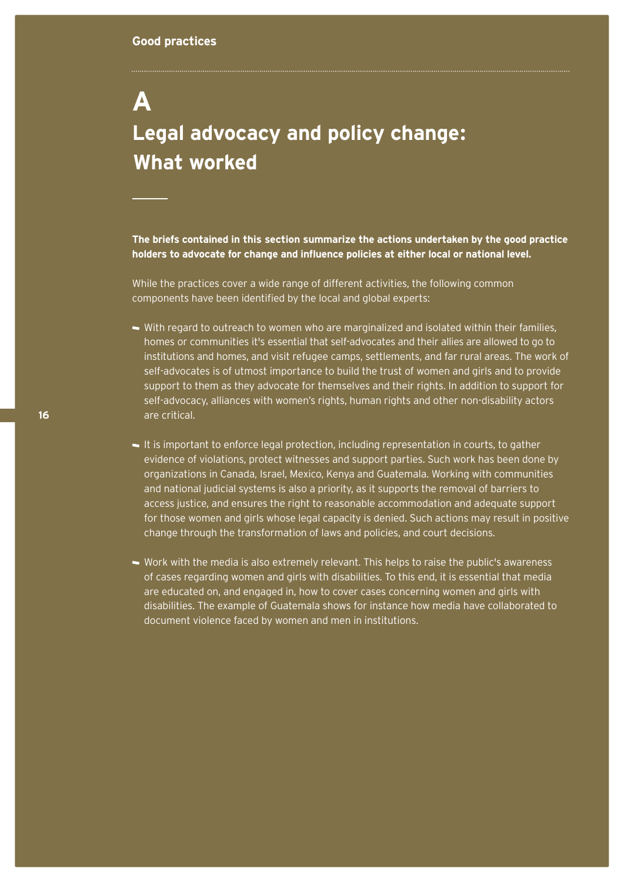Good practices

# A
# Legal advocacy and policy change: What worked

**The briefs contained in this section summarize the actions undertaken by the good practice holders to advocate for change and influence policies at either local or national level.**

While the practices cover a wide range of different activities, the following common components have been identified by the local and global experts:

- With regard to outreach to women who are marginalized and isolated within their families, homes or communities it's essential that self-advocates and their allies are allowed to go to institutions and homes, and visit refugee camps, settlements, and far rural areas. The work of self-advocates is of utmost importance to build the trust of women and girls and to provide support to them as they advocate for themselves and their rights. In addition to support for self-advocacy, alliances with women's rights, human rights and other non-disability actors are critical.

- It is important to enforce legal protection, including representation in courts, to gather evidence of violations, protect witnesses and support parties. Such work has been done by organizations in Canada, Israel, Mexico, Kenya and Guatemala. Working with communities and national judicial systems is also a priority, as it supports the removal of barriers to access justice, and ensures the right to reasonable accommodation and adequate support for those women and girls whose legal capacity is denied. Such actions may result in positive change through the transformation of laws and policies, and court decisions.

- Work with the media is also extremely relevant. This helps to raise the public's awareness of cases regarding women and girls with disabilities. To this end, it is essential that media are educated on, and engaged in, how to cover cases concerning women and girls with disabilities. The example of Guatemala shows for instance how media have collaborated to document violence faced by women and men in institutions.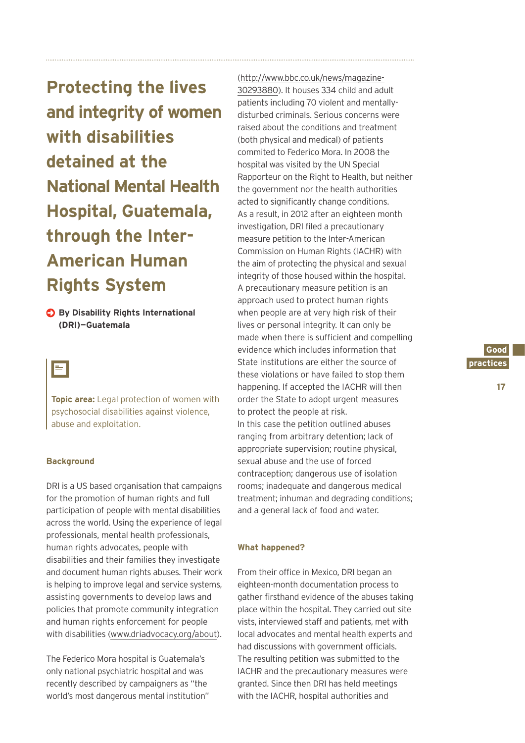# Protecting the lives and integrity of women with disabilities detained at the National Mental Health Hospital, Guatemala, through the Inter-American Human Rights System

**By Disability Rights International (DRI)—Guatemala**

**Topic area:** Legal protection of women with psychosocial disabilities against violence, abuse and exploitation.

### Background

DRI is a US based organisation that campaigns for the promotion of human rights and full participation of people with mental disabilities across the world. Using the experience of legal professionals, mental health professionals, human rights advocates, people with disabilities and their families they investigate and document human rights abuses. Their work is helping to improve legal and service systems, assisting governments to develop laws and policies that promote community integration and human rights enforcement for people with disabilities (www.driadvocacy.org/about).

The Federico Mora hospital is Guatemala's only national psychiatric hospital and was recently described by campaigners as "the world's most dangerous mental institution" (http://www.bbc.co.uk/news/magazine-30293880). It houses 334 child and adult patients including 70 violent and mentally-disturbed criminals. Serious concerns were raised about the conditions and treatment (both physical and medical) of patients commited to Federico Mora. In 2008 the hospital was visited by the UN Special Rapporteur on the Right to Health, but neither the government nor the health authorities acted to significantly change conditions. As a result, in 2012 after an eighteen month investigation, DRI filed a precautionary measure petition to the Inter-American Commission on Human Rights (IACHR) with the aim of protecting the physical and sexual integrity of those housed within the hospital. A precautionary measure petition is an approach used to protect human rights when people are at very high risk of their lives or personal integrity. It can only be made when there is sufficient and compelling evidence which includes information that State institutions are either the source of these violations or have failed to stop them happening. If accepted the IACHR will then order the State to adopt urgent measures to protect the people at risk.
In this case the petition outlined abuses ranging from arbitrary detention; lack of appropriate supervision; routine physical, sexual abuse and the use of forced contraception; dangerous use of isolation rooms; inadequate and dangerous medical treatment; inhuman and degrading conditions; and a general lack of food and water.

### What happened?

From their office in Mexico, DRI began an eighteen-month documentation process to gather firsthand evidence of the abuses taking place within the hospital. They carried out site vists, interviewed staff and patients, met with local advocates and mental health experts and had discussions with government officials. The resulting petition was submitted to the IACHR and the precautionary measures were granted. Since then DRI has held meetings with the IACHR, hospital authorities and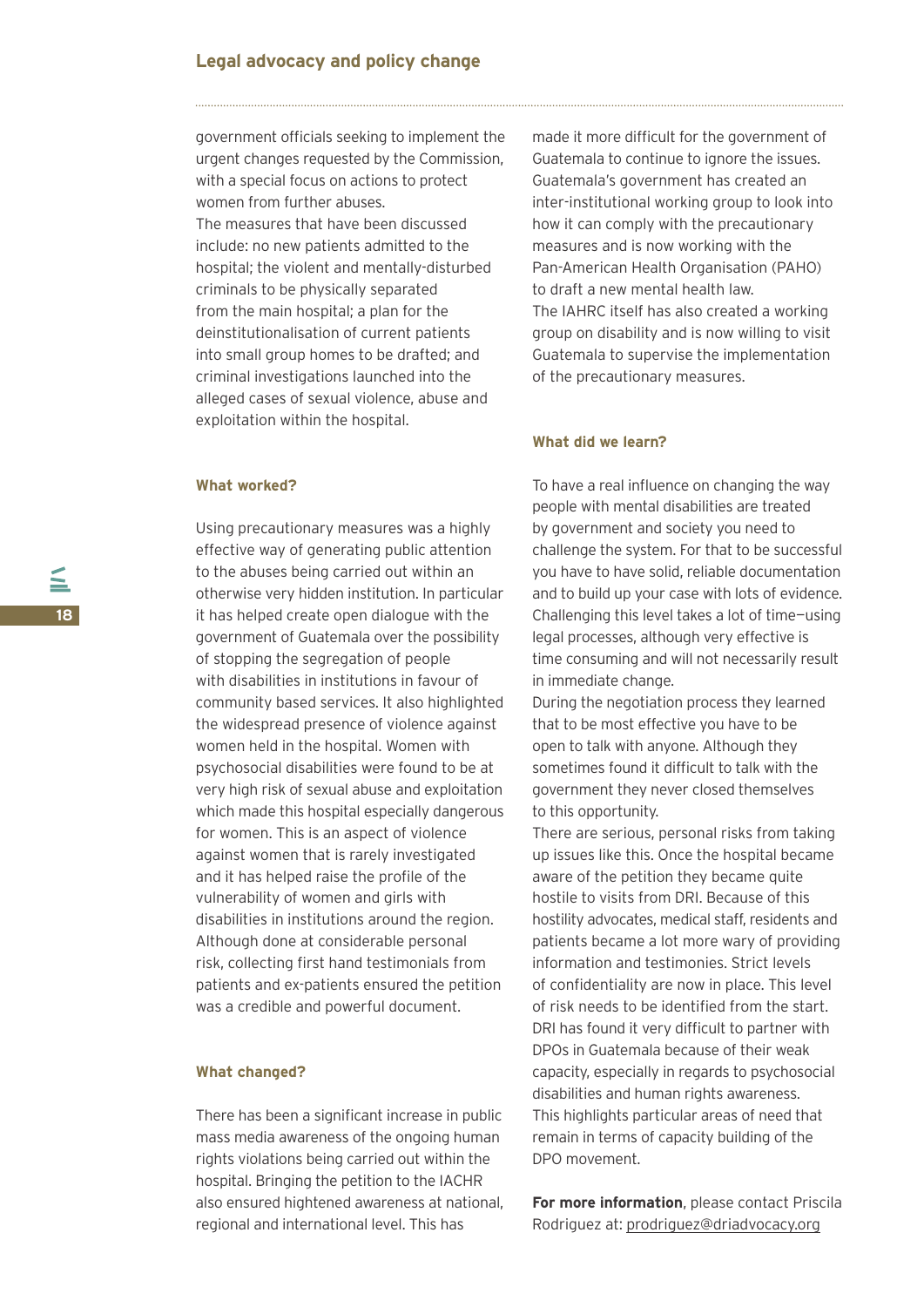government officials seeking to implement the urgent changes requested by the Commission, with a special focus on actions to protect women from further abuses.

The measures that have been discussed include: no new patients admitted to the hospital; the violent and mentally-disturbed criminals to be physically separated from the main hospital; a plan for the deinstitutionalisation of current patients into small group homes to be drafted; and criminal investigations launched into the alleged cases of sexual violence, abuse and exploitation within the hospital.

#### What worked?

Using precautionary measures was a highly effective way of generating public attention to the abuses being carried out within an otherwise very hidden institution. In particular it has helped create open dialogue with the government of Guatemala over the possibility of stopping the segregation of people with disabilities in institutions in favour of community based services. It also highlighted the widespread presence of violence against women held in the hospital. Women with psychosocial disabilities were found to be at very high risk of sexual abuse and exploitation which made this hospital especially dangerous for women. This is an aspect of violence against women that is rarely investigated and it has helped raise the profile of the vulnerability of women and girls with disabilities in institutions around the region. Although done at considerable personal risk, collecting first hand testimonials from patients and ex-patients ensured the petition was a credible and powerful document.

#### What changed?

There has been a significant increase in public mass media awareness of the ongoing human rights violations being carried out within the hospital. Bringing the petition to the IACHR also ensured hightened awareness at national, regional and international level. This has made it more difficult for the government of Guatemala to continue to ignore the issues. Guatemala's government has created an inter-institutional working group to look into how it can comply with the precautionary measures and is now working with the Pan-American Health Organisation (PAHO) to draft a new mental health law.

The IAHRC itself has also created a working group on disability and is now willing to visit Guatemala to supervise the implementation of the precautionary measures.

#### What did we learn?

To have a real influence on changing the way people with mental disabilities are treated by government and society you need to challenge the system. For that to be successful you have to have solid, reliable documentation and to build up your case with lots of evidence. Challenging this level takes a lot of time—using legal processes, although very effective is time consuming and will not necessarily result in immediate change.

During the negotiation process they learned that to be most effective you have to be open to talk with anyone. Although they sometimes found it difficult to talk with the government they never closed themselves to this opportunity.

There are serious, personal risks from taking up issues like this. Once the hospital became aware of the petition they became quite hostile to visits from DRI. Because of this hostility advocates, medical staff, residents and patients became a lot more wary of providing information and testimonies. Strict levels of confidentiality are now in place. This level of risk needs to be identified from the start.

DRI has found it very difficult to partner with DPOs in Guatemala because of their weak capacity, especially in regards to psychosocial disabilities and human rights awareness. This highlights particular areas of need that remain in terms of capacity building of the DPO movement.

**For more information**, please contact Priscila Rodriguez at: prodriguez@driadvocacy.org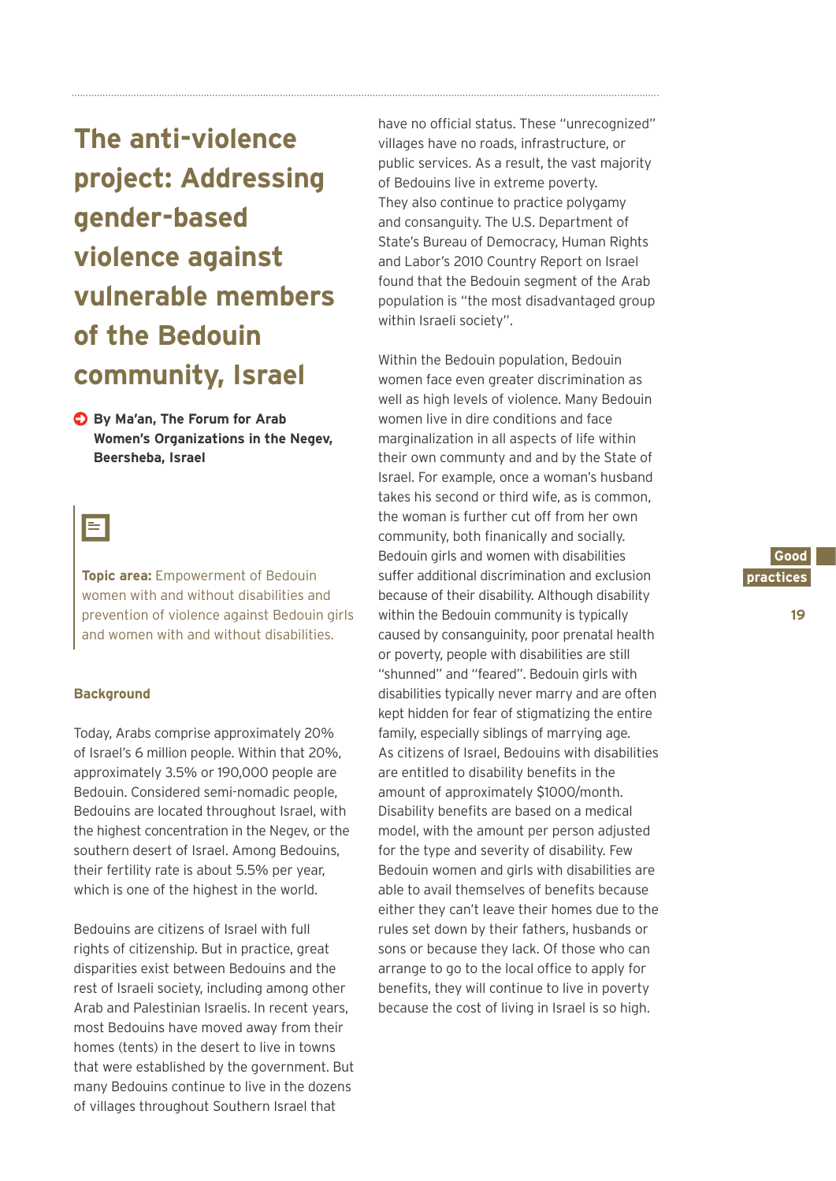# The anti-violence project: Addressing gender-based violence against vulnerable members of the Bedouin community, Israel

**By Ma'an, The Forum for Arab Women's Organizations in the Negev, Beersheba, Israel**

**Topic area:** Empowerment of Bedouin women with and without disabilities and prevention of violence against Bedouin girls and women with and without disabilities.

### Background

Today, Arabs comprise approximately 20% of Israel's 6 million people. Within that 20%, approximately 3.5% or 190,000 people are Bedouin. Considered semi-nomadic people, Bedouins are located throughout Israel, with the highest concentration in the Negev, or the southern desert of Israel. Among Bedouins, their fertility rate is about 5.5% per year, which is one of the highest in the world.

Bedouins are citizens of Israel with full rights of citizenship. But in practice, great disparities exist between Bedouins and the rest of Israeli society, including among other Arab and Palestinian Israelis. In recent years, most Bedouins have moved away from their homes (tents) in the desert to live in towns that were established by the government. But many Bedouins continue to live in the dozens of villages throughout Southern Israel that have no official status. These "unrecognized" villages have no roads, infrastructure, or public services. As a result, the vast majority of Bedouins live in extreme poverty. They also continue to practice polygamy and consanguity. The U.S. Department of State's Bureau of Democracy, Human Rights and Labor's 2010 Country Report on Israel found that the Bedouin segment of the Arab population is "the most disadvantaged group within Israeli society".

Within the Bedouin population, Bedouin women face even greater discrimination as well as high levels of violence. Many Bedouin women live in dire conditions and face marginalization in all aspects of life within their own communty and and by the State of Israel. For example, once a woman's husband takes his second or third wife, as is common, the woman is further cut off from her own community, both finanically and socially. Bedouin girls and women with disabilities suffer additional discrimination and exclusion because of their disability. Although disability within the Bedouin community is typically caused by consanguinity, poor prenatal health or poverty, people with disabilities are still "shunned" and "feared". Bedouin girls with disabilities typically never marry and are often kept hidden for fear of stigmatizing the entire family, especially siblings of marrying age. As citizens of Israel, Bedouins with disabilities are entitled to disability benefits in the amount of approximately $1000/month. Disability benefits are based on a medical model, with the amount per person adjusted for the type and severity of disability. Few Bedouin women and girls with disabilities are able to avail themselves of benefits because either they can't leave their homes due to the rules set down by their fathers, husbands or sons or because they lack. Of those who can arrange to go to the local office to apply for benefits, they will continue to live in poverty because the cost of living in Israel is so high.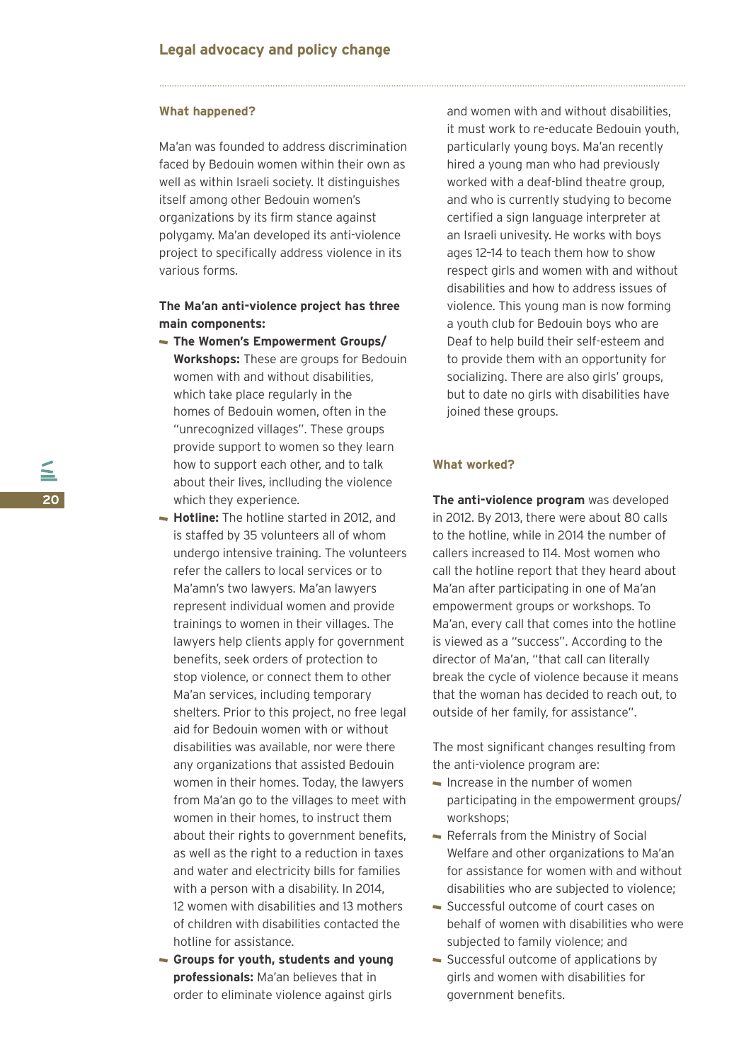## Legal advocacy and policy change

### What happened?

Ma'an was founded to address discrimination faced by Bedouin women within their own as well as within Israeli society. It distinguishes itself among other Bedouin women's organizations by its firm stance against polygamy. Ma'an developed its anti-violence project to specifically address violence in its various forms.

**The Ma'an anti-violence project has three main components:**

- **The Women's Empowerment Groups/ Workshops:** These are groups for Bedouin women with and without disabilities, which take place regularly in the homes of Bedouin women, often in the "unrecognized villages". These groups provide support to women so they learn how to support each other, and to talk about their lives, inclluding the violence which they experience.
- **Hotline:** The hotline started in 2012, and is staffed by 35 volunteers all of whom undergo intensive training. The volunteers refer the callers to local services or to Ma'amn's two lawyers. Ma'an lawyers represent individual women and provide trainings to women in their villages. The lawyers help clients apply for government benefits, seek orders of protection to stop violence, or connect them to other Ma'an services, including temporary shelters. Prior to this project, no free legal aid for Bedouin women with or without disabilities was available, nor were there any organizations that assisted Bedouin women in their homes. Today, the lawyers from Ma'an go to the villages to meet with women in their homes, to instruct them about their rights to government benefits, as well as the right to a reduction in taxes and water and electricity bills for families with a person with a disability. In 2014, 12 women with disabilities and 13 mothers of children with disabilities contacted the hotline for assistance.
- **Groups for youth, students and young professionals:** Ma'an believes that in order to eliminate violence against girls and women with and without disabilities, it must work to re-educate Bedouin youth, particularly young boys. Ma'an recently hired a young man who had previously worked with a deaf-blind theatre group, and who is currently studying to become certified a sign language interpreter at an Israeli univesity. He works with boys ages 12–14 to teach them how to show respect girls and women with and without disabilities and how to address issues of violence. This young man is now forming a youth club for Bedouin boys who are Deaf to help build their self-esteem and to provide them with an opportunity for socializing. There are also girls' groups, but to date no girls with disabilities have joined these groups.

### What worked?

**The anti-violence program** was developed in 2012. By 2013, there were about 80 calls to the hotline, while in 2014 the number of callers increased to 114. Most women who call the hotline report that they heard about Ma'an after participating in one of Ma'an empowerment groups or workshops. To Ma'an, every call that comes into the hotline is viewed as a "success". According to the director of Ma'an, "that call can literally break the cycle of violence because it means that the woman has decided to reach out, to outside of her family, for assistance".

The most significant changes resulting from the anti-violence program are:

- Increase in the number of women participating in the empowerment groups/ workshops;
- Referrals from the Ministry of Social Welfare and other organizations to Ma'an for assistance for women with and without disabilities who are subjected to violence;
- Successful outcome of court cases on behalf of women with disabilities who were subjected to family violence; and
- Successful outcome of applications by girls and women with disabilities for government benefits.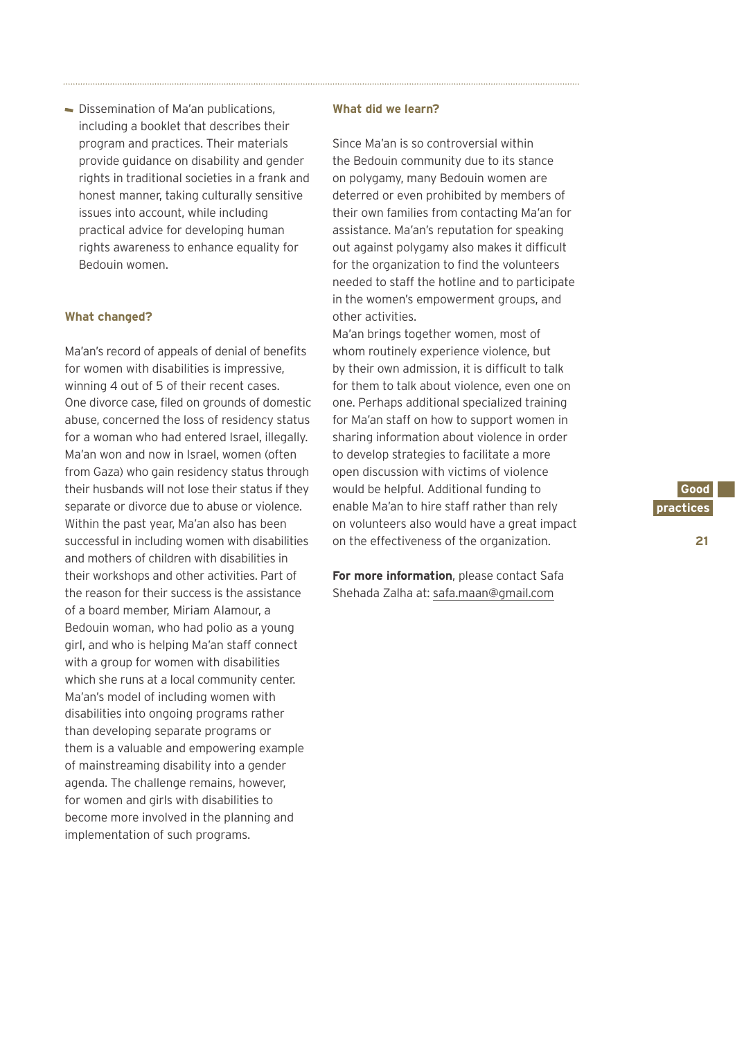- Dissemination of Ma'an publications, including a booklet that describes their program and practices. Their materials provide guidance on disability and gender rights in traditional societies in a frank and honest manner, taking culturally sensitive issues into account, while including practical advice for developing human rights awareness to enhance equality for Bedouin women.

### What changed?

Ma'an's record of appeals of denial of benefits for women with disabilities is impressive, winning 4 out of 5 of their recent cases. One divorce case, filed on grounds of domestic abuse, concerned the loss of residency status for a woman who had entered Israel, illegally. Ma'an won and now in Israel, women (often from Gaza) who gain residency status through their husbands will not lose their status if they separate or divorce due to abuse or violence. Within the past year, Ma'an also has been successful in including women with disabilities and mothers of children with disabilities in their workshops and other activities. Part of the reason for their success is the assistance of a board member, Miriam Alamour, a Bedouin woman, who had polio as a young girl, and who is helping Ma'an staff connect with a group for women with disabilities which she runs at a local community center. Ma'an's model of including women with disabilities into ongoing programs rather than developing separate programs or them is a valuable and empowering example of mainstreaming disability into a gender agenda. The challenge remains, however, for women and girls with disabilities to become more involved in the planning and implementation of such programs.

### What did we learn?

Since Ma'an is so controversial within the Bedouin community due to its stance on polygamy, many Bedouin women are deterred or even prohibited by members of their own families from contacting Ma'an for assistance. Ma'an's reputation for speaking out against polygamy also makes it difficult for the organization to find the volunteers needed to staff the hotline and to participate in the women's empowerment groups, and other activities.
Ma'an brings together women, most of whom routinely experience violence, but by their own admission, it is difficult to talk for them to talk about violence, even one on one. Perhaps additional specialized training for Ma'an staff on how to support women in sharing information about violence in order to develop strategies to facilitate a more open discussion with victims of violence would be helpful. Additional funding to enable Ma'an to hire staff rather than rely on volunteers also would have a great impact on the effectiveness of the organization.

**For more information**, please contact Safa Shehada Zalha at: safa.maan@gmail.com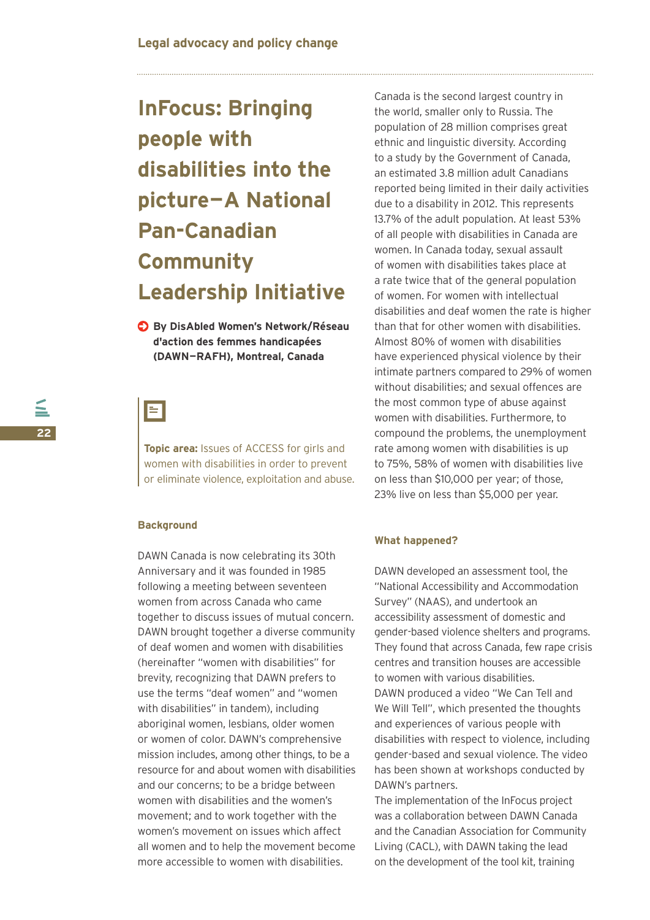# InFocus: Bringing people with disabilities into the picture—A National Pan-Canadian Community Leadership Initiative

**By DisAbled Women's Network/Réseau d'action des femmes handicapées (DAWN–RAFH), Montreal, Canada**

**Topic area:** Issues of ACCESS for girls and women with disabilities in order to prevent or eliminate violence, exploitation and abuse.

### Background

DAWN Canada is now celebrating its 30th Anniversary and it was founded in 1985 following a meeting between seventeen women from across Canada who came together to discuss issues of mutual concern. DAWN brought together a diverse community of deaf women and women with disabilities (hereinafter "women with disabilities" for brevity, recognizing that DAWN prefers to use the terms "deaf women" and "women with disabilities" in tandem), including aboriginal women, lesbians, older women or women of color. DAWN's comprehensive mission includes, among other things, to be a resource for and about women with disabilities and our concerns; to be a bridge between women with disabilities and the women's movement; and to work together with the women's movement on issues which affect all women and to help the movement become more accessible to women with disabilities.

Canada is the second largest country in the world, smaller only to Russia. The population of 28 million comprises great ethnic and linguistic diversity. According to a study by the Government of Canada, an estimated 3.8 million adult Canadians reported being limited in their daily activities due to a disability in 2012. This represents 13.7% of the adult population. At least 53% of all people with disabilities in Canada are women. In Canada today, sexual assault of women with disabilities takes place at a rate twice that of the general population of women. For women with intellectual disabilities and deaf women the rate is higher than that for other women with disabilities. Almost 80% of women with disabilities have experienced physical violence by their intimate partners compared to 29% of women without disabilities; and sexual offences are the most common type of abuse against women with disabilities. Furthermore, to compound the problems, the unemployment rate among women with disabilities is up to 75%, 58% of women with disabilities live on less than $10,000 per year; of those, 23% live on less than $5,000 per year.

### What happened?

DAWN developed an assessment tool, the "National Accessibility and Accommodation Survey" (NAAS), and undertook an accessibility assessment of domestic and gender-based violence shelters and programs. They found that across Canada, few rape crisis centres and transition houses are accessible to women with various disabilities.

DAWN produced a video "We Can Tell and We Will Tell", which presented the thoughts and experiences of various people with disabilities with respect to violence, including gender-based and sexual violence. The video has been shown at workshops conducted by DAWN's partners.

The implementation of the InFocus project was a collaboration between DAWN Canada and the Canadian Association for Community Living (CACL), with DAWN taking the lead on the development of the tool kit, training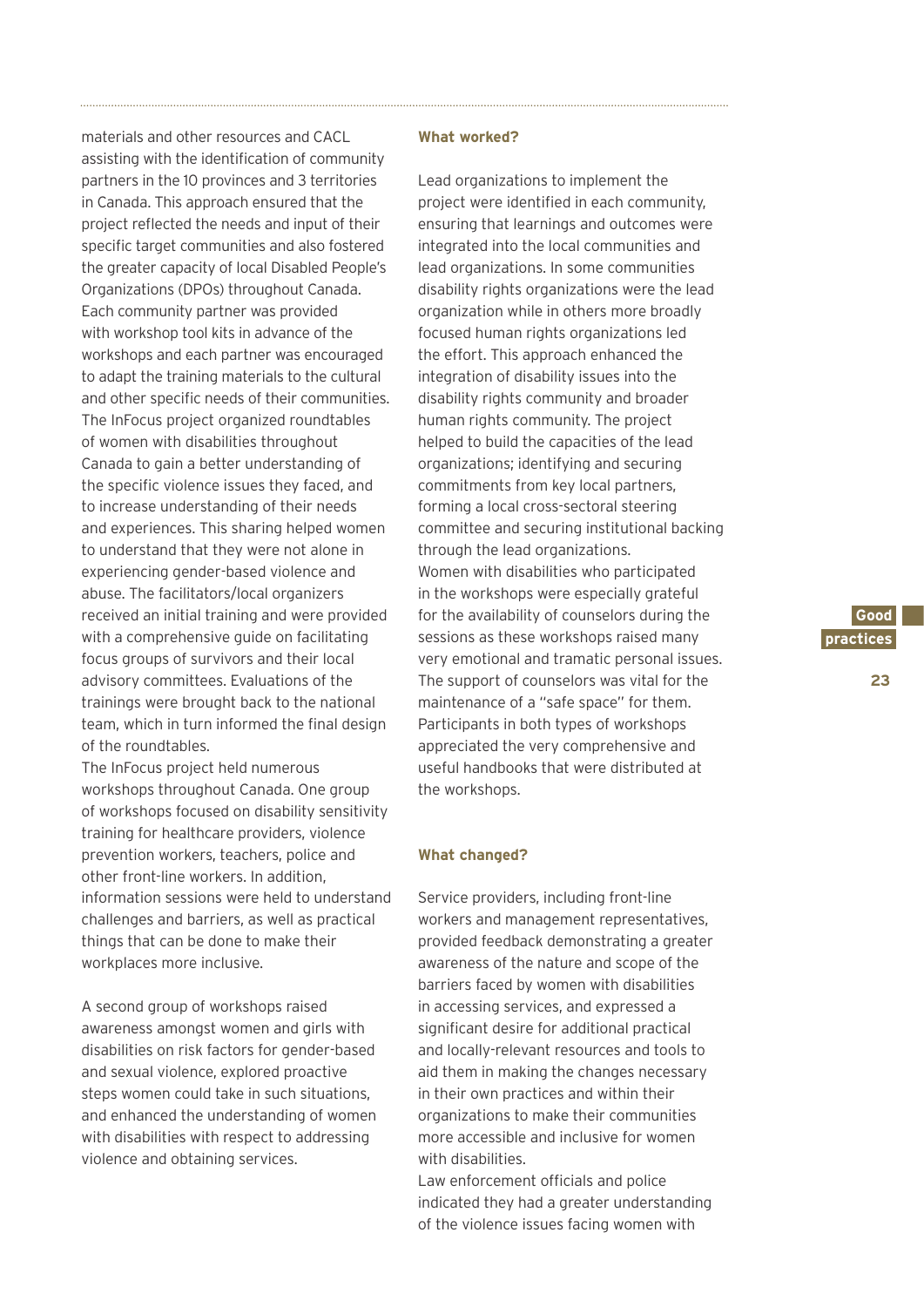materials and other resources and CACL assisting with the identification of community partners in the 10 provinces and 3 territories in Canada. This approach ensured that the project reflected the needs and input of their specific target communities and also fostered the greater capacity of local Disabled People's Organizations (DPOs) throughout Canada. Each community partner was provided with workshop tool kits in advance of the workshops and each partner was encouraged to adapt the training materials to the cultural and other specific needs of their communities. The InFocus project organized roundtables of women with disabilities throughout Canada to gain a better understanding of the specific violence issues they faced, and to increase understanding of their needs and experiences. This sharing helped women to understand that they were not alone in experiencing gender-based violence and abuse. The facilitators/local organizers received an initial training and were provided with a comprehensive guide on facilitating focus groups of survivors and their local advisory committees. Evaluations of the trainings were brought back to the national team, which in turn informed the final design of the roundtables.
The InFocus project held numerous workshops throughout Canada. One group of workshops focused on disability sensitivity training for healthcare providers, violence prevention workers, teachers, police and other front-line workers. In addition, information sessions were held to understand challenges and barriers, as well as practical things that can be done to make their workplaces more inclusive.

A second group of workshops raised awareness amongst women and girls with disabilities on risk factors for gender-based and sexual violence, explored proactive steps women could take in such situations, and enhanced the understanding of women with disabilities with respect to addressing violence and obtaining services.

**What worked?**

Lead organizations to implement the project were identified in each community, ensuring that learnings and outcomes were integrated into the local communities and lead organizations. In some communities disability rights organizations were the lead organization while in others more broadly focused human rights organizations led the effort. This approach enhanced the integration of disability issues into the disability rights community and broader human rights community. The project helped to build the capacities of the lead organizations; identifying and securing commitments from key local partners, forming a local cross-sectoral steering committee and securing institutional backing through the lead organizations.
Women with disabilities who participated in the workshops were especially grateful for the availability of counselors during the sessions as these workshops raised many very emotional and tramatic personal issues. The support of counselors was vital for the maintenance of a "safe space" for them. Participants in both types of workshops appreciated the very comprehensive and useful handbooks that were distributed at the workshops.

**What changed?**

Service providers, including front-line workers and management representatives, provided feedback demonstrating a greater awareness of the nature and scope of the barriers faced by women with disabilities in accessing services, and expressed a significant desire for additional practical and locally-relevant resources and tools to aid them in making the changes necessary in their own practices and within their organizations to make their communities more accessible and inclusive for women with disabilities.
Law enforcement officials and police indicated they had a greater understanding of the violence issues facing women with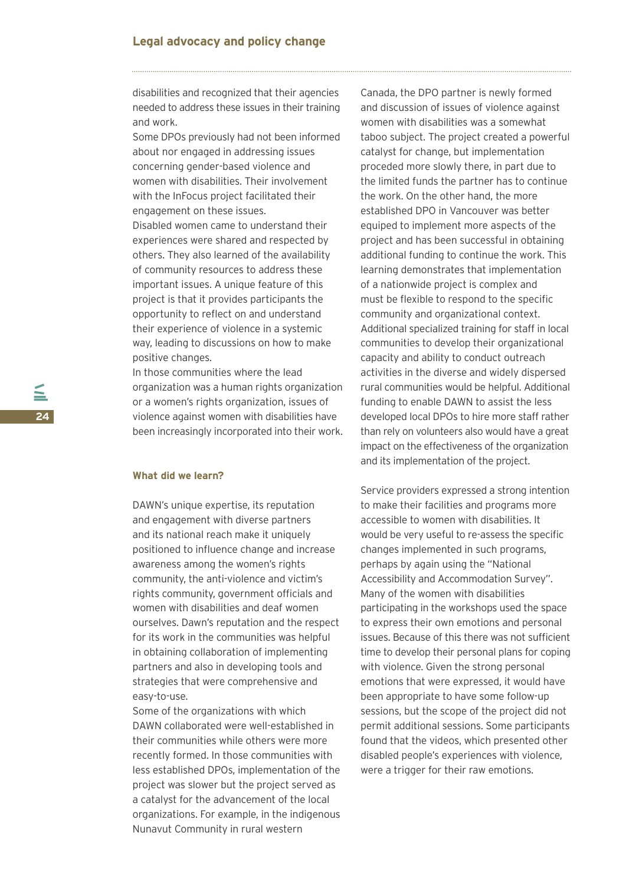disabilities and recognized that their agencies needed to address these issues in their training and work.

Some DPOs previously had not been informed about nor engaged in addressing issues concerning gender-based violence and women with disabilities. Their involvement with the InFocus project facilitated their engagement on these issues.

Disabled women came to understand their experiences were shared and respected by others. They also learned of the availability of community resources to address these important issues. A unique feature of this project is that it provides participants the opportunity to reflect on and understand their experience of violence in a systemic way, leading to discussions on how to make positive changes.

In those communities where the lead organization was a human rights organization or a women's rights organization, issues of violence against women with disabilities have been increasingly incorporated into their work.

#### What did we learn?

DAWN's unique expertise, its reputation and engagement with diverse partners and its national reach make it uniquely positioned to influence change and increase awareness among the women's rights community, the anti-violence and victim's rights community, government officials and women with disabilities and deaf women ourselves. Dawn's reputation and the respect for its work in the communities was helpful in obtaining collaboration of implementing partners and also in developing tools and strategies that were comprehensive and easy-to-use.

Some of the organizations with which DAWN collaborated were well-established in their communities while others were more recently formed. In those communities with less established DPOs, implementation of the project was slower but the project served as a catalyst for the advancement of the local organizations. For example, in the indigenous Nunavut Community in rural western Canada, the DPO partner is newly formed and discussion of issues of violence against women with disabilities was a somewhat taboo subject. The project created a powerful catalyst for change, but implementation proceeded more slowly there, in part due to the limited funds the partner has to continue the work. On the other hand, the more established DPO in Vancouver was better equiped to implement more aspects of the project and has been successful in obtaining additional funding to continue the work. This learning demonstrates that implementation of a nationwide project is complex and must be flexible to respond to the specific community and organizational context. Additional specialized training for staff in local communities to develop their organizational capacity and ability to conduct outreach activities in the diverse and widely dispersed rural communities would be helpful. Additional funding to enable DAWN to assist the less developed local DPOs to hire more staff rather than rely on volunteers also would have a great impact on the effectiveness of the organization and its implementation of the project.

Service providers expressed a strong intention to make their facilities and programs more accessible to women with disabilities. It would be very useful to re-assess the specific changes implemented in such programs, perhaps by again using the "National Accessibility and Accommodation Survey". Many of the women with disabilities participating in the workshops used the space to express their own emotions and personal issues. Because of this there was not sufficient time to develop their personal plans for coping with violence. Given the strong personal emotions that were expressed, it would have been appropriate to have some follow-up sessions, but the scope of the project did not permit additional sessions. Some participants found that the videos, which presented other disabled people's experiences with violence, were a trigger for their raw emotions.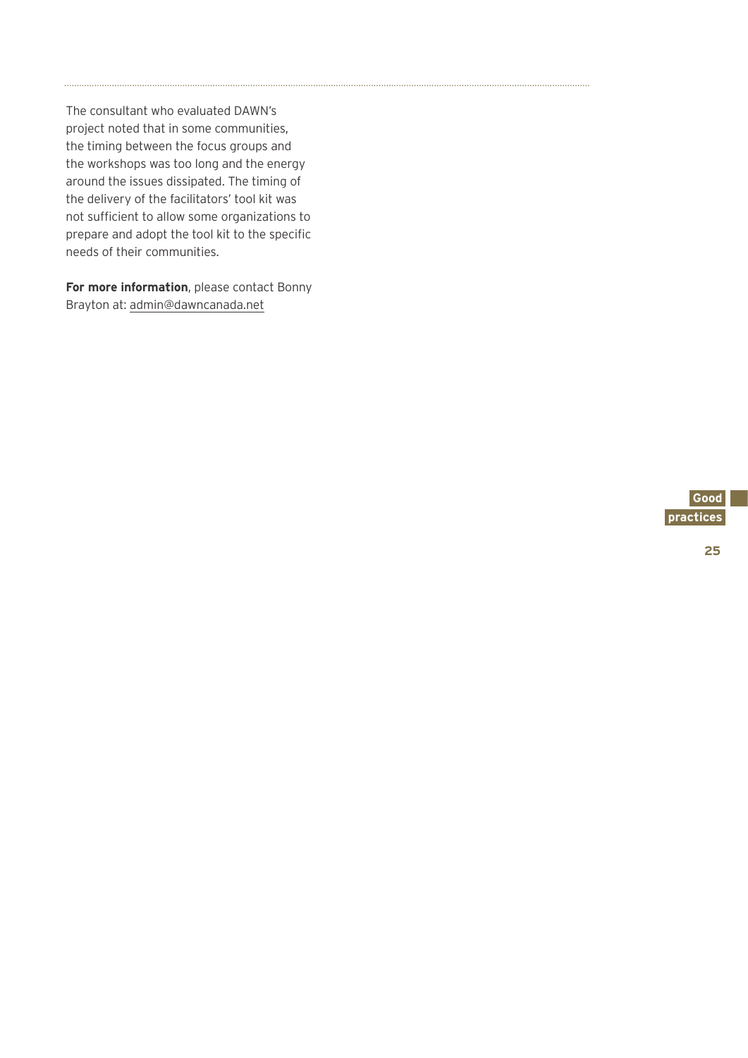The consultant who evaluated DAWN's project noted that in some communities, the timing between the focus groups and the workshops was too long and the energy around the issues dissipated. The timing of the delivery of the facilitators' tool kit was not sufficient to allow some organizations to prepare and adopt the tool kit to the specific needs of their communities.

**For more information**, please contact Bonny Brayton at: admin@dawncanada.net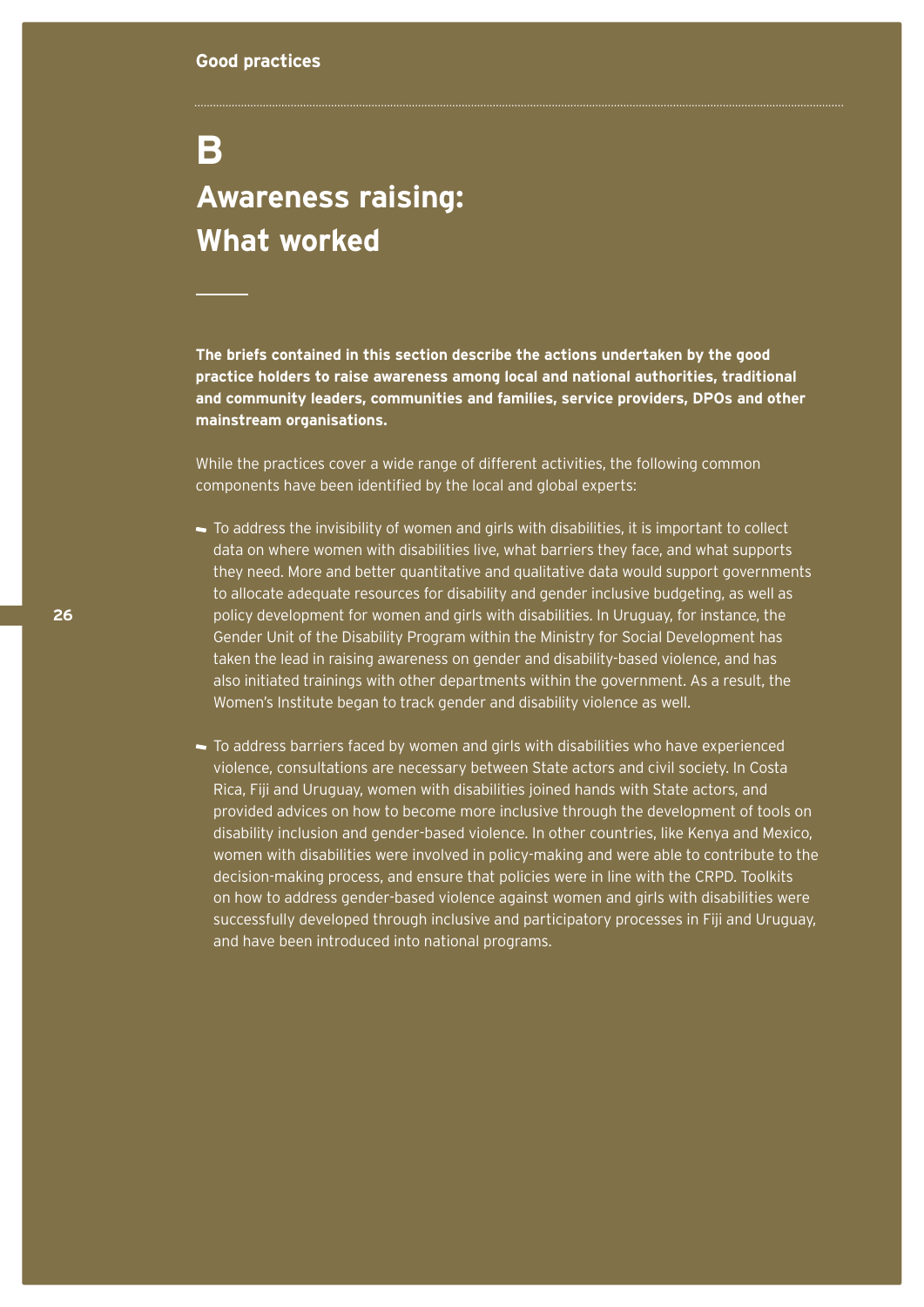# B

# Awareness raising: What worked

**The briefs contained in this section describe the actions undertaken by the good practice holders to raise awareness among local and national authorities, traditional and community leaders, communities and families, service providers, DPOs and other mainstream organisations.**

While the practices cover a wide range of different activities, the following common components have been identified by the local and global experts:

- To address the invisibility of women and girls with disabilities, it is important to collect data on where women with disabilities live, what barriers they face, and what supports they need. More and better quantitative and qualitative data would support governments to allocate adequate resources for disability and gender inclusive budgeting, as well as policy development for women and girls with disabilities. In Uruguay, for instance, the Gender Unit of the Disability Program within the Ministry for Social Development has taken the lead in raising awareness on gender and disability-based violence, and has also initiated trainings with other departments within the government. As a result, the Women's Institute began to track gender and disability violence as well.
- To address barriers faced by women and girls with disabilities who have experienced violence, consultations are necessary between State actors and civil society. In Costa Rica, Fiji and Uruguay, women with disabilities joined hands with State actors, and provided advices on how to become more inclusive through the development of tools on disability inclusion and gender-based violence. In other countries, like Kenya and Mexico, women with disabilities were involved in policy-making and were able to contribute to the decision-making process, and ensure that policies were in line with the CRPD. Toolkits on how to address gender-based violence against women and girls with disabilities were successfully developed through inclusive and participatory processes in Fiji and Uruguay, and have been introduced into national programs.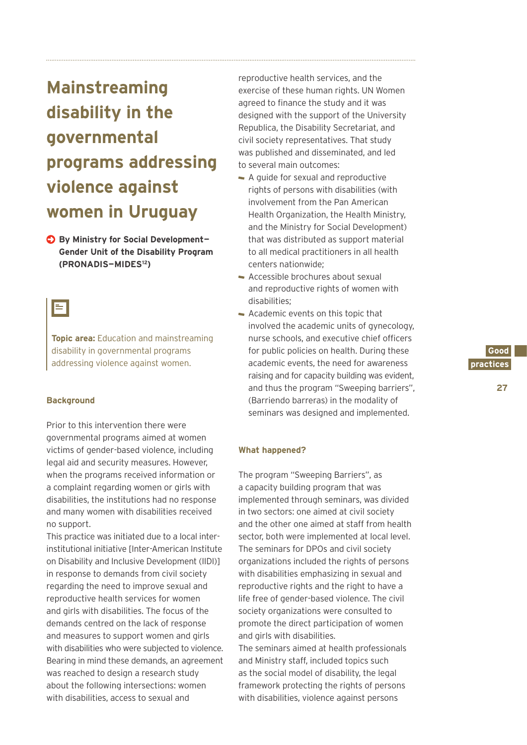# Mainstreaming disability in the governmental programs addressing violence against women in Uruguay

**By Ministry for Social Development–Gender Unit of the Disability Program (PRONADIS–MIDES[12])**

**Topic area:** Education and mainstreaming disability in governmental programs addressing violence against women.

### Background

Prior to this intervention there were governmental programs aimed at women victims of gender-based violence, including legal aid and security measures. However, when the programs received information or a complaint regarding women or girls with disabilities, the institutions had no response and many women with disabilities received no support.

This practice was initiated due to a local inter-institutional initiative [Inter-American Institute on Disability and Inclusive Development (IIDI)] in response to demands from civil society regarding the need to improve sexual and reproductive health services for women and girls with disabilities. The focus of the demands centred on the lack of response and measures to support women and girls with disabilities who were subjected to violence. Bearing in mind these demands, an agreement was reached to design a research study about the following intersections: women with disabilities, access to sexual and reproductive health services, and the exercise of these human rights. UN Women agreed to finance the study and it was designed with the support of the University Republica, the Disability Secretariat, and civil society representatives. That study was published and disseminated, and led to several main outcomes:

- A guide for sexual and reproductive rights of persons with disabilities (with involvement from the Pan American Health Organization, the Health Ministry, and the Ministry for Social Development) that was distributed as support material to all medical practitioners in all health centers nationwide;
- Accessible brochures about sexual and reproductive rights of women with disabilities;
- Academic events on this topic that involved the academic units of gynecology, nurse schools, and executive chief officers for public policies on health. During these academic events, the need for awareness raising and for capacity building was evident, and thus the program "Sweeping barriers", (Barriendo barreras) in the modality of seminars was designed and implemented.

### What happened?

The program "Sweeping Barriers", as a capacity building program that was implemented through seminars, was divided in two sectors: one aimed at civil society and the other one aimed at staff from health sector, both were implemented at local level. The seminars for DPOs and civil society organizations included the rights of persons with disabilities emphasizing in sexual and reproductive rights and the right to have a life free of gender-based violence. The civil society organizations were consulted to promote the direct participation of women and girls with disabilities.

The seminars aimed at health professionals and Ministry staff, included topics such as the social model of disability, the legal framework protecting the rights of persons with disabilities, violence against persons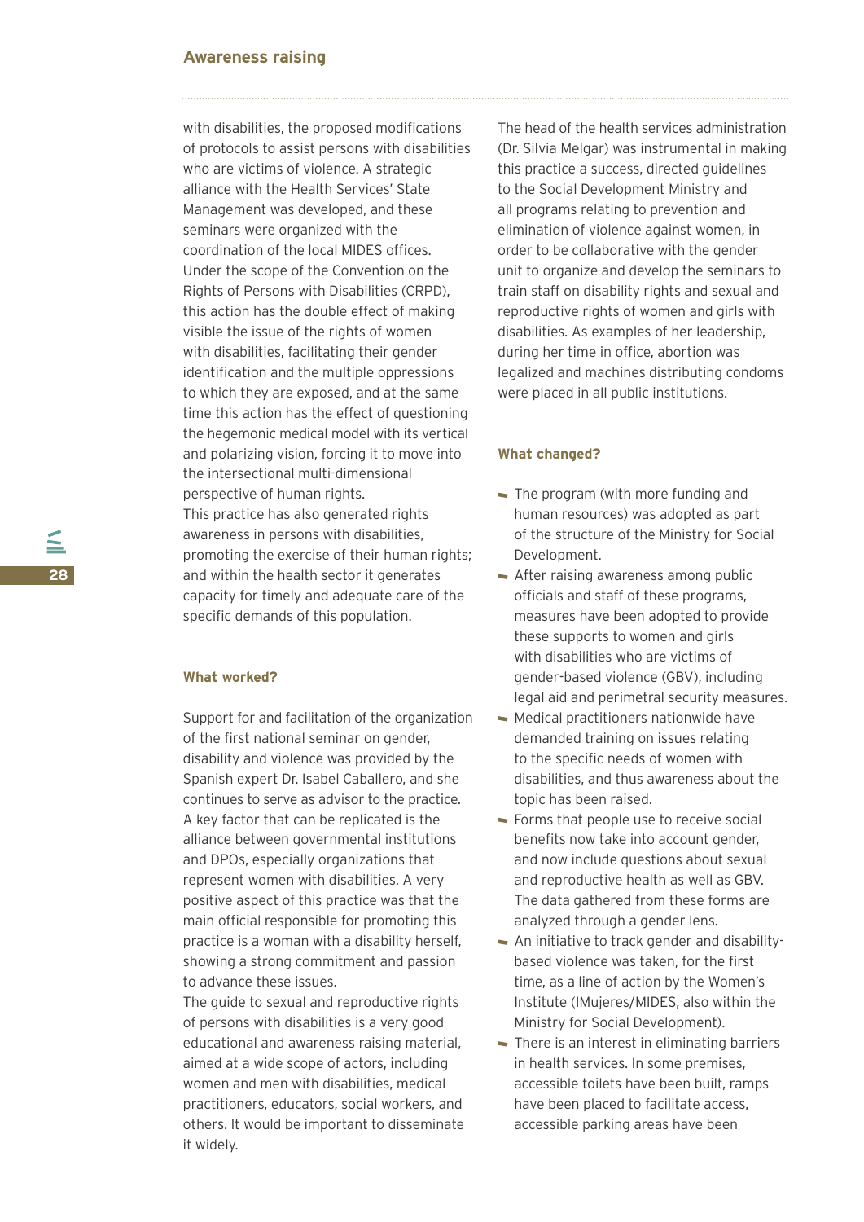with disabilities, the proposed modifications of protocols to assist persons with disabilities who are victims of violence. A strategic alliance with the Health Services' State Management was developed, and these seminars were organized with the coordination of the local MIDES offices. Under the scope of the Convention on the Rights of Persons with Disabilities (CRPD), this action has the double effect of making visible the issue of the rights of women with disabilities, facilitating their gender identification and the multiple oppressions to which they are exposed, and at the same time this action has the effect of questioning the hegemonic medical model with its vertical and polarizing vision, forcing it to move into the intersectional multi-dimensional perspective of human rights.

This practice has also generated rights awareness in persons with disabilities, promoting the exercise of their human rights; and within the health sector it generates capacity for timely and adequate care of the specific demands of this population.

#### What worked?

Support for and facilitation of the organization of the first national seminar on gender, disability and violence was provided by the Spanish expert Dr. Isabel Caballero, and she continues to serve as advisor to the practice. A key factor that can be replicated is the alliance between governmental institutions and DPOs, especially organizations that represent women with disabilities. A very positive aspect of this practice was that the main official responsible for promoting this practice is a woman with a disability herself, showing a strong commitment and passion to advance these issues.

The guide to sexual and reproductive rights of persons with disabilities is a very good educational and awareness raising material, aimed at a wide scope of actors, including women and men with disabilities, medical practitioners, educators, social workers, and others. It would be important to disseminate it widely.

The head of the health services administration (Dr. Silvia Melgar) was instrumental in making this practice a success, directed guidelines to the Social Development Ministry and all programs relating to prevention and elimination of violence against women, in order to be collaborative with the gender unit to organize and develop the seminars to train staff on disability rights and sexual and reproductive rights of women and girls with disabilities. As examples of her leadership, during her time in office, abortion was legalized and machines distributing condoms were placed in all public institutions.

#### What changed?

- The program (with more funding and human resources) was adopted as part of the structure of the Ministry for Social Development.
- After raising awareness among public officials and staff of these programs, measures have been adopted to provide these supports to women and girls with disabilities who are victims of gender-based violence (GBV), including legal aid and perimetral security measures.
- Medical practitioners nationwide have demanded training on issues relating to the specific needs of women with disabilities, and thus awareness about the topic has been raised.
- Forms that people use to receive social benefits now take into account gender, and now include questions about sexual and reproductive health as well as GBV. The data gathered from these forms are analyzed through a gender lens.
- An initiative to track gender and disability-based violence was taken, for the first time, as a line of action by the Women's Institute (IMujeres/MIDES, also within the Ministry for Social Development).
- There is an interest in eliminating barriers in health services. In some premises, accessible toilets have been built, ramps have been placed to facilitate access, accessible parking areas have been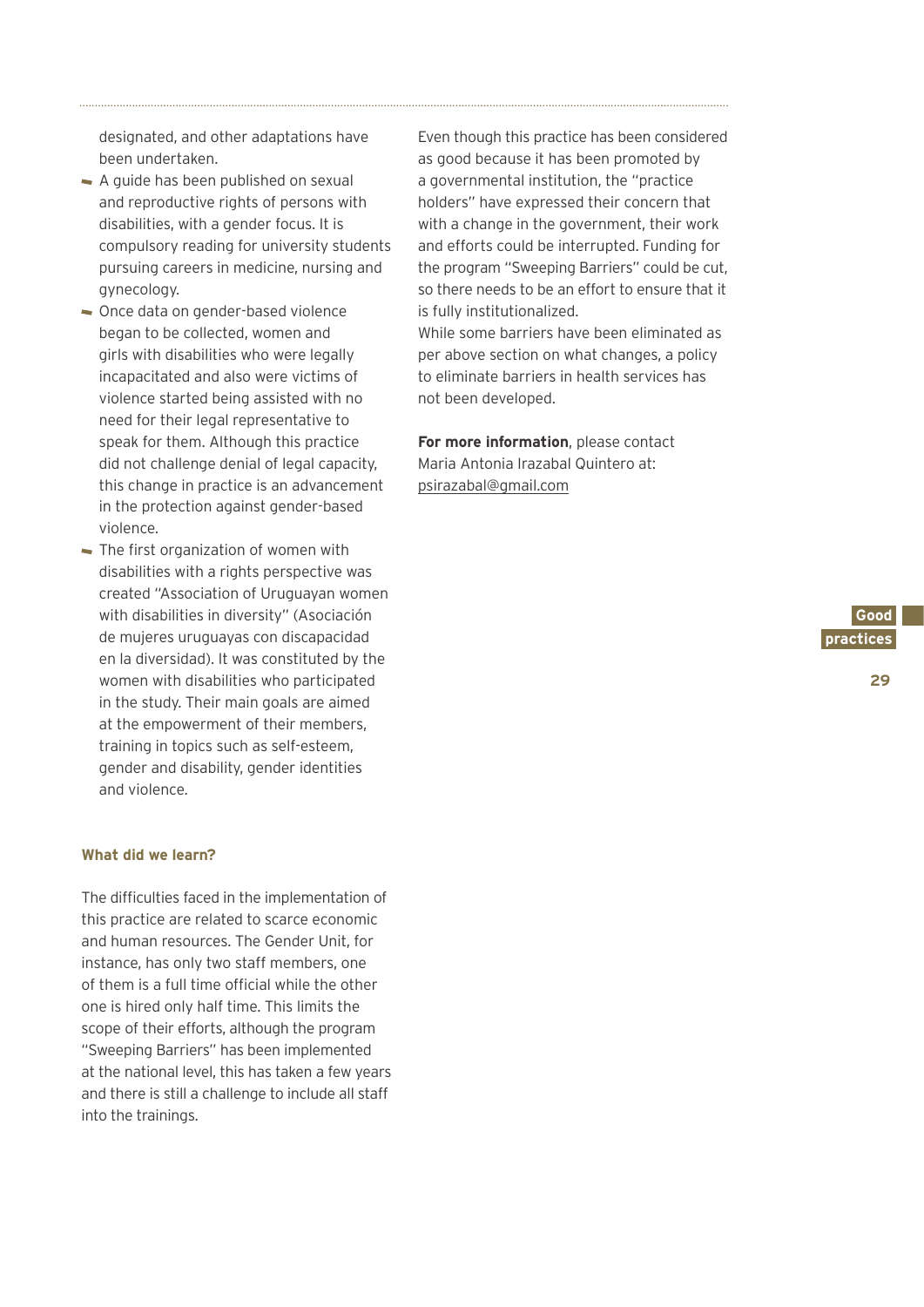designated, and other adaptations have been undertaken.

- A guide has been published on sexual and reproductive rights of persons with disabilities, with a gender focus. It is compulsory reading for university students pursuing careers in medicine, nursing and gynecology.
- Once data on gender-based violence began to be collected, women and girls with disabilities who were legally incapacitated and also were victims of violence started being assisted with no need for their legal representative to speak for them. Although this practice did not challenge denial of legal capacity, this change in practice is an advancement in the protection against gender-based violence.
- The first organization of women with disabilities with a rights perspective was created "Association of Uruguayan women with disabilities in diversity" (Asociación de mujeres uruguayas con discapacidad en la diversidad). It was constituted by the women with disabilities who participated in the study. Their main goals are aimed at the empowerment of their members, training in topics such as self-esteem, gender and disability, gender identities and violence.

### What did we learn?

The difficulties faced in the implementation of this practice are related to scarce economic and human resources. The Gender Unit, for instance, has only two staff members, one of them is a full time official while the other one is hired only half time. This limits the scope of their efforts, although the program "Sweeping Barriers" has been implemented at the national level, this has taken a few years and there is still a challenge to include all staff into the trainings.

Even though this practice has been considered as good because it has been promoted by a governmental institution, the "practice holders" have expressed their concern that with a change in the government, their work and efforts could be interrupted. Funding for the program "Sweeping Barriers" could be cut, so there needs to be an effort to ensure that it is fully institutionalized.

While some barriers have been eliminated as per above section on what changes, a policy to eliminate barriers in health services has not been developed.

**For more information**, please contact Maria Antonia Irazabal Quintero at: psirazabal@gmail.com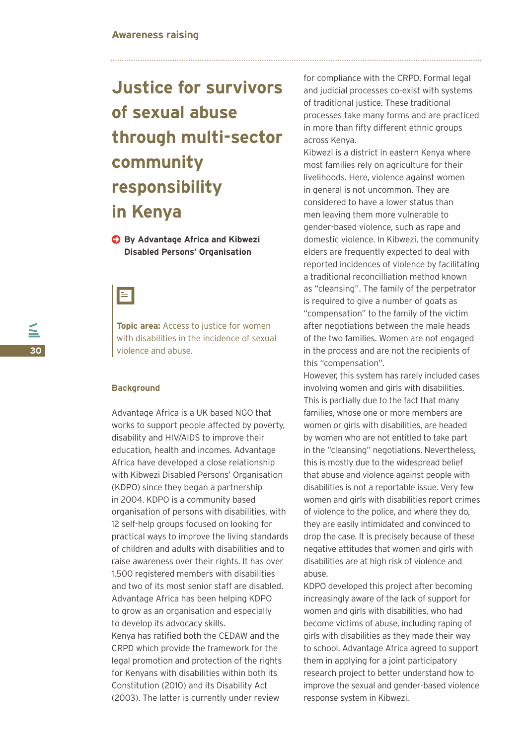# Justice for survivors of sexual abuse through multi-sector community responsibility in Kenya

**By Advantage Africa and Kibwezi Disabled Persons' Organisation**

**Topic area:** Access to justice for women with disabilities in the incidence of sexual violence and abuse.

## Background

Advantage Africa is a UK based NGO that works to support people affected by poverty, disability and HIV/AIDS to improve their education, health and incomes. Advantage Africa have developed a close relationship with Kibwezi Disabled Persons' Organisation (KDPO) since they began a partnership in 2004. KDPO is a community based organisation of persons with disabilities, with 12 self-help groups focused on looking for practical ways to improve the living standards of children and adults with disabilities and to raise awareness over their rights. It has over 1,500 registered members with disabilities and two of its most senior staff are disabled. Advantage Africa has been helping KDPO to grow as an organisation and especially to develop its advocacy skills.

Kenya has ratified both the CEDAW and the CRPD which provide the framework for the legal promotion and protection of the rights for Kenyans with disabilities within both its Constitution (2010) and its Disability Act (2003). The latter is currently under review for compliance with the CRPD. Formal legal and judicial processes co-exist with systems of traditional justice. These traditional processes take many forms and are practiced in more than fifty different ethnic groups across Kenya.

Kibwezi is a district in eastern Kenya where most families rely on agriculture for their livelihoods. Here, violence against women in general is not uncommon. They are considered to have a lower status than men leaving them more vulnerable to gender-based violence, such as rape and domestic violence. In Kibwezi, the community elders are frequently expected to deal with reported incidences of violence by facilitating a traditional reconcilliation method known as "cleansing". The family of the perpetrator is required to give a number of goats as "compensation" to the family of the victim after negotiations between the male heads of the two families. Women are not engaged in the process and are not the recipients of this "compensation".

However, this system has rarely included cases involving women and girls with disabilities. This is partially due to the fact that many families, whose one or more members are women or girls with disabilities, are headed by women who are not entitled to take part in the "cleansing" negotiations. Nevertheless, this is mostly due to the widespread belief that abuse and violence against people with disabilities is not a reportable issue. Very few women and girls with disabilities report crimes of violence to the police, and where they do, they are easily intimidated and convinced to drop the case. It is precisely because of these negative attitudes that women and girls with disabilities are at high risk of violence and abuse.

KDPO developed this project after becoming increasingly aware of the lack of support for women and girls with disabilities, who had become victims of abuse, including raping of girls with disabilities as they made their way to school. Advantage Africa agreed to support them in applying for a joint participatory research project to better understand how to improve the sexual and gender-based violence response system in Kibwezi.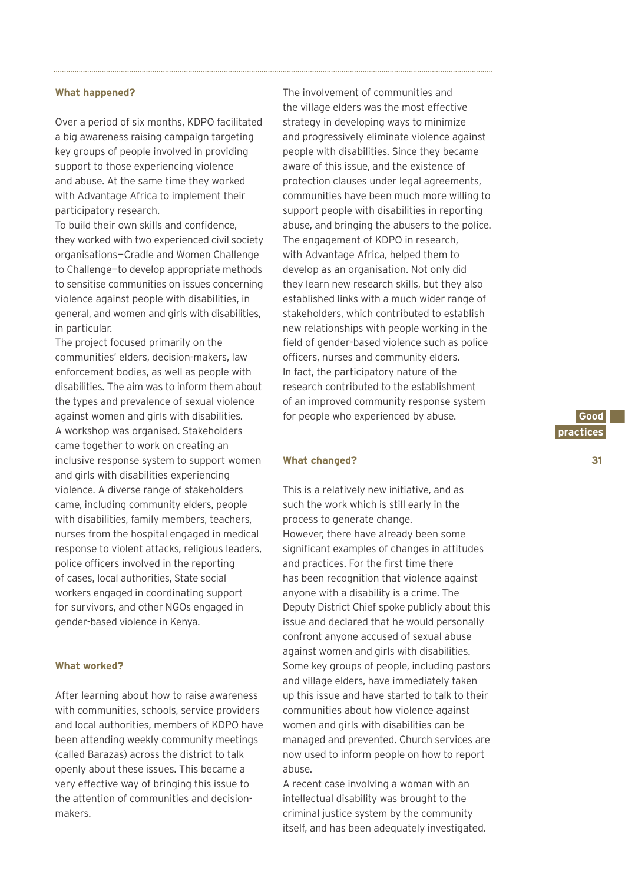### What happened?

Over a period of six months, KDPO facilitated a big awareness raising campaign targeting key groups of people involved in providing support to those experiencing violence and abuse. At the same time they worked with Advantage Africa to implement their participatory research.

To build their own skills and confidence, they worked with two experienced civil society organisations—Cradle and Women Challenge to Challenge—to develop appropriate methods to sensitise communities on issues concerning violence against people with disabilities, in general, and women and girls with disabilities, in particular.

The project focused primarily on the communities' elders, decision-makers, law enforcement bodies, as well as people with disabilities. The aim was to inform them about the types and prevalence of sexual violence against women and girls with disabilities.

A workshop was organised. Stakeholders came together to work on creating an inclusive response system to support women and girls with disabilities experiencing violence. A diverse range of stakeholders came, including community elders, people with disabilities, family members, teachers, nurses from the hospital engaged in medical response to violent attacks, religious leaders, police officers involved in the reporting of cases, local authorities, State social workers engaged in coordinating support for survivors, and other NGOs engaged in gender-based violence in Kenya.

### What worked?

After learning about how to raise awareness with communities, schools, service providers and local authorities, members of KDPO have been attending weekly community meetings (called Barazas) across the district to talk openly about these issues. This became a very effective way of bringing this issue to the attention of communities and decision-makers.

The involvement of communities and the village elders was the most effective strategy in developing ways to minimize and progressively eliminate violence against people with disabilities. Since they became aware of this issue, and the existence of protection clauses under legal agreements, communities have been much more willing to support people with disabilities in reporting abuse, and bringing the abusers to the police.

The engagement of KDPO in research, with Advantage Africa, helped them to develop as an organisation. Not only did they learn new research skills, but they also established links with a much wider range of stakeholders, which contributed to establish new relationships with people working in the field of gender-based violence such as police officers, nurses and community elders.

In fact, the participatory nature of the research contributed to the establishment of an improved community response system for people who experienced by abuse.

### What changed?

This is a relatively new initiative, and as such the work which is still early in the process to generate change.

However, there have already been some significant examples of changes in attitudes and practices. For the first time there has been recognition that violence against anyone with a disability is a crime. The Deputy District Chief spoke publicly about this issue and declared that he would personally confront anyone accused of sexual abuse against women and girls with disabilities.

Some key groups of people, including pastors and village elders, have immediately taken up this issue and have started to talk to their communities about how violence against women and girls with disabilities can be managed and prevented. Church services are now used to inform people on how to report abuse.

A recent case involving a woman with an intellectual disability was brought to the criminal justice system by the community itself, and has been adequately investigated.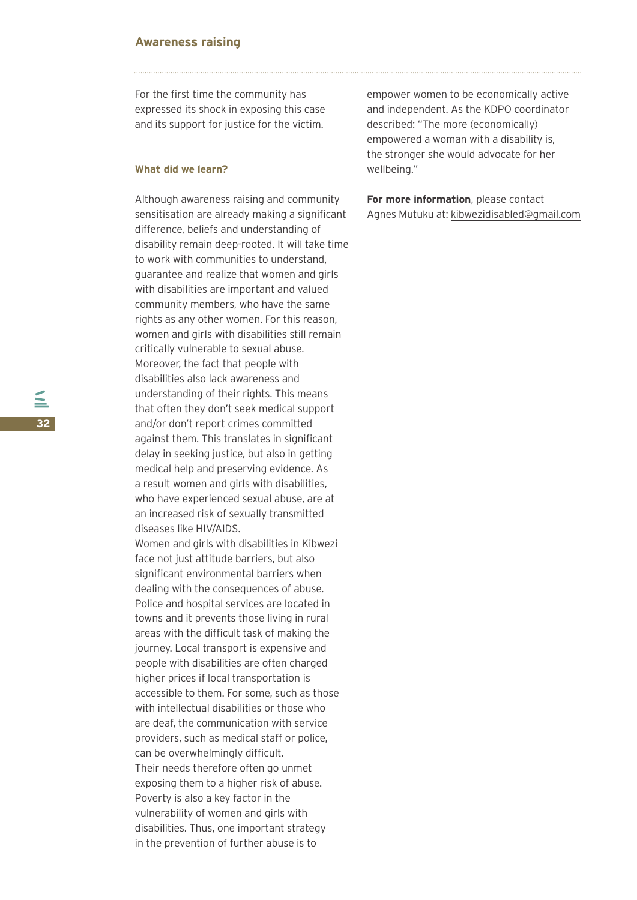## Awareness raising

For the first time the community has expressed its shock in exposing this case and its support for justice for the victim.

### What did we learn?

Although awareness raising and community sensitisation are already making a significant difference, beliefs and understanding of disability remain deep-rooted. It will take time to work with communities to understand, guarantee and realize that women and girls with disabilities are important and valued community members, who have the same rights as any other women. For this reason, women and girls with disabilities still remain critically vulnerable to sexual abuse. Moreover, the fact that people with disabilities also lack awareness and understanding of their rights. This means that often they don't seek medical support and/or don't report crimes committed against them. This translates in significant delay in seeking justice, but also in getting medical help and preserving evidence. As a result women and girls with disabilities, who have experienced sexual abuse, are at an increased risk of sexually transmitted diseases like HIV/AIDS.

Women and girls with disabilities in Kibwezi face not just attitude barriers, but also significant environmental barriers when dealing with the consequences of abuse. Police and hospital services are located in towns and it prevents those living in rural areas with the difficult task of making the journey. Local transport is expensive and people with disabilities are often charged higher prices if local transportation is accessible to them. For some, such as those with intellectual disabilities or those who are deaf, the communication with service providers, such as medical staff or police, can be overwhelmingly difficult.

Their needs therefore often go unmet exposing them to a higher risk of abuse. Poverty is also a key factor in the vulnerability of women and girls with disabilities. Thus, one important strategy in the prevention of further abuse is to empower women to be economically active and independent. As the KDPO coordinator described: "The more (economically) empowered a woman with a disability is, the stronger she would advocate for her wellbeing."

**For more information**, please contact Agnes Mutuku at: kibwezidisabled@gmail.com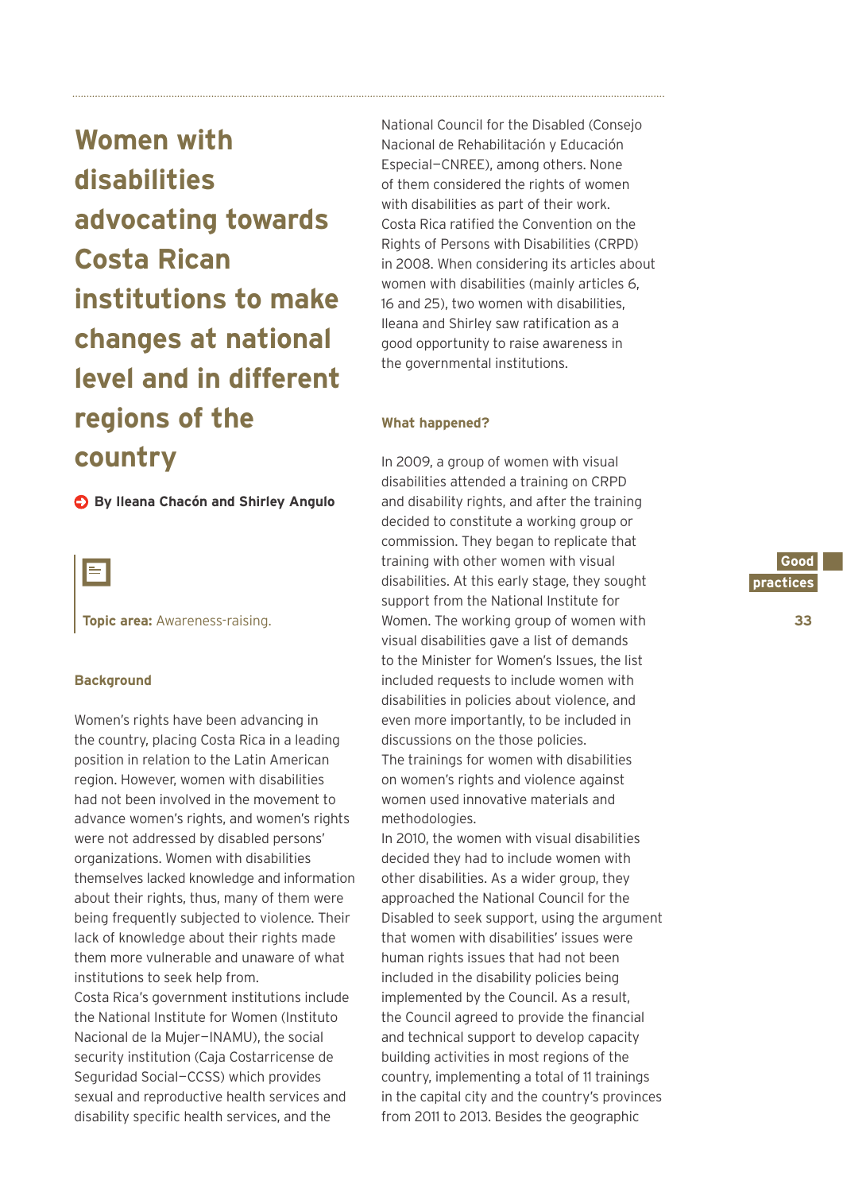# Women with disabilities advocating towards Costa Rican institutions to make changes at national level in different regions of the country

**By Ileana Chacón and Shirley Angulo**

**Topic area:** Awareness-raising.

### Background

Women's rights have been advancing in the country, placing Costa Rica in a leading position in relation to the Latin American region. However, women with disabilities had not been involved in the movement to advance women's rights, and women's rights were not addressed by disabled persons' organizations. Women with disabilities themselves lacked knowledge and information about their rights, thus, many of them were being frequently subjected to violence. Their lack of knowledge about their rights made them more vulnerable and unaware of what institutions to seek help from.

Costa Rica's government institutions include the National Institute for Women (Instituto Nacional de la Mujer—INAMU), the social security institution (Caja Costarricense de Seguridad Social—CCSS) which provides sexual and reproductive health services and disability specific health services, and the National Council for the Disabled (Consejo Nacional de Rehabilitación y Educación Especial—CNREE), among others. None of them considered the rights of women with disabilities as part of their work. Costa Rica ratified the Convention on the Rights of Persons with Disabilities (CRPD) in 2008. When considering its articles about women with disabilities (mainly articles 6, 16 and 25), two women with disabilities, Ileana and Shirley saw ratification as a good opportunity to raise awareness in the governmental institutions.

### What happened?

In 2009, a group of women with visual disabilities attended a training on CRPD and disability rights, and after the training decided to constitute a working group or commission. They began to replicate that training with other women with visual disabilities. At this early stage, they sought support from the National Institute for Women. The working group of women with visual disabilities gave a list of demands to the Minister for Women's Issues, the list included requests to include women with disabilities in policies about violence, and even more importantly, to be included in discussions on the those policies.

The trainings for women with disabilities on women's rights and violence against women used innovative materials and methodologies.

In 2010, the women with visual disabilities decided they had to include women with other disabilities. As a wider group, they approached the National Council for the Disabled to seek support, using the argument that women with disabilities' issues were human rights issues that had not been included in the disability policies being implemented by the Council. As a result, the Council agreed to provide the financial and technical support to develop capacity building activities in most regions of the country, implementing a total of 11 trainings in the capital city and the country's provinces from 2011 to 2013. Besides the geographic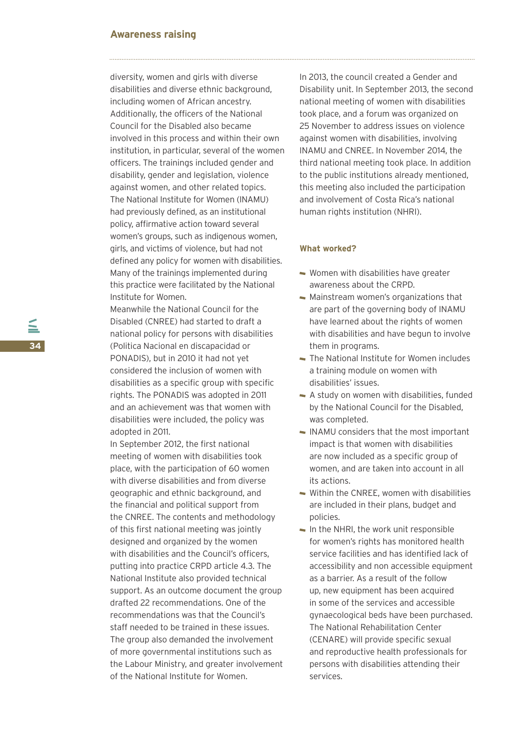diversity, women and girls with diverse disabilities and diverse ethnic background, including women of African ancestry. Additionally, the officers of the National Council for the Disabled also became involved in this process and within their own institution, in particular, several of the women officers. The trainings included gender and disability, gender and legislation, violence against women, and other related topics. The National Institute for Women (INAMU) had previously defined, as an institutional policy, affirmative action toward several women's groups, such as indigenous women, girls, and victims of violence, but had not defined any policy for women with disabilities. Many of the trainings implemented during this practice were facilitated by the National Institute for Women.

Meanwhile the National Council for the Disabled (CNREE) had started to draft a national policy for persons with disabilities (Politica Nacional en discapacidad or PONADIS), but in 2010 it had not yet considered the inclusion of women with disabilities as a specific group with specific rights. The PONADIS was adopted in 2011 and an achievement was that women with disabilities were included, the policy was adopted in 2011.

In September 2012, the first national meeting of women with disabilities took place, with the participation of 60 women with diverse disabilities and from diverse geographic and ethnic background, and the financial and political support from the CNREE. The contents and methodology of this first national meeting was jointly designed and organized by the women with disabilities and the Council's officers, putting into practice CRPD article 4.3. The National Institute also provided technical support. As an outcome document the group drafted 22 recommendations. One of the recommendations was that the Council's staff needed to be trained in these issues. The group also demanded the involvement of more governmental institutions such as the Labour Ministry, and greater involvement of the National Institute for Women.

In 2013, the council created a Gender and Disability unit. In September 2013, the second national meeting of women with disabilities took place, and a forum was organized on 25 November to address issues on violence against women with disabilities, involving INAMU and CNREE. In November 2014, the third national meeting took place. In addition to the public institutions already mentioned, this meeting also included the participation and involvement of Costa Rica's national human rights institution (NHRI).

### What worked?

- Women with disabilities have greater awareness about the CRPD.
- Mainstream women's organizations that are part of the governing body of INAMU have learned about the rights of women with disabilities and have begun to involve them in programs.
- The National Institute for Women includes a training module on women with disabilities' issues.
- A study on women with disabilities, funded by the National Council for the Disabled, was completed.
- INAMU considers that the most important impact is that women with disabilities are now included as a specific group of women, and are taken into account in all its actions.
- Within the CNREE, women with disabilities are included in their plans, budget and policies.
- In the NHRI, the work unit responsible for women's rights has monitored health service facilities and has identified lack of accessibility and non accessible equipment as a barrier. As a result of the follow up, new equipment has been acquired in some of the services and accessible gynaecological beds have been purchased. The National Rehabilitation Center (CENARE) will provide specific sexual and reproductive health professionals for persons with disabilities attending their services.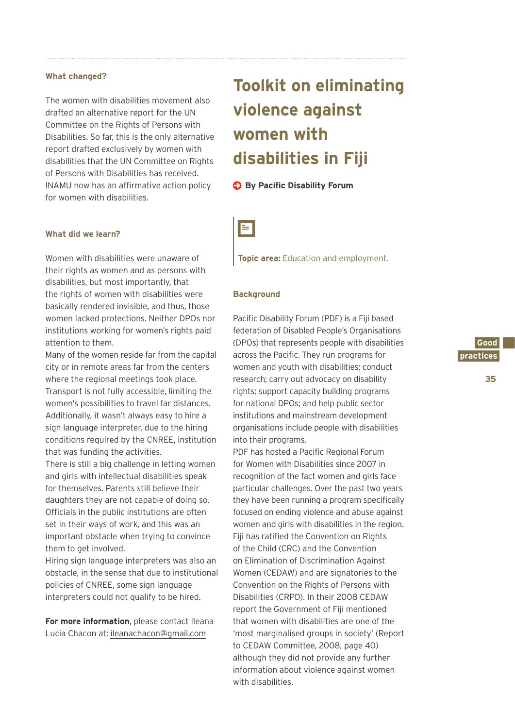### What changed?

The women with disabilities movement also drafted an alternative report for the UN Committee on the Rights of Persons with Disabilities. So far, this is the only alternative report drafted exclusively by women with disabilities that the UN Committee on Rights of Persons with Disabilities has received. INAMU now has an affirmative action policy for women with disabilities.

### What did we learn?

Women with disabilities were unaware of their rights as women and as persons with disabilities, but most importantly, that the rights of women with disabilities were basically rendered invisible, and thus, those women lacked protections. Neither DPOs nor institutions working for women's rights paid attention to them.

Many of the women reside far from the capital city or in remote areas far from the centers where the regional meetings took place. Transport is not fully accessible, limiting the women's possibilities to travel far distances. Additionally, it wasn't always easy to hire a sign language interpreter, due to the hiring conditions required by the CNREE, institution that was funding the activities.

There is still a big challenge in letting women and girls with intellectual disabilities speak for themselves. Parents still believe their daughters they are not capable of doing so. Officials in the public institutions are often set in their ways of work, and this was an important obstacle when trying to convince them to get involved.

Hiring sign language interpreters was also an obstacle, in the sense that due to institutional policies of CNREE, some sign language interpreters could not qualify to be hired.

**For more information**, please contact Ileana Lucia Chacon at: ileanachacon@gmail.com

# Toolkit on eliminating violence against women with disabilities in Fiji

**By Pacific Disability Forum**

**Topic area:** Education and employment.

### Background

Pacific Disability Forum (PDF) is a Fiji based federation of Disabled People's Organisations (DPOs) that represents people with disabilities across the Pacific. They run programs for women and youth with disabilities; conduct research; carry out advocacy on disability rights; support capacity building programs for national DPOs; and help public sector institutions and mainstream development organisations include people with disabilities into their programs.

PDF has hosted a Pacific Regional Forum for Women with Disabilities since 2007 in recognition of the fact women and girls face particular challenges. Over the past two years they have been running a program specifically focused on ending violence and abuse against women and girls with disabilities in the region. Fiji has ratified the Convention on Rights of the Child (CRC) and the Convention on Elimination of Discrimination Against Women (CEDAW) and are signatories to the Convention on the Rights of Persons with Disabilities (CRPD). In their 2008 CEDAW report the Government of Fiji mentioned that women with disabilities are one of the 'most marginalised groups in society' (Report to CEDAW Committee, 2008, page 40) although they did not provide any further information about violence against women with disabilities.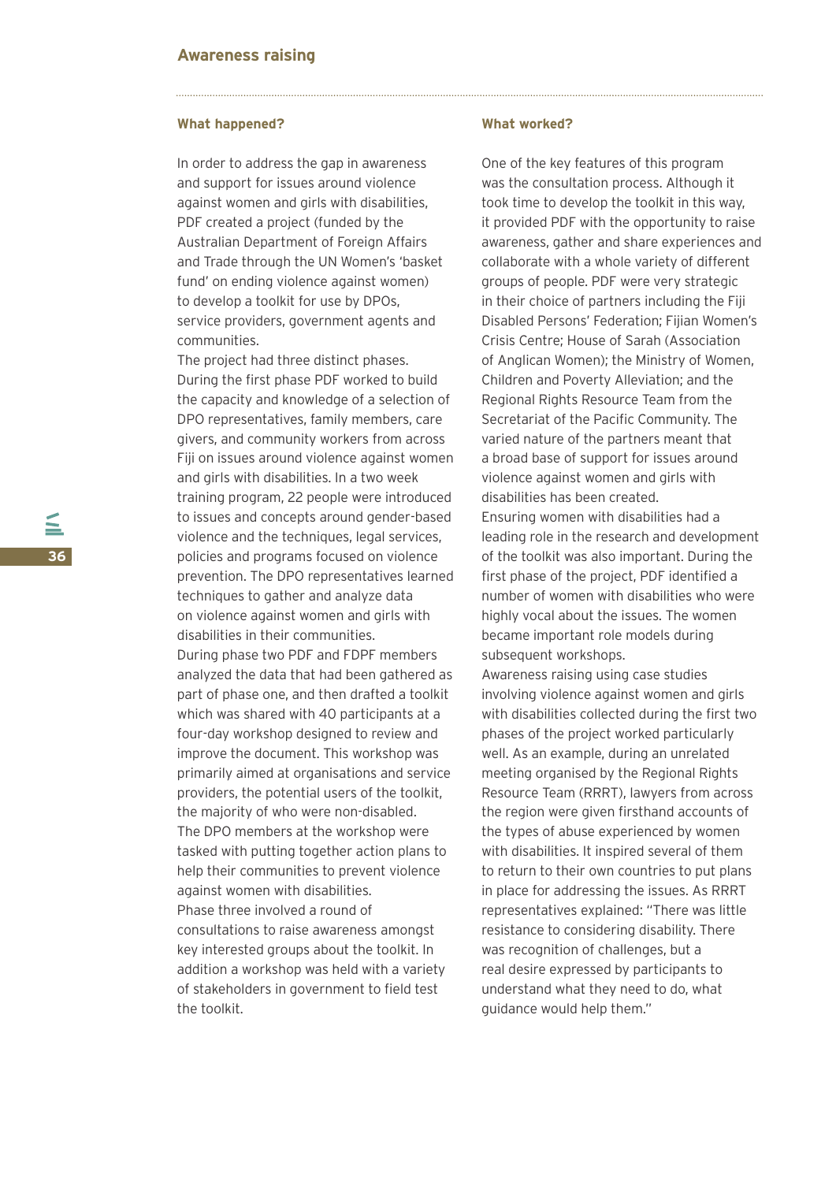## Awareness raising

### What happened?

In order to address the gap in awareness and support for issues around violence against women and girls with disabilities, PDF created a project (funded by the Australian Department of Foreign Affairs and Trade through the UN Women's 'basket fund' on ending violence against women) to develop a toolkit for use by DPOs, service providers, government agents and communities.

The project had three distinct phases. During the first phase PDF worked to build the capacity and knowledge of a selection of DPO representatives, family members, care givers, and community workers from across Fiji on issues around violence against women and girls with disabilities. In a two week training program, 22 people were introduced to issues and concepts around gender-based violence and the techniques, legal services, policies and programs focused on violence prevention. The DPO representatives learned techniques to gather and analyze data on violence against women and girls with disabilities in their communities.

During phase two PDF and FDPF members analyzed the data that had been gathered as part of phase one, and then drafted a toolkit which was shared with 40 participants at a four-day workshop designed to review and improve the document. This workshop was primarily aimed at organisations and service providers, the potential users of the toolkit, the majority of who were non-disabled. The DPO members at the workshop were tasked with putting together action plans to help their communities to prevent violence against women with disabilities.

Phase three involved a round of consultations to raise awareness amongst key interested groups about the toolkit. In addition a workshop was held with a variety of stakeholders in government to field test the toolkit.

### What worked?

One of the key features of this program was the consultation process. Although it took time to develop the toolkit in this way, it provided PDF with the opportunity to raise awareness, gather and share experiences and collaborate with a whole variety of different groups of people. PDF were very strategic in their choice of partners including the Fiji Disabled Persons' Federation; Fijian Women's Crisis Centre; House of Sarah (Association of Anglican Women); the Ministry of Women, Children and Poverty Alleviation; and the Regional Rights Resource Team from the Secretariat of the Pacific Community. The varied nature of the partners meant that a broad base of support for issues around violence against women and girls with disabilities has been created.

Ensuring women with disabilities had a leading role in the research and development of the toolkit was also important. During the first phase of the project, PDF identified a number of women with disabilities who were highly vocal about the issues. The women became important role models during subsequent workshops.

Awareness raising using case studies involving violence against women and girls with disabilities collected during the first two phases of the project worked particularly well. As an example, during an unrelated meeting organised by the Regional Rights Resource Team (RRRT), lawyers from across the region were given firsthand accounts of the types of abuse experienced by women with disabilities. It inspired several of them to return to their own countries to put plans in place for addressing the issues. As RRRT representatives explained: "There was little resistance to considering disability. There was recognition of challenges, but a real desire expressed by participants to understand what they need to do, what guidance would help them."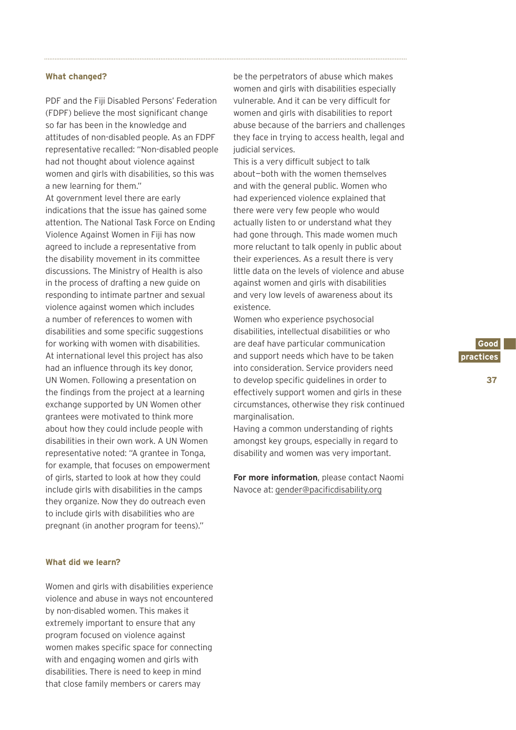### What changed?

PDF and the Fiji Disabled Persons' Federation (FDPF) believe the most significant change so far has been in the knowledge and attitudes of non-disabled people. As an FDPF representative recalled: "Non-disabled people had not thought about violence against women and girls with disabilities, so this was a new learning for them."

At government level there are early indications that the issue has gained some attention. The National Task Force on Ending Violence Against Women in Fiji has now agreed to include a representative from the disability movement in its committee discussions. The Ministry of Health is also in the process of drafting a new guide on responding to intimate partner and sexual violence against women which includes a number of references to women with disabilities and some specific suggestions for working with women with disabilities.

At international level this project has also had an influence through its key donor, UN Women. Following a presentation on the findings from the project at a learning exchange supported by UN Women other grantees were motivated to think more about how they could include people with disabilities in their own work. A UN Women representative noted: "A grantee in Tonga, for example, that focuses on empowerment of girls, started to look at how they could include girls with disabilities in the camps they organize. Now they do outreach even to include girls with disabilities who are pregnant (in another program for teens)."

### What did we learn?

Women and girls with disabilities experience violence and abuse in ways not encountered by non-disabled women. This makes it extremely important to ensure that any program focused on violence against women makes specific space for connecting with and engaging women and girls with disabilities. There is need to keep in mind that close family members or carers may be the perpetrators of abuse which makes women and girls with disabilities especially vulnerable. And it can be very difficult for women and girls with disabilities to report abuse because of the barriers and challenges they face in trying to access health, legal and judicial services.

This is a very difficult subject to talk about—both with the women themselves and with the general public. Women who had experienced violence explained that there were very few people who would actually listen to or understand what they had gone through. This made women much more reluctant to talk openly in public about their experiences. As a result there is very little data on the levels of violence and abuse against women and girls with disabilities and very low levels of awareness about its existence.

Women who experience psychosocial disabilities, intellectual disabilities or who are deaf have particular communication and support needs which have to be taken into consideration. Service providers need to develop specific guidelines in order to effectively support women and girls in these circumstances, otherwise they risk continued marginalisation.

Having a common understanding of rights amongst key groups, especially in regard to disability and women was very important.

**For more information**, please contact Naomi Navoce at: gender@pacificdisability.org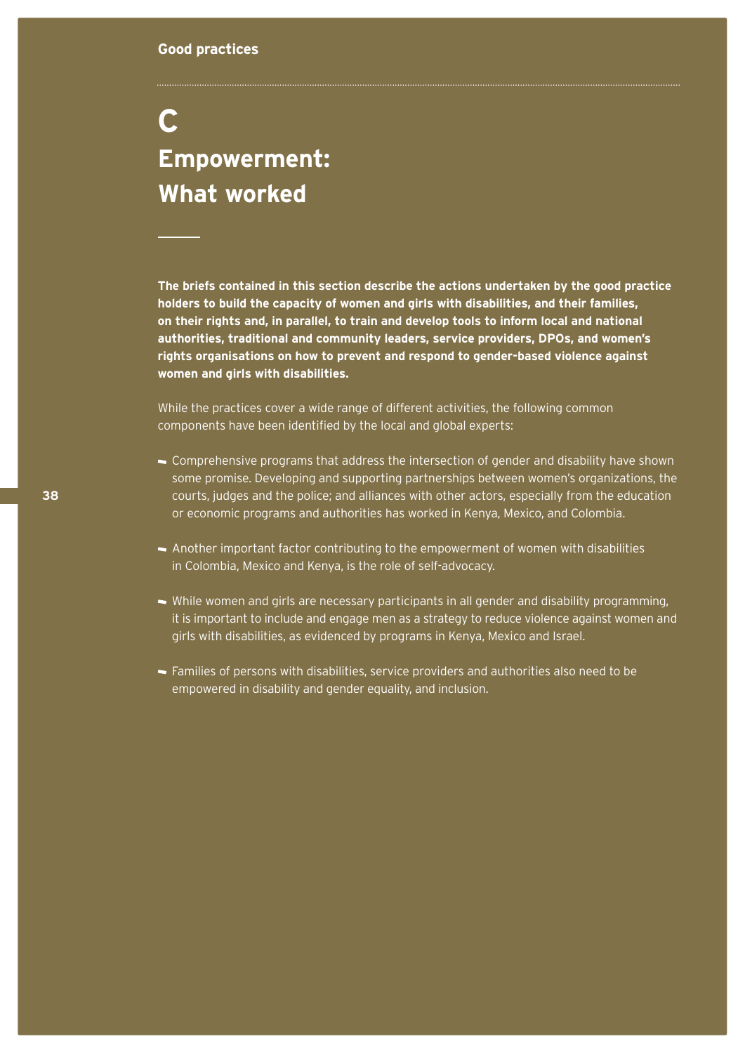# C
# Empowerment: What worked

**The briefs contained in this section describe the actions undertaken by the good practice holders to build the capacity of women and girls with disabilities, and their families, on their rights and, in parallel, to train and develop tools to inform local and national authorities, traditional and community leaders, service providers, DPOs, and women's rights organisations on how to prevent and respond to gender-based violence against women and girls with disabilities.**

While the practices cover a wide range of different activities, the following common components have been identified by the local and global experts:

- Comprehensive programs that address the intersection of gender and disability have shown some promise. Developing and supporting partnerships between women's organizations, the courts, judges and the police; and alliances with other actors, especially from the education or economic programs and authorities has worked in Kenya, Mexico, and Colombia.
- Another important factor contributing to the empowerment of women with disabilities in Colombia, Mexico and Kenya, is the role of self-advocacy.
- While women and girls are necessary participants in all gender and disability programming, it is important to include and engage men as a strategy to reduce violence against women and girls with disabilities, as evidenced by programs in Kenya, Mexico and Israel.
- Families of persons with disabilities, service providers and authorities also need to be empowered in disability and gender equality, and inclusion.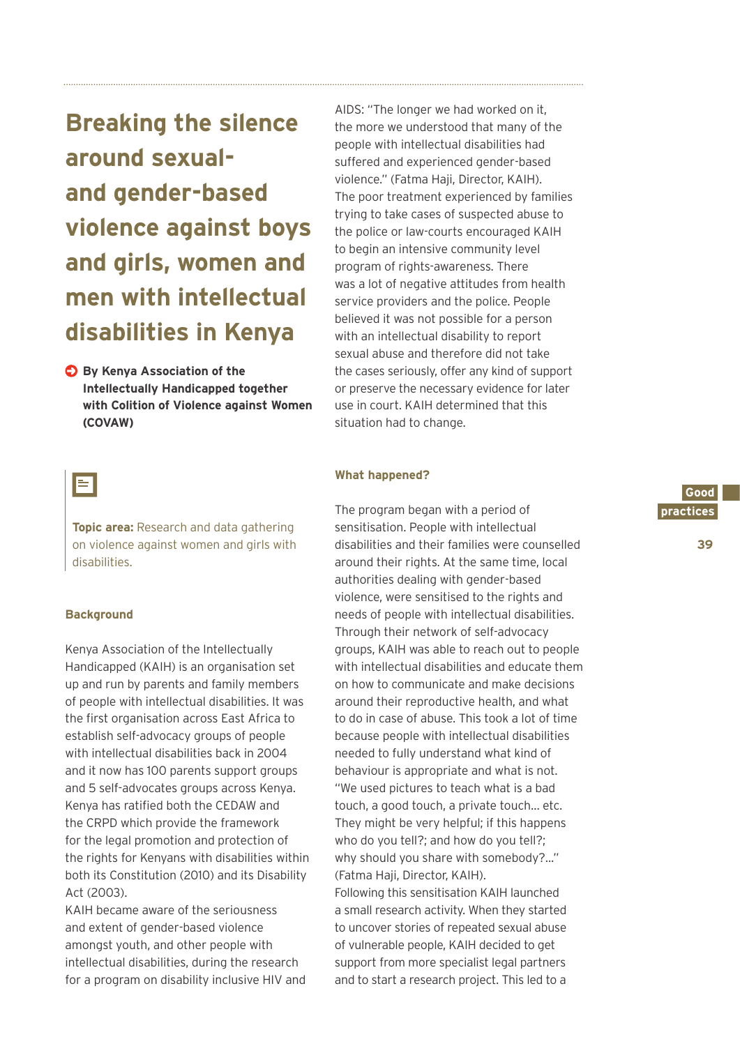# Breaking the silence around sexual- and gender-based violence against boys and girls, women and men with intellectual disabilities in Kenya

**By Kenya Association of the Intellectually Handicapped together with Colition of Violence against Women (COVAW)**

**Topic area:** Research and data gathering on violence against women and girls with disabilities.

### Background

Kenya Association of the Intellectually Handicapped (KAIH) is an organisation set up and run by parents and family members of people with intellectual disabilities. It was the first organisation across East Africa to establish self-advocacy groups of people with intellectual disabilities back in 2004 and it now has 100 parents support groups and 5 self-advocates groups across Kenya. Kenya has ratified both the CEDAW and the CRPD which provide the framework for the legal promotion and protection of the rights for Kenyans with disabilities within both its Constitution (2010) and its Disability Act (2003).

KAIH became aware of the seriousness and extent of gender-based violence amongst youth, and other people with intellectual disabilities, during the research for a program on disability inclusive HIV and AIDS: "The longer we had worked on it, the more we understood that many of the people with intellectual disabilities had suffered and experienced gender-based violence." (Fatma Haji, Director, KAIH).

The poor treatment experienced by families trying to take cases of suspected abuse to the police or law-courts encouraged KAIH to begin an intensive community level program of rights-awareness. There was a lot of negative attitudes from health service providers and the police. People believed it was not possible for a person with an intellectual disability to report sexual abuse and therefore did not take the cases seriously, offer any kind of support or preserve the necessary evidence for later use in court. KAIH determined that this situation had to change.

### What happened?

The program began with a period of sensitisation. People with intellectual disabilities and their families were counselled around their rights. At the same time, local authorities dealing with gender-based violence, were sensitised to the rights and needs of people with intellectual disabilities. Through their network of self-advocacy groups, KAIH was able to reach out to people with intellectual disabilities and educate them on how to communicate and make decisions around their reproductive health, and what to do in case of abuse. This took a lot of time because people with intellectual disabilities needed to fully understand what kind of behaviour is appropriate and what is not. "We used pictures to teach what is a bad touch, a good touch, a private touch… etc. They might be very helpful; if this happens who do you tell?; and how do you tell?; why should you share with somebody?…" (Fatma Haji, Director, KAIH).

Following this sensitisation KAIH launched a small research activity. When they started to uncover stories of repeated sexual abuse of vulnerable people, KAIH decided to get support from more specialist legal partners and to start a research project. This led to a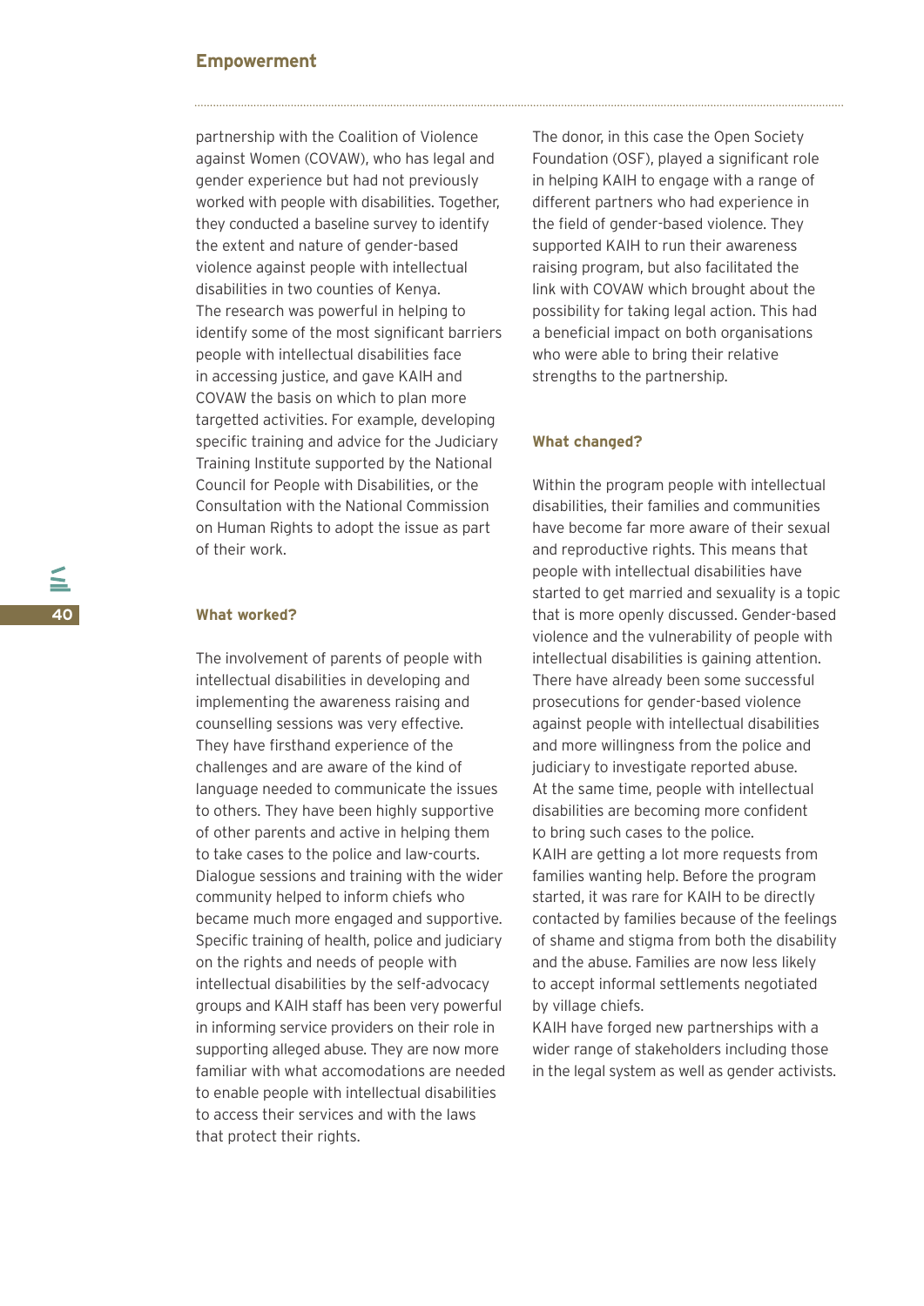partnership with the Coalition of Violence against Women (COVAW), who has legal and gender experience but had not previously worked with people with disabilities. Together, they conducted a baseline survey to identify the extent and nature of gender-based violence against people with intellectual disabilities in two counties of Kenya.
The research was powerful in helping to identify some of the most significant barriers people with intellectual disabilities face in accessing justice, and gave KAIH and COVAW the basis on which to plan more targetted activities. For example, developing specific training and advice for the Judiciary Training Institute supported by the National Council for People with Disabilities, or the Consultation with the National Commission on Human Rights to adopt the issue as part of their work.

### What worked?

The involvement of parents of people with intellectual disabilities in developing and implementing the awareness raising and counselling sessions was very effective. They have firsthand experience of the challenges and are aware of the kind of language needed to communicate the issues to others. They have been highly supportive of other parents and active in helping them to take cases to the police and law-courts. Dialogue sessions and training with the wider community helped to inform chiefs who became much more engaged and supportive. Specific training of health, police and judiciary on the rights and needs of people with intellectual disabilities by the self-advocacy groups and KAIH staff has been very powerful in informing service providers on their role in supporting alleged abuse. They are now more familiar with what accomodations are needed to enable people with intellectual disabilities to access their services and with the laws that protect their rights.

The donor, in this case the Open Society Foundation (OSF), played a significant role in helping KAIH to engage with a range of different partners who had experience in the field of gender-based violence. They supported KAIH to run their awareness raising program, but also facilitated the link with COVAW which brought about the possibility for taking legal action. This had a beneficial impact on both organisations who were able to bring their relative strengths to the partnership.

### What changed?

Within the program people with intellectual disabilities, their families and communities have become far more aware of their sexual and reproductive rights. This means that people with intellectual disabilities have started to get married and sexuality is a topic that is more openly discussed. Gender-based violence and the vulnerability of people with intellectual disabilities is gaining attention. There have already been some successful prosecutions for gender-based violence against people with intellectual disabilities and more willingness from the police and judiciary to investigate reported abuse.
At the same time, people with intellectual disabilities are becoming more confident to bring such cases to the police.
KAIH are getting a lot more requests from families wanting help. Before the program started, it was rare for KAIH to be directly contacted by families because of the feelings of shame and stigma from both the disability and the abuse. Families are now less likely to accept informal settlements negotiated by village chiefs.
KAIH have forged new partnerships with a wider range of stakeholders including those in the legal system as well as gender activists.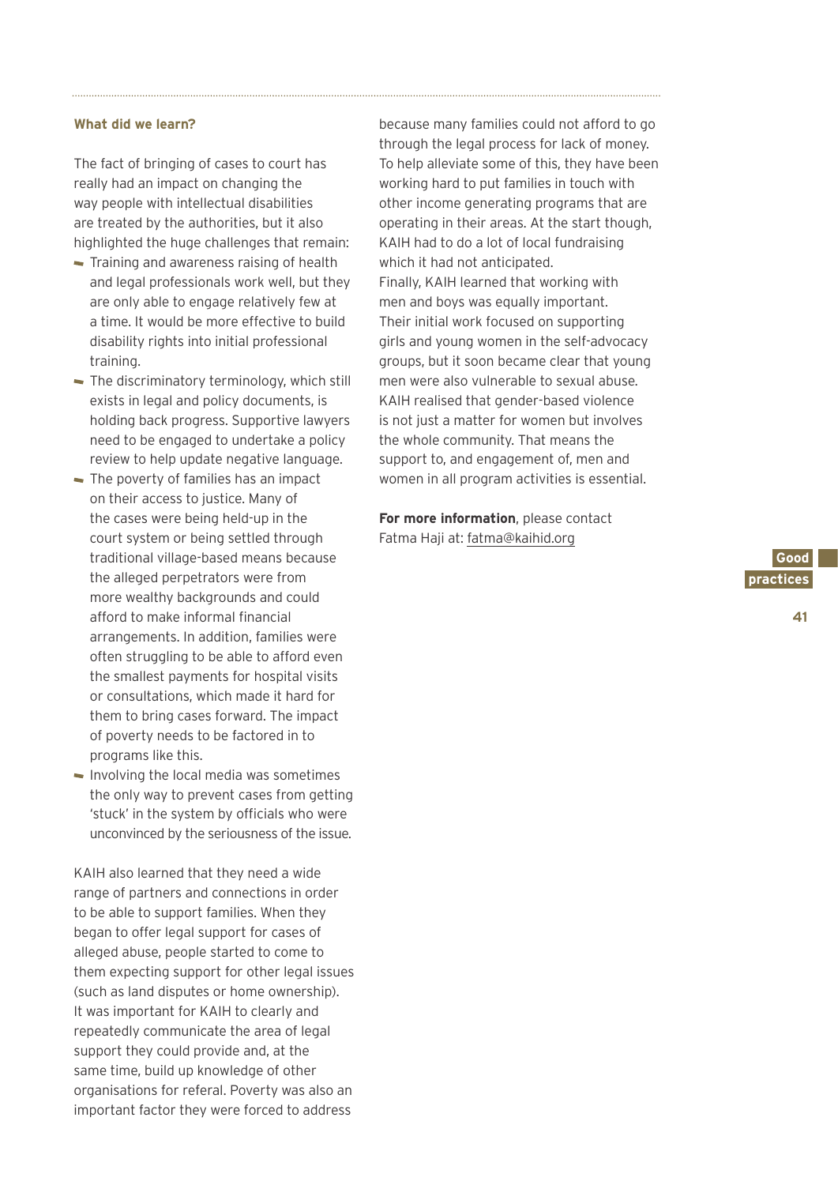### What did we learn?

The fact of bringing of cases to court has really had an impact on changing the way people with intellectual disabilities are treated by the authorities, but it also highlighted the huge challenges that remain:

- Training and awareness raising of health and legal professionals work well, but they are only able to engage relatively few at a time. It would be more effective to build disability rights into initial professional training.
- The discriminatory terminology, which still exists in legal and policy documents, is holding back progress. Supportive lawyers need to be engaged to undertake a policy review to help update negative language.
- The poverty of families has an impact on their access to justice. Many of the cases were being held-up in the court system or being settled through traditional village-based means because the alleged perpetrators were from more wealthy backgrounds and could afford to make informal financial arrangements. In addition, families were often struggling to be able to afford even the smallest payments for hospital visits or consultations, which made it hard for them to bring cases forward. The impact of poverty needs to be factored in to programs like this.
- Involving the local media was sometimes the only way to prevent cases from getting 'stuck' in the system by officials who were unconvinced by the seriousness of the issue.

KAIH also learned that they need a wide range of partners and connections in order to be able to support families. When they began to offer legal support for cases of alleged abuse, people started to come to them expecting support for other legal issues (such as land disputes or home ownership). It was important for KAIH to clearly and repeatedly communicate the area of legal support they could provide and, at the same time, build up knowledge of other organisations for referal. Poverty was also an important factor they were forced to address because many families could not afford to go through the legal process for lack of money. To help alleviate some of this, they have been working hard to put families in touch with other income generating programs that are operating in their areas. At the start though, KAIH had to do a lot of local fundraising which it had not anticipated.

Finally, KAIH learned that working with men and boys was equally important. Their initial work focused on supporting girls and young women in the self-advocacy groups, but it soon became clear that young men were also vulnerable to sexual abuse. KAIH realised that gender-based violence is not just a matter for women but involves the whole community. That means the support to, and engagement of, men and women in all program activities is essential.

**For more information**, please contact Fatma Haji at: fatma@kaihid.org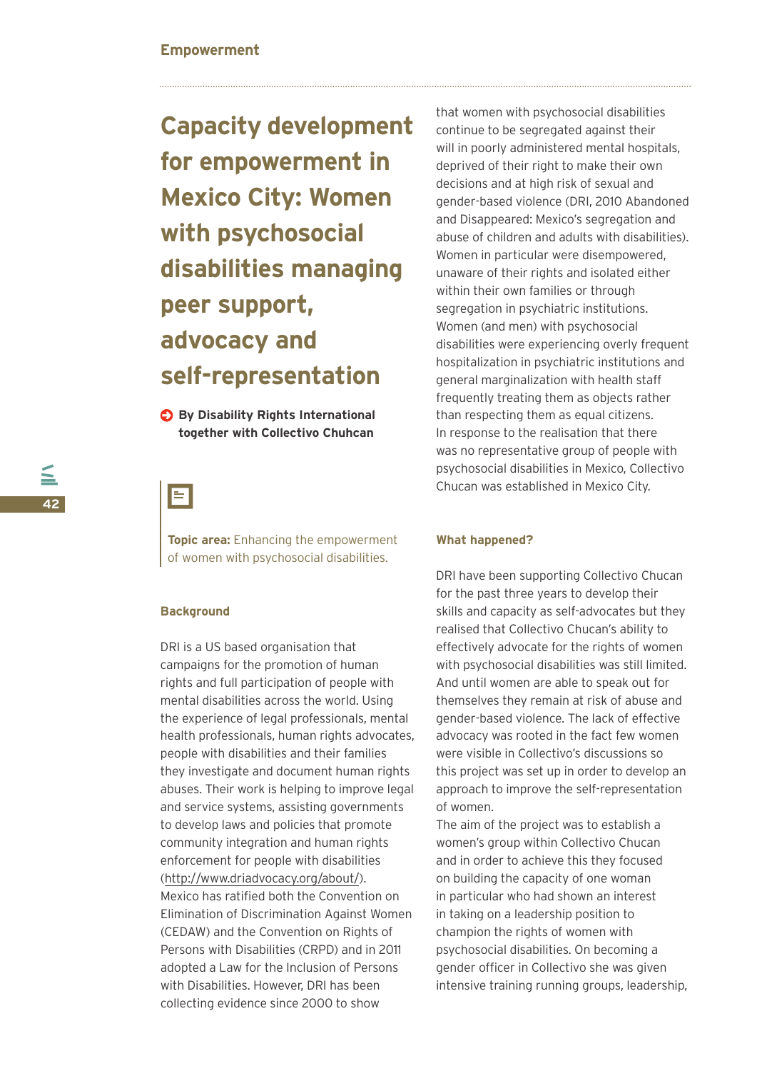# Capacity development for empowerment in Mexico City: Women with psychosocial disabilities managing peer support, advocacy and self-representation

**By Disability Rights International together with Collectivo Chuhcan**

**Topic area:** Enhancing the empowerment of women with psychosocial disabilities.

## Background

DRI is a US based organisation that campaigns for the promotion of human rights and full participation of people with mental disabilities across the world. Using the experience of legal professionals, mental health professionals, human rights advocates, people with disabilities and their families they investigate and document human rights abuses. Their work is helping to improve legal and service systems, assisting governments to develop laws and policies that promote community integration and human rights enforcement for people with disabilities (http://www.driadvocacy.org/about/).

Mexico has ratified both the Convention on Elimination of Discrimination Against Women (CEDAW) and the Convention on Rights of Persons with Disabilities (CRPD) and in 2011 adopted a Law for the Inclusion of Persons with Disabilities. However, DRI has been collecting evidence since 2000 to show that women with psychosocial disabilities continue to be segregated against their will in poorly administered mental hospitals, deprived of their right to make their own decisions and at high risk of sexual and gender-based violence (DRI, 2010 Abandoned and Disappeared: Mexico's segregation and abuse of children and adults with disabilities). Women in particular were disempowered, unaware of their rights and isolated either within their own families or through segregation in psychiatric institutions. Women (and men) with psychosocial disabilities were experiencing overly frequent hospitalization in psychiatric institutions and general marginalization with health staff frequently treating them as objects rather than respecting them as equal citizens.

In response to the realisation that there was no representative group of people with psychosocial disabilities in Mexico, Collectivo Chucan was established in Mexico City.

## What happened?

DRI have been supporting Collectivo Chucan for the past three years to develop their skills and capacity as self-advocates but they realised that Collectivo Chucan's ability to effectively advocate for the rights of women with psychosocial disabilities was still limited. And until women are able to speak out for themselves they remain at risk of abuse and gender-based violence. The lack of effective advocacy was rooted in the fact few women were visible in Collectivo's discussions so this project was set up in order to develop an approach to improve the self-representation of women.

The aim of the project was to establish a women's group within Collectivo Chucan and in order to achieve this they focused on building the capacity of one woman in particular who had shown an interest in taking on a leadership position to champion the rights of women with psychosocial disabilities. On becoming a gender officer in Collectivo she was given intensive training running groups, leadership,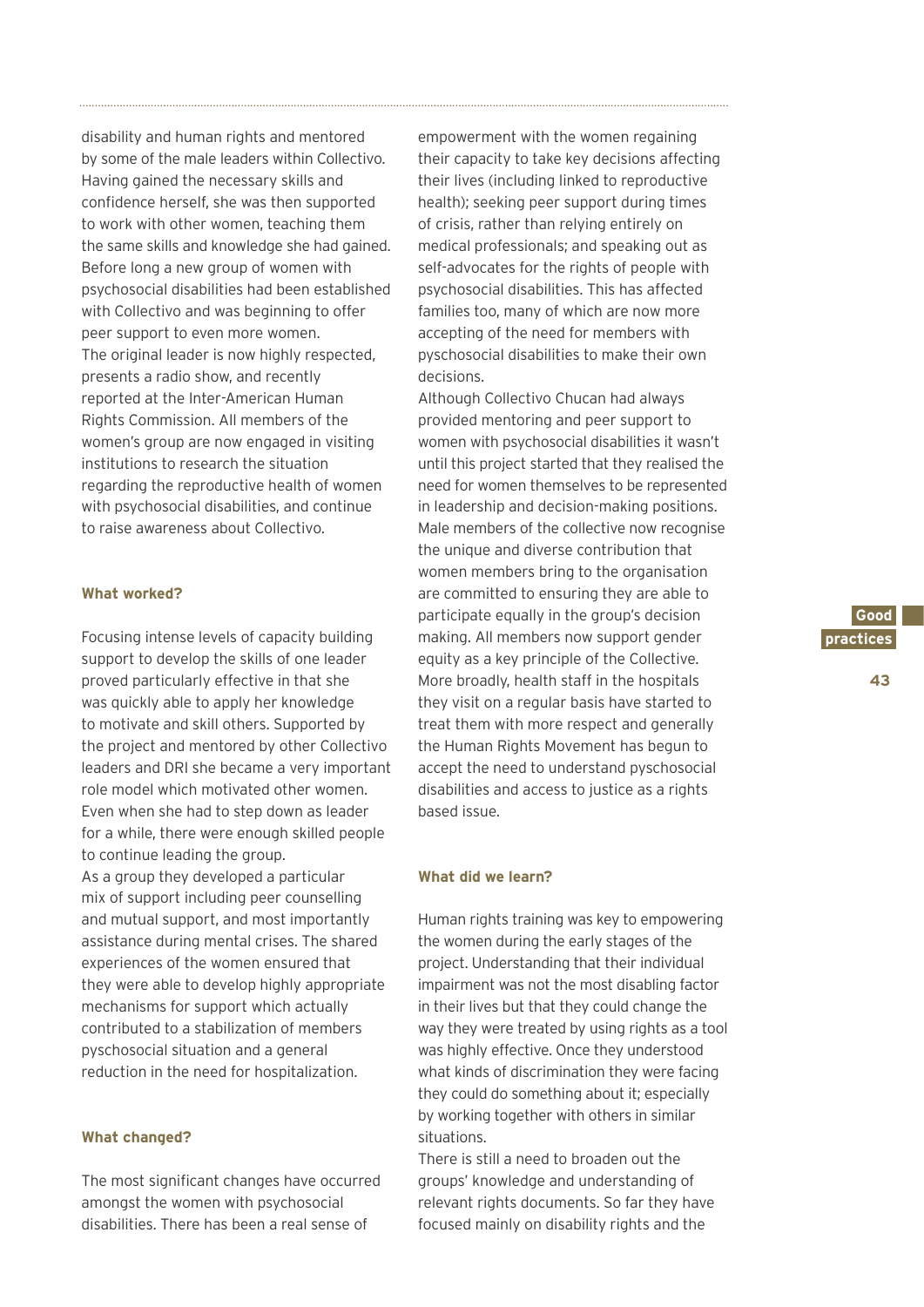disability and human rights and mentored by some of the male leaders within Collectivo. Having gained the necessary skills and confidence herself, she was then supported to work with other women, teaching them the same skills and knowledge she had gained. Before long a new group of women with psychosocial disabilities had been established with Collectivo and was beginning to offer peer support to even more women.

The original leader is now highly respected, presents a radio show, and recently reported at the Inter-American Human Rights Commission. All members of the women's group are now engaged in visiting institutions to research the situation regarding the reproductive health of women with psychosocial disabilities, and continue to raise awareness about Collectivo.

### What worked?

Focusing intense levels of capacity building support to develop the skills of one leader proved particularly effective in that she was quickly able to apply her knowledge to motivate and skill others. Supported by the project and mentored by other Collectivo leaders and DRI she became a very important role model which motivated other women. Even when she had to step down as leader for a while, there were enough skilled people to continue leading the group.

As a group they developed a particular mix of support including peer counselling and mutual support, and most importantly assistance during mental crises. The shared experiences of the women ensured that they were able to develop highly appropriate mechanisms for support which actually contributed to a stabilization of members pyschosocial situation and a general reduction in the need for hospitalization.

### What changed?

The most significant changes have occurred amongst the women with psychosocial disabilities. There has been a real sense of empowerment with the women regaining their capacity to take key decisions affecting their lives (including linked to reproductive health); seeking peer support during times of crisis, rather than relying entirely on medical professionals; and speaking out as self-advocates for the rights of people with psychosocial disabilities. This has affected families too, many of which are now more accepting of the need for members with pyschosocial disabilities to make their own decisions.

Although Collectivo Chucan had always provided mentoring and peer support to women with psychosocial disabilities it wasn't until this project started that they realised the need for women themselves to be represented in leadership and decision-making positions. Male members of the collective now recognise the unique and diverse contribution that women members bring to the organisation are committed to ensuring they are able to participate equally in the group's decision making. All members now support gender equity as a key principle of the Collective. More broadly, health staff in the hospitals they visit on a regular basis have started to treat them with more respect and generally the Human Rights Movement has begun to accept the need to understand pyschosocial disabilities and access to justice as a rights based issue.

### What did we learn?

Human rights training was key to empowering the women during the early stages of the project. Understanding that their individual impairment was not the most disabling factor in their lives but that they could change the way they were treated by using rights as a tool was highly effective. Once they understood what kinds of discrimination they were facing they could do something about it; especially by working together with others in similar situations.

There is still a need to broaden out the groups' knowledge and understanding of relevant rights documents. So far they have focused mainly on disability rights and the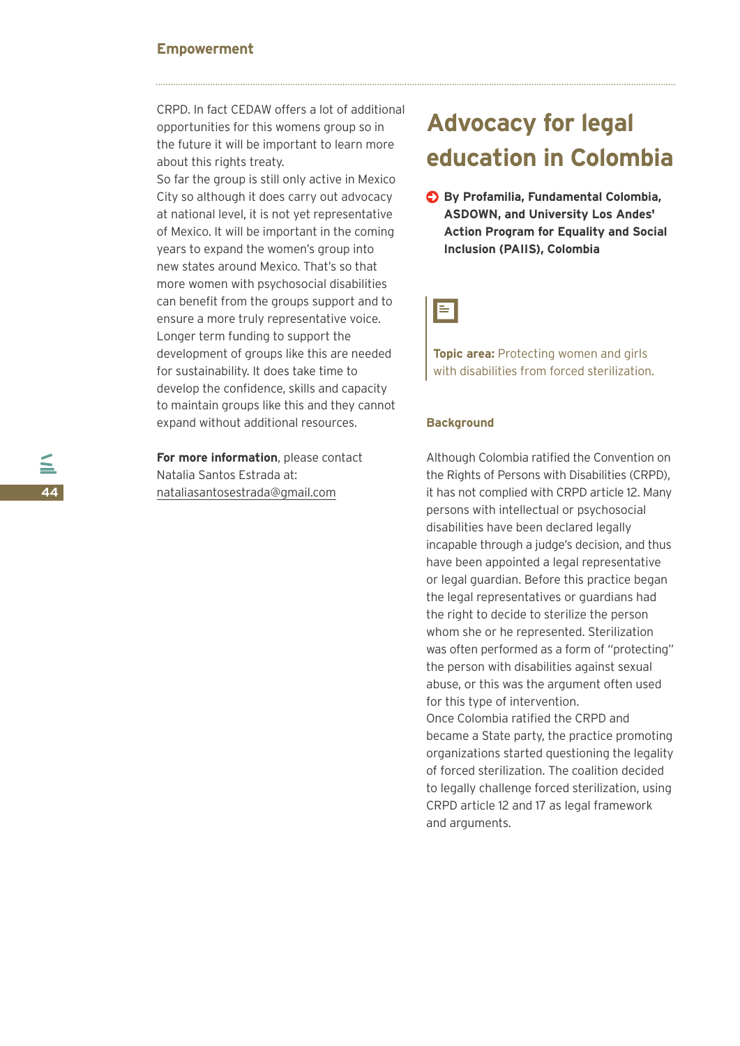CRPD. In fact CEDAW offers a lot of additional opportunities for this womens group so in the future it will be important to learn more about this rights treaty.
So far the group is still only active in Mexico City so although it does carry out advocacy at national level, it is not yet representative of Mexico. It will be important in the coming years to expand the women's group into new states around Mexico. That's so that more women with psychosocial disabilities can benefit from the groups support and to ensure a more truly representative voice. Longer term funding to support the development of groups like this are needed for sustainability. It does take time to develop the confidence, skills and capacity to maintain groups like this and they cannot expand without additional resources.

**For more information**, please contact Natalia Santos Estrada at: nataliasantosestrada@gmail.com

# Advocacy for legal education in Colombia

**By Profamilia, Fundamental Colombia, ASDOWN, and University Los Andes' Action Program for Equality and Social Inclusion (PAIIS), Colombia**

**Topic area:** Protecting women and girls with disabilities from forced sterilization.

### Background

Although Colombia ratified the Convention on the Rights of Persons with Disabilities (CRPD), it has not complied with CRPD article 12. Many persons with intellectual or psychosocial disabilities have been declared legally incapable through a judge's decision, and thus have been appointed a legal representative or legal guardian. Before this practice began the legal representatives or guardians had the right to decide to sterilize the person whom she or he represented. Sterilization was often performed as a form of "protecting" the person with disabilities against sexual abuse, or this was the argument often used for this type of intervention.
Once Colombia ratified the CRPD and became a State party, the practice promoting organizations started questioning the legality of forced sterilization. The coalition decided to legally challenge forced sterilization, using CRPD article 12 and 17 as legal framework and arguments.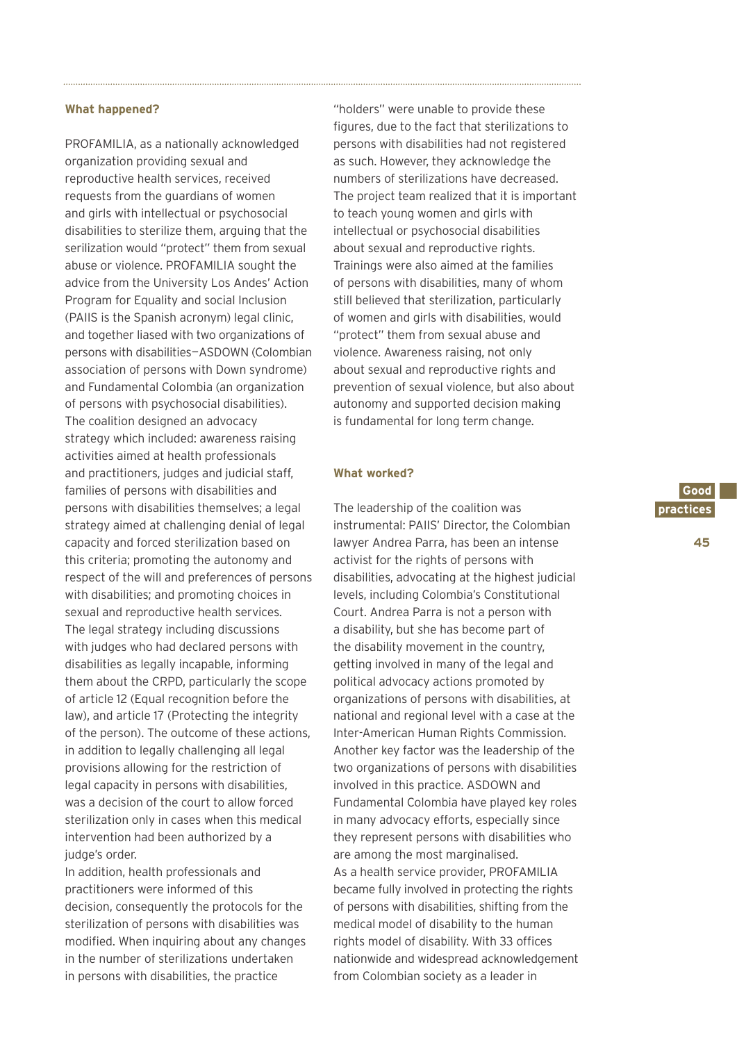### What happened?

PROFAMILIA, as a nationally acknowledged organization providing sexual and reproductive health services, received requests from the guardians of women and girls with intellectual or psychosocial disabilities to sterilize them, arguing that the serilization would "protect" them from sexual abuse or violence. PROFAMILIA sought the advice from the University Los Andes' Action Program for Equality and social Inclusion (PAIIS is the Spanish acronym) legal clinic, and together liased with two organizations of persons with disabilities—ASDOWN (Colombian association of persons with Down syndrome) and Fundamental Colombia (an organization of persons with psychosocial disabilities). The coalition designed an advocacy strategy which included: awareness raising activities aimed at health professionals and practitioners, judges and judicial staff, families of persons with disabilities and persons with disabilities themselves; a legal strategy aimed at challenging denial of legal capacity and forced sterilization based on this criteria; promoting the autonomy and respect of the will and preferences of persons with disabilities; and promoting choices in sexual and reproductive health services. The legal strategy including discussions with judges who had declared persons with disabilities as legally incapable, informing them about the CRPD, particularly the scope of article 12 (Equal recognition before the law), and article 17 (Protecting the integrity of the person). The outcome of these actions, in addition to legally challenging all legal provisions allowing for the restriction of legal capacity in persons with disabilities, was a decision of the court to allow forced sterilization only in cases when this medical intervention had been authorized by a judge's order.

In addition, health professionals and practitioners were informed of this decision, consequently the protocols for the sterilization of persons with disabilities was modified. When inquiring about any changes in the number of sterilizations undertaken in persons with disabilities, the practice "holders" were unable to provide these figures, due to the fact that sterilizations to persons with disabilities had not registered as such. However, they acknowledge the numbers of sterilizations have decreased. The project team realized that it is important to teach young women and girls with intellectual or psychosocial disabilities about sexual and reproductive rights. Trainings were also aimed at the families of persons with disabilities, many of whom still believed that sterilization, particularly of women and girls with disabilities, would "protect" them from sexual abuse and violence. Awareness raising, not only about sexual and reproductive rights and prevention of sexual violence, but also about autonomy and supported decision making is fundamental for long term change.

### What worked?

The leadership of the coalition was instrumental: PAIIS' Director, the Colombian lawyer Andrea Parra, has been an intense activist for the rights of persons with disabilities, advocating at the highest judicial levels, including Colombia's Constitutional Court. Andrea Parra is not a person with a disability, but she has become part of the disability movement in the country, getting involved in many of the legal and political advocacy actions promoted by organizations of persons with disabilities, at national and regional level with a case at the Inter-American Human Rights Commission. Another key factor was the leadership of the two organizations of persons with disabilities involved in this practice. ASDOWN and Fundamental Colombia have played key roles in many advocacy efforts, especially since they represent persons with disabilities who are among the most marginalised.

As a health service provider, PROFAMILIA became fully involved in protecting the rights of persons with disabilities, shifting from the medical model of disability to the human rights model of disability. With 33 offices nationwide and widespread acknowledgement from Colombian society as a leader in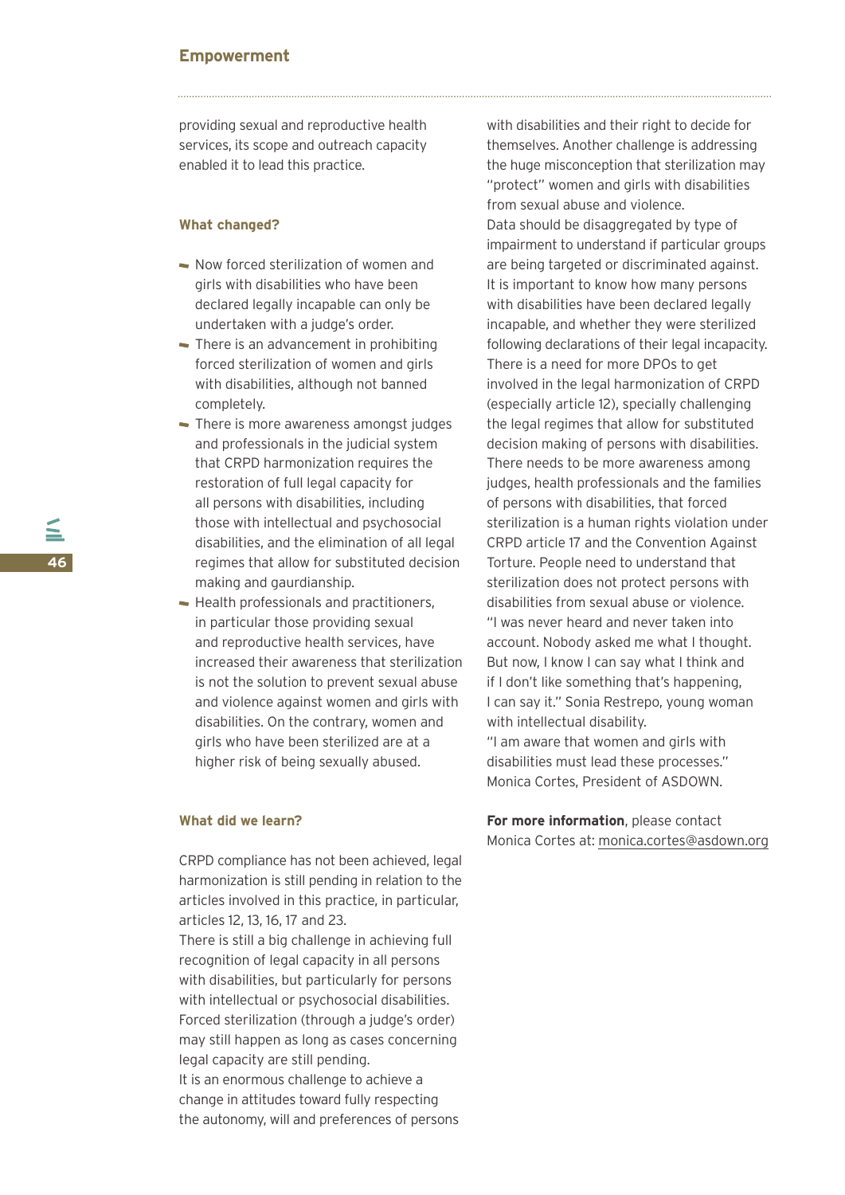providing sexual and reproductive health services, its scope and outreach capacity enabled it to lead this practice.

### What changed?

- Now forced sterilization of women and girls with disabilities who have been declared legally incapable can only be undertaken with a judge's order.
- There is an advancement in prohibiting forced sterilization of women and girls with disabilities, although not banned completely.
- There is more awareness amongst judges and professionals in the judicial system that CRPD harmonization requires the restoration of full legal capacity for all persons with disabilities, including those with intellectual and psychosocial disabilities, and the elimination of all legal regimes that allow for substituted decision making and gaurdianship.
- Health professionals and practitioners, in particular those providing sexual and reproductive health services, have increased their awareness that sterilization is not the solution to prevent sexual abuse and violence against women and girls with disabilities. On the contrary, women and girls who have been sterilized are at a higher risk of being sexually abused.

### What did we learn?

CRPD compliance has not been achieved, legal harmonization is still pending in relation to the articles involved in this practice, in particular, articles 12, 13, 16, 17 and 23.
There is still a big challenge in achieving full recognition of legal capacity in all persons with disabilities, but particularly for persons with intellectual or psychosocial disabilities. Forced sterilization (through a judge's order) may still happen as long as cases concerning legal capacity are still pending.
It is an enormous challenge to achieve a change in attitudes toward fully respecting the autonomy, will and preferences of persons with disabilities and their right to decide for themselves. Another challenge is addressing the huge misconception that sterilization may "protect" women and girls with disabilities from sexual abuse and violence.
Data should be disaggregated by type of impairment to understand if particular groups are being targeted or discriminated against. It is important to know how many persons with disabilities have been declared legally incapable, and whether they were sterilized following declarations of their legal incapacity. There is a need for more DPOs to get involved in the legal harmonization of CRPD (especially article 12), specially challenging the legal regimes that allow for substituted decision making of persons with disabilities. There needs to be more awareness among judges, health professionals and the families of persons with disabilities, that forced sterilization is a human rights violation under CRPD article 17 and the Convention Against Torture. People need to understand that sterilization does not protect persons with disabilities from sexual abuse or violence.
"I was never heard and never taken into account. Nobody asked me what I thought. But now, I know I can say what I think and if I don't like something that's happening, I can say it." Sonia Restrepo, young woman with intellectual disability.
"I am aware that women and girls with disabilities must lead these processes." Monica Cortes, President of ASDOWN.

**For more information**, please contact Monica Cortes at: monica.cortes@asdown.org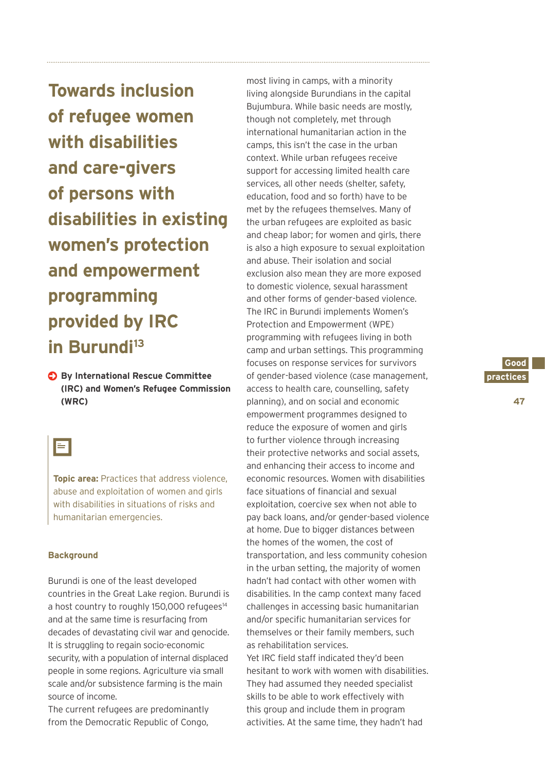# Towards inclusion of refugee women with disabilities and care-givers of persons with disabilities in existing women's protection and empowerment programming provided by IRC in Burundi[13]

**By International Rescue Committee (IRC) and Women's Refugee Commission (WRC)**

**Topic area:** Practices that address violence, abuse and exploitation of women and girls with disabilities in situations of risks and humanitarian emergencies.

### Background

Burundi is one of the least developed countries in the Great Lake region. Burundi is a host country to roughly 150,000 refugees[14] and at the same time is resurfacing from decades of devastating civil war and genocide. It is struggling to regain socio-economic security, with a population of internal displaced people in some regions. Agriculture via small scale and/or subsistence farming is the main source of income.

The current refugees are predominantly from the Democratic Republic of Congo, most living in camps, with a minority living alongside Burundians in the capital Bujumbura. While basic needs are mostly, though not completely, met through international humanitarian action in the camps, this isn't the case in the urban context. While urban refugees receive support for accessing limited health care services, all other needs (shelter, safety, education, food and so forth) have to be met by the refugees themselves. Many of the urban refugees are exploited as basic and cheap labor; for women and girls, there is also a high exposure to sexual exploitation and abuse. Their isolation and social exclusion also mean they are more exposed to domestic violence, sexual harassment and other forms of gender-based violence. The IRC in Burundi implements Women's Protection and Empowerment (WPE) programming with refugees living in both camp and urban settings. This programming focuses on response services for survivors of gender-based violence (case management, access to health care, counselling, safety planning), and on social and economic empowerment programmes designed to reduce the exposure of women and girls to further violence through increasing their protective networks and social assets, and enhancing their access to income and economic resources. Women with disabilities face situations of financial and sexual exploitation, coercive sex when not able to pay back loans, and/or gender-based violence at home. Due to bigger distances between the homes of the women, the cost of transportation, and less community cohesion in the urban setting, the majority of women hadn't had contact with other women with disabilities. In the camp context many faced challenges in accessing basic humanitarian and/or specific humanitarian services for themselves or their family members, such as rehabilitation services.

Yet IRC field staff indicated they'd been hesitant to work with women with disabilities. They had assumed they needed specialist skills to be able to work effectively with this group and include them in program activities. At the same time, they hadn't had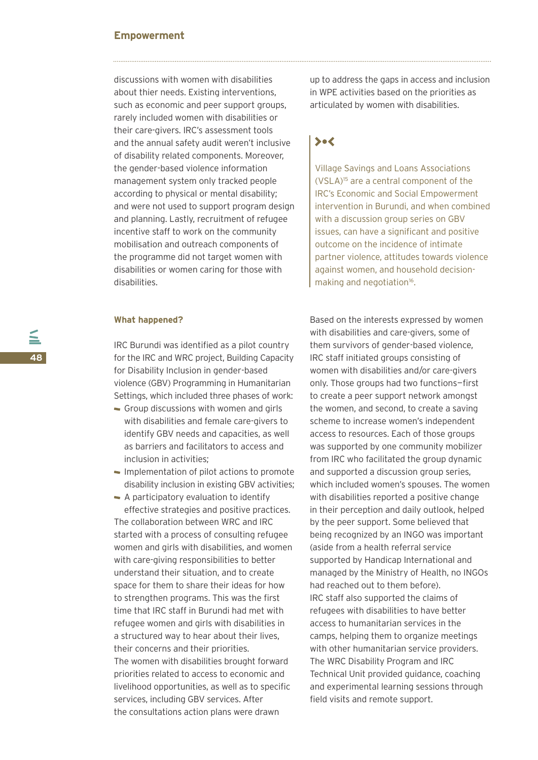discussions with women with disabilities about thier needs. Existing interventions, such as economic and peer support groups, rarely included women with disabilities or their care-givers. IRC's assessment tools and the annual safety audit weren't inclusive of disability related components. Moreover, the gender-based violence information management system only tracked people according to physical or mental disability; and were not used to support program design and planning. Lastly, recruitment of refugee incentive staff to work on the community mobilisation and outreach components of the programme did not target women with disabilities or women caring for those with disabilities.

### What happened?

IRC Burundi was identified as a pilot country for the IRC and WRC project, Building Capacity for Disability Inclusion in gender-based violence (GBV) Programming in Humanitarian Settings, which included three phases of work:

- Group discussions with women and girls with disabilities and female care-givers to identify GBV needs and capacities, as well as barriers and facilitators to access and inclusion in activities;
- Implementation of pilot actions to promote disability inclusion in existing GBV activities;
- A participatory evaluation to identify effective strategies and positive practices.

The collaboration between WRC and IRC started with a process of consulting refugee women and girls with disabilities, and women with care-giving responsibilities to better understand their situation, and to create space for them to share their ideas for how to strengthen programs. This was the first time that IRC staff in Burundi had met with refugee women and girls with disabilities in a structured way to hear about their lives, their concerns and their priorities.

The women with disabilities brought forward priorities related to access to economic and livelihood opportunities, as well as to specific services, including GBV services. After the consultations action plans were drawn up to address the gaps in access and inclusion in WPE activities based on the priorities as articulated by women with disabilities.

> Village Savings and Loans Associations (VSLA)[15] are a central component of the IRC's Economic and Social Empowerment intervention in Burundi, and when combined with a discussion group series on GBV issues, can have a significant and positive outcome on the incidence of intimate partner violence, attitudes towards violence against women, and household decision-making and negotiation[16].

Based on the interests expressed by women with disabilities and care-givers, some of them survivors of gender-based violence, IRC staff initiated groups consisting of women with disabilities and/or care-givers only. Those groups had two functions—first to create a peer support network amongst the women, and second, to create a saving scheme to increase women's independent access to resources. Each of those groups was supported by one community mobilizer from IRC who facilitated the group dynamic and supported a discussion group series, which included women's spouses. The women with disabilities reported a positive change in their perception and daily outlook, helped by the peer support. Some believed that being recognized by an INGO was important (aside from a health referral service supported by Handicap International and managed by the Ministry of Health, no INGOs had reached out to them before).

IRC staff also supported the claims of refugees with disabilities to have better access to humanitarian services in the camps, helping them to organize meetings with other humanitarian service providers.

The WRC Disability Program and IRC Technical Unit provided guidance, coaching and experimental learning sessions through field visits and remote support.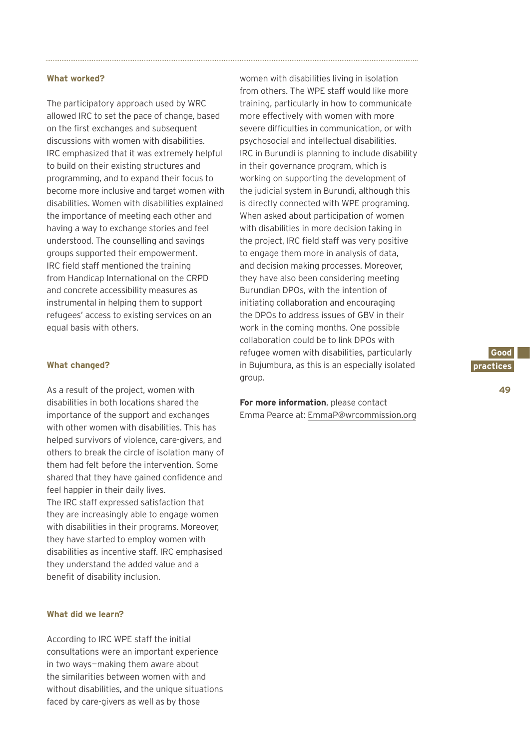### What worked?

The participatory approach used by WRC allowed IRC to set the pace of change, based on the first exchanges and subsequent discussions with women with disabilities. IRC emphasized that it was extremely helpful to build on their existing structures and programming, and to expand their focus to become more inclusive and target women with disabilities. Women with disabilities explained the importance of meeting each other and having a way to exchange stories and feel understood. The counselling and savings groups supported their empowerment. IRC field staff mentioned the training from Handicap International on the CRPD and concrete accessibility measures as instrumental in helping them to support refugees' access to existing services on an equal basis with others.

### What changed?

As a result of the project, women with disabilities in both locations shared the importance of the support and exchanges with other women with disabilities. This has helped survivors of violence, care-givers, and others to break the circle of isolation many of them had felt before the intervention. Some shared that they have gained confidence and feel happier in their daily lives.
The IRC staff expressed satisfaction that they are increasingly able to engage women with disabilities in their programs. Moreover, they have started to employ women with disabilities as incentive staff. IRC emphasised they understand the added value and a benefit of disability inclusion.

### What did we learn?

According to IRC WPE staff the initial consultations were an important experience in two ways—making them aware about the similarities between women with and without disabilities, and the unique situations faced by care-givers as well as by those women with disabilities living in isolation from others. The WPE staff would like more training, particularly in how to communicate more effectively with women with more severe difficulties in communication, or with psychosocial and intellectual disabilities.
IRC in Burundi is planning to include disability in their governance program, which is working on supporting the development of the judicial system in Burundi, although this is directly connected with WPE programing.
When asked about participation of women with disabilities in more decision taking in the project, IRC field staff was very positive to engage them more in analysis of data, and decision making processes. Moreover, they have also been considering meeting Burundian DPOs, with the intention of initiating collaboration and encouraging the DPOs to address issues of GBV in their work in the coming months. One possible collaboration could be to link DPOs with refugee women with disabilities, particularly in Bujumbura, as this is an especially isolated group.

**For more information**, please contact Emma Pearce at: EmmaP@wrcommission.org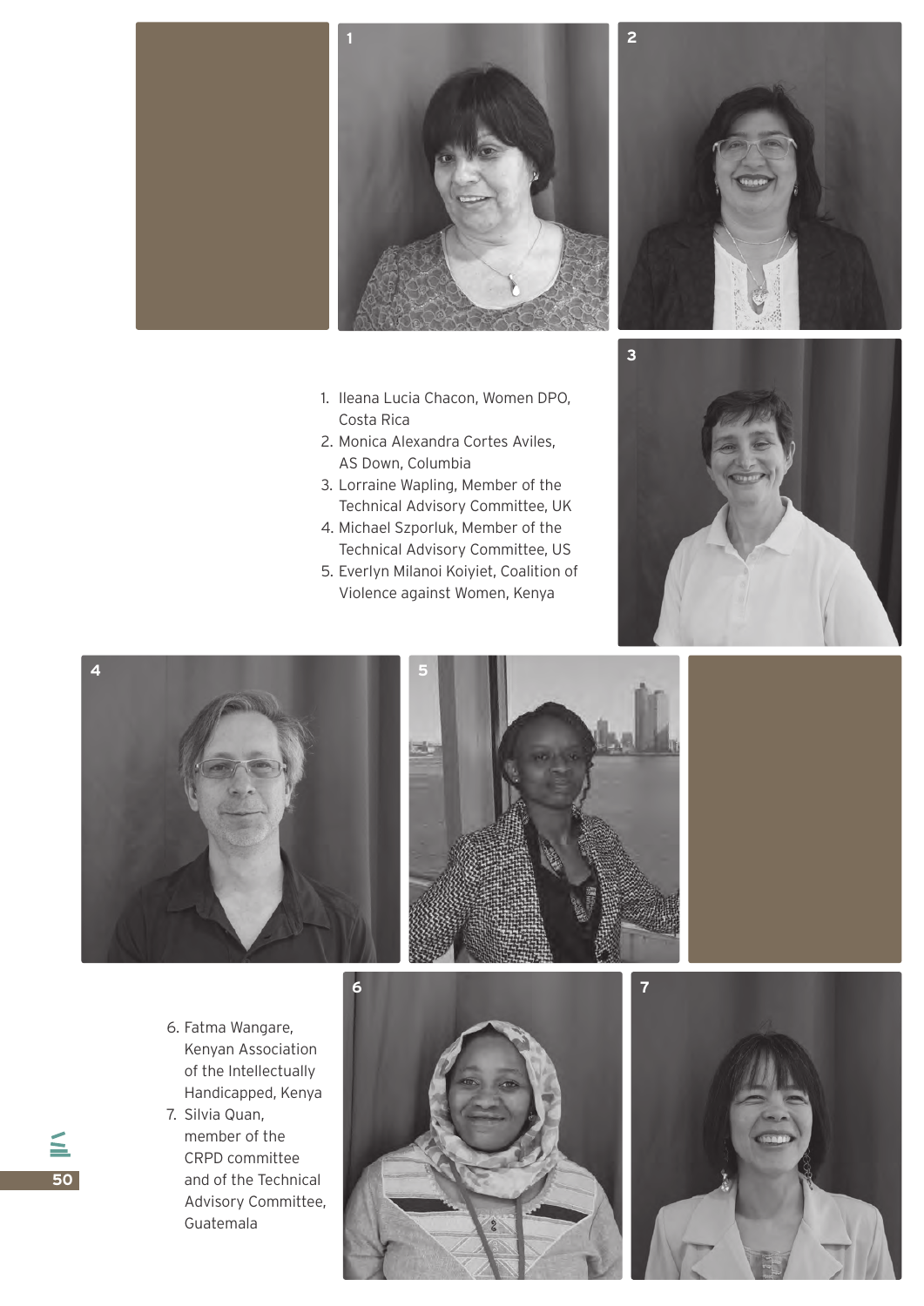1. Ileana Lucia Chacon, Women DPO, Costa Rica
2. Monica Alexandra Cortes Aviles, AS Down, Columbia
3. Lorraine Wapling, Member of the Technical Advisory Committee, UK
4. Michael Szporluk, Member of the Technical Advisory Committee, US
5. Everlyn Milanoi Koiyiet, Coalition of Violence against Women, Kenya
6. Fatma Wangare, Kenyan Association of the Intellectually Handicapped, Kenya
7. Silvia Quan, member of the CRPD committee and of the Technical Advisory Committee, Guatemala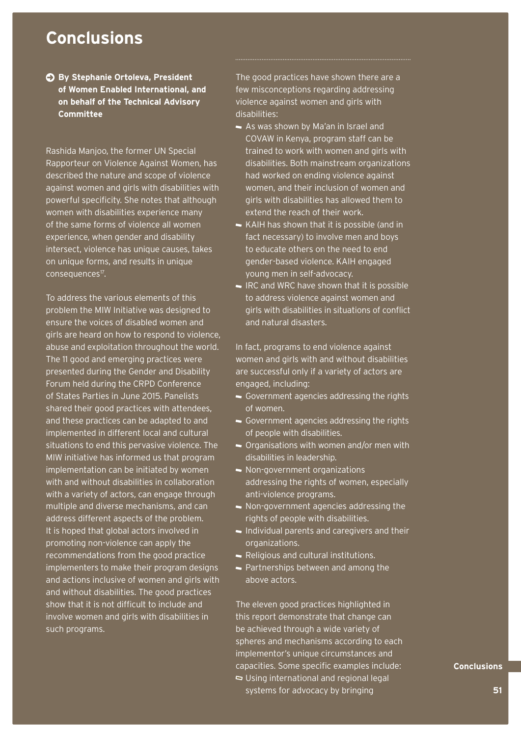# Conclusions

**By Stephanie Ortoleva, President of Women Enabled International, and on behalf of the Technical Advisory Committee**

Rashida Manjoo, the former UN Special Rapporteur on Violence Against Women, has described the nature and scope of violence against women and girls with disabilities with powerful specificity. She notes that although women with disabilities experience many of the same forms of violence all women experience, when gender and disability intersect, violence has unique causes, takes on unique forms, and results in unique consequences[17].

To address the various elements of this problem the MIW Initiative was designed to ensure the voices of disabled women and girls are heard on how to respond to violence, abuse and exploitation throughout the world. The 11 good and emerging practices were presented during the Gender and Disability Forum held during the CRPD Conference of States Parties in June 2015. Panelists shared their good practices with attendees, and these practices can be adapted to and implemented in different local and cultural situations to end this pervasive violence. The MIW initiative has informed us that program implementation can be initiated by women with and without disabilities in collaboration with a variety of actors, can engage through multiple and diverse mechanisms, and can address different aspects of the problem. It is hoped that global actors involved in promoting non-violence can apply the recommendations from the good practice implementers to make their program designs and actions inclusive of women and girls with and without disabilities. The good practices show that it is not difficult to include and involve women and girls with disabilities in such programs.

The good practices have shown there are a few misconceptions regarding addressing violence against women and girls with disabilities:

- As was shown by Ma'an in Israel and COVAW in Kenya, program staff can be trained to work with women and girls with disabilities. Both mainstream organizations had worked on ending violence against women, and their inclusion of women and girls with disabilities has allowed them to extend the reach of their work.
- KAIH has shown that it is possible (and in fact necessary) to involve men and boys to educate others on the need to end gender-based violence. KAIH engaged young men in self-advocacy.
- IRC and WRC have shown that it is possible to address violence against women and girls with disabilities in situations of conflict and natural disasters.

In fact, programs to end violence against women and girls with and without disabilities are successful only if a variety of actors are engaged, including:

- Government agencies addressing the rights of women.
- Government agencies addressing the rights of people with disabilities.
- Organisations with women and/or men with disabilities in leadership.
- Non-government organizations addressing the rights of women, especially anti-violence programs.
- Non-government agencies addressing the rights of people with disabilities.
- Individual parents and caregivers and their organizations.
- Religious and cultural institutions.
- Partnerships between and among the above actors.

The eleven good practices highlighted in this report demonstrate that change can be achieved through a wide variety of spheres and mechanisms according to each implementor's unique circumstances and capacities. Some specific examples include:

- Using international and regional legal systems for advocacy by bringing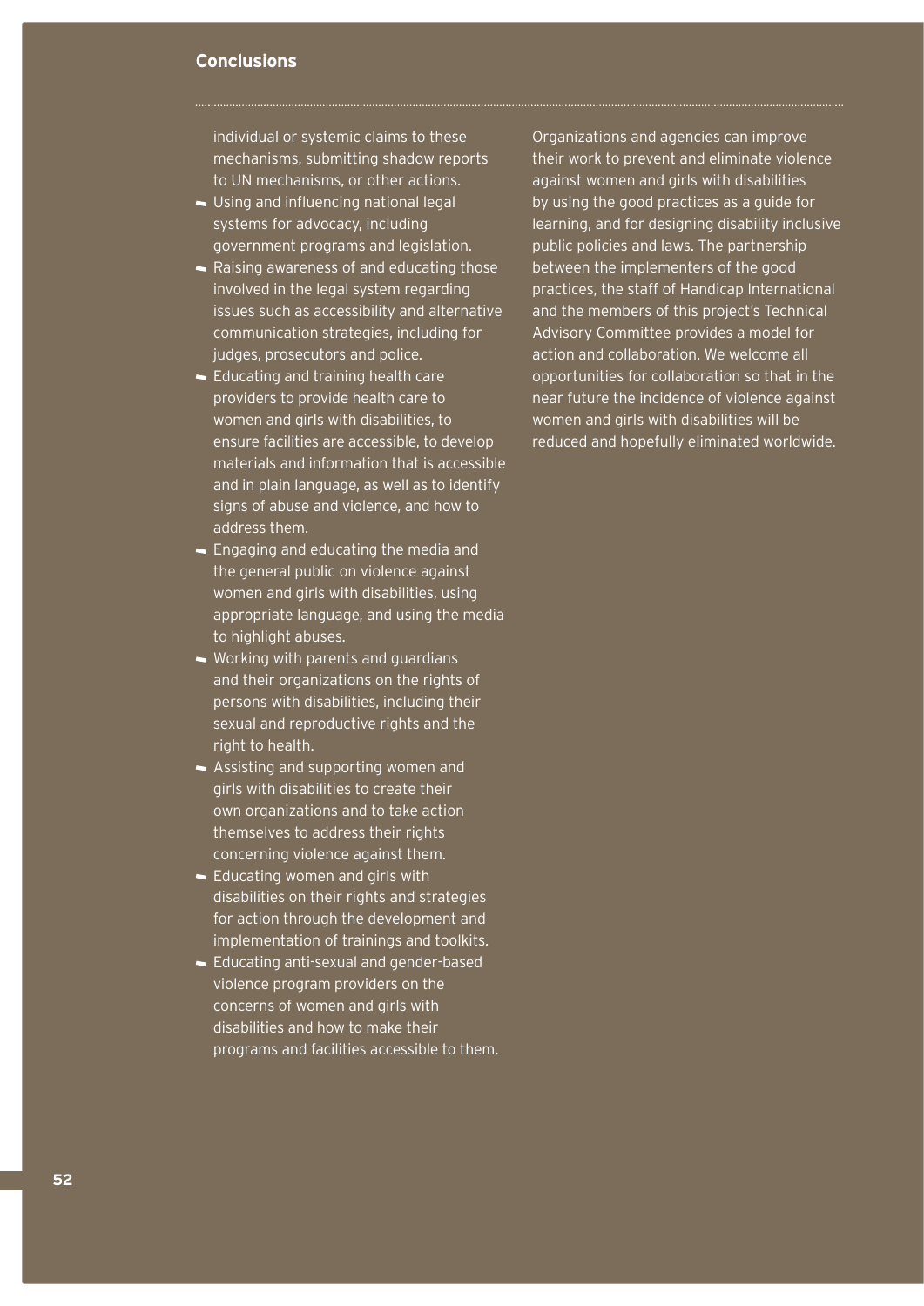## Conclusions

individual or systemic claims to these mechanisms, submitting shadow reports to UN mechanisms, or other actions.

- Using and influencing national legal systems for advocacy, including government programs and legislation.
- Raising awareness of and educating those involved in the legal system regarding issues such as accessibility and alternative communication strategies, including for judges, prosecutors and police.
- Educating and training health care providers to provide health care to women and girls with disabilities, to ensure facilities are accessible, to develop materials and information that is accessible and in plain language, as well as to identify signs of abuse and violence, and how to address them.
- Engaging and educating the media and the general public on violence against women and girls with disabilities, using appropriate language, and using the media to highlight abuses.
- Working with parents and guardians and their organizations on the rights of persons with disabilities, including their sexual and reproductive rights and the right to health.
- Assisting and supporting women and girls with disabilities to create their own organizations and to take action themselves to address their rights concerning violence against them.
- Educating women and girls with disabilities on their rights and strategies for action through the development and implementation of trainings and toolkits.
- Educating anti-sexual and gender-based violence program providers on the concerns of women and girls with disabilities and how to make their programs and facilities accessible to them.

Organizations and agencies can improve their work to prevent and eliminate violence against women and girls with disabilities by using the good practices as a guide for learning, and for designing disability inclusive public policies and laws. The partnership between the implementers of the good practices, the staff of Handicap International and the members of this project's Technical Advisory Committee provides a model for action and collaboration. We welcome all opportunities for collaboration so that in the near future the incidence of violence against women and girls with disabilities will be reduced and hopefully eliminated worldwide.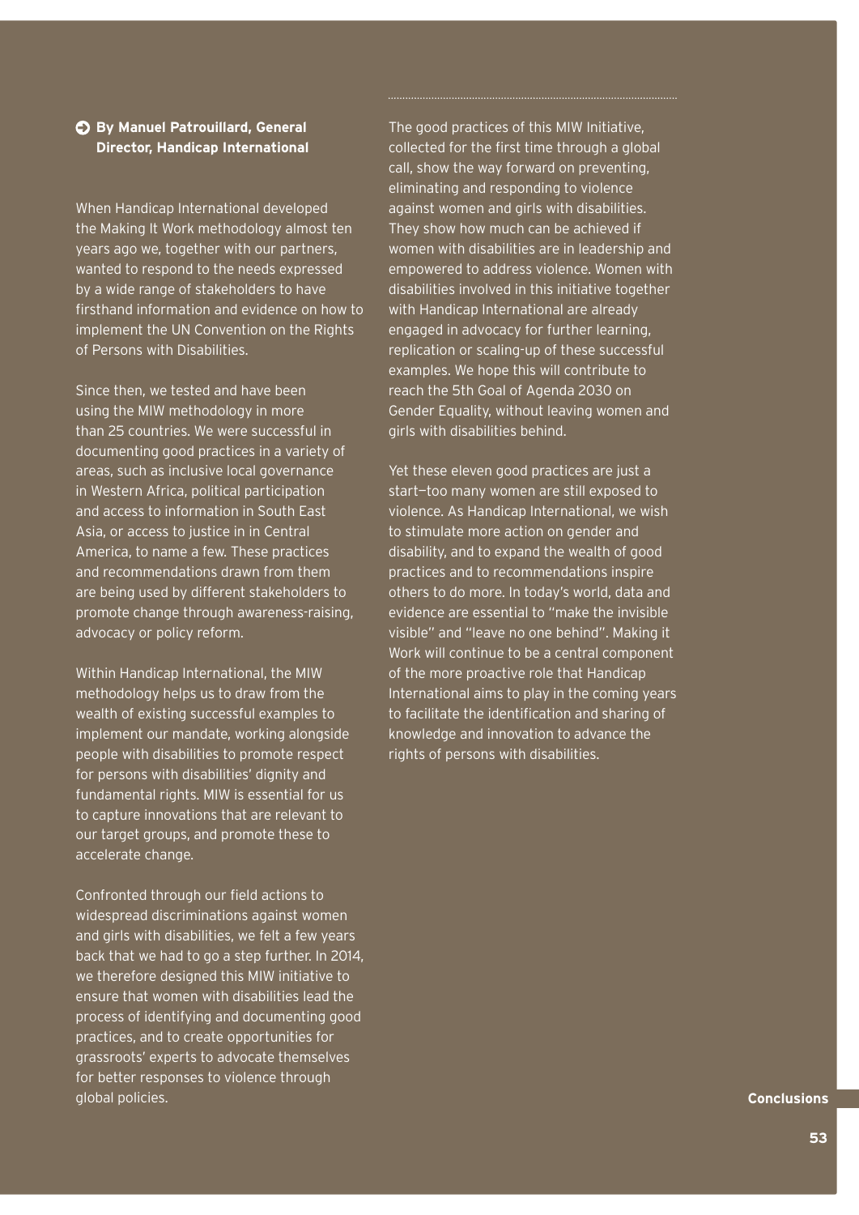**By Manuel Patrouillard, General Director, Handicap International**

When Handicap International developed the Making It Work methodology almost ten years ago we, together with our partners, wanted to respond to the needs expressed by a wide range of stakeholders to have firsthand information and evidence on how to implement the UN Convention on the Rights of Persons with Disabilities.

Since then, we tested and have been using the MIW methodology in more than 25 countries. We were successful in documenting good practices in a variety of areas, such as inclusive local governance in Western Africa, political participation and access to information in South East Asia, or access to justice in in Central America, to name a few. These practices and recommendations drawn from them are being used by different stakeholders to promote change through awareness-raising, advocacy or policy reform.

Within Handicap International, the MIW methodology helps us to draw from the wealth of existing successful examples to implement our mandate, working alongside people with disabilities to promote respect for persons with disabilities' dignity and fundamental rights. MIW is essential for us to capture innovations that are relevant to our target groups, and promote these to accelerate change.

Confronted through our field actions to widespread discriminations against women and girls with disabilities, we felt a few years back that we had to go a step further. In 2014, we therefore designed this MIW initiative to ensure that women with disabilities lead the process of identifying and documenting good practices, and to create opportunities for grassroots' experts to advocate themselves for better responses to violence through global policies.

The good practices of this MIW Initiative, collected for the first time through a global call, show the way forward on preventing, eliminating and responding to violence against women and girls with disabilities. They show how much can be achieved if women with disabilities are in leadership and empowered to address violence. Women with disabilities involved in this initiative together with Handicap International are already engaged in advocacy for further learning, replication or scaling-up of these successful examples. We hope this will contribute to reach the 5th Goal of Agenda 2030 on Gender Equality, without leaving women and girls with disabilities behind.

Yet these eleven good practices are just a start—too many women are still exposed to violence. As Handicap International, we wish to stimulate more action on gender and disability, and to expand the wealth of good practices and to recommendations inspire others to do more. In today's world, data and evidence are essential to "make the invisible visible" and "leave no one behind". Making it Work will continue to be a central component of the more proactive role that Handicap International aims to play in the coming years to facilitate the identification and sharing of knowledge and innovation to advance the rights of persons with disabilities.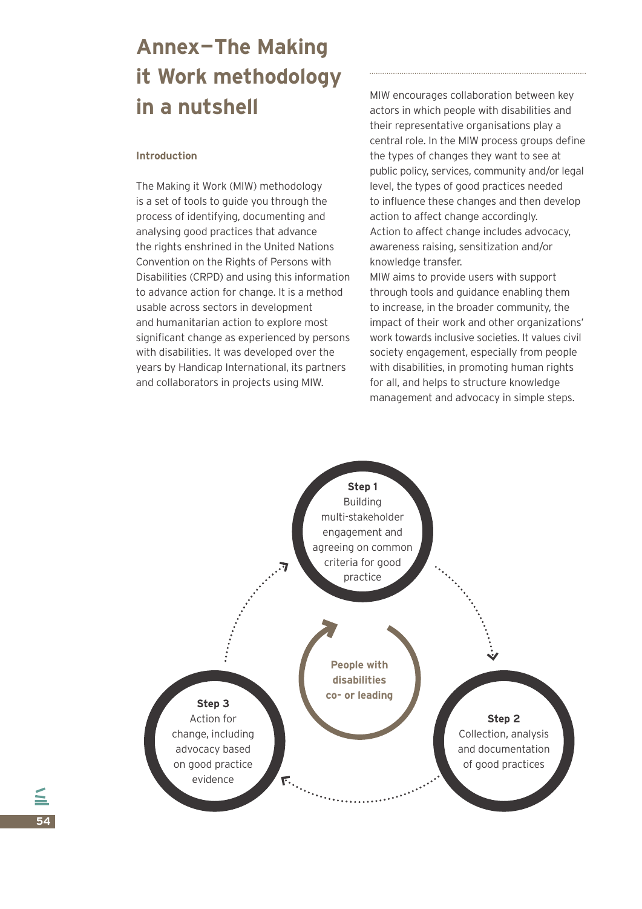# Annex—The Making it Work methodology in a nutshell

### Introduction

The Making it Work (MIW) methodology is a set of tools to guide you through the process of identifying, documenting and analysing good practices that advance the rights enshrined in the United Nations Convention on the Rights of Persons with Disabilities (CRPD) and using this information to advance action for change. It is a method usable across sectors in development and humanitarian action to explore most significant change as experienced by persons with disabilities. It was developed over the years by Handicap International, its partners and collaborators in projects using MIW.

MIW encourages collaboration between key actors in which people with disabilities and their representative organisations play a central role. In the MIW process groups define the types of changes they want to see at public policy, services, community and/or legal level, the types of good practices needed to influence these changes and then develop action to affect change accordingly. Action to affect change includes advocacy, awareness raising, sensitization and/or knowledge transfer.

MIW aims to provide users with support through tools and guidance enabling them to increase, in the broader community, the impact of their work and other organizations' work towards inclusive societies. It values civil society engagement, especially from people with disabilities, in promoting human rights for all, and helps to structure knowledge management and advocacy in simple steps.

**Step 1**
Building multi-stakeholder engagement and agreeing on common criteria for good practice

**Step 2**
Collection, analysis and documentation of good practices

**Step 3**
Action for change, including advocacy based on good practice evidence

**People with disabilities co- or leading**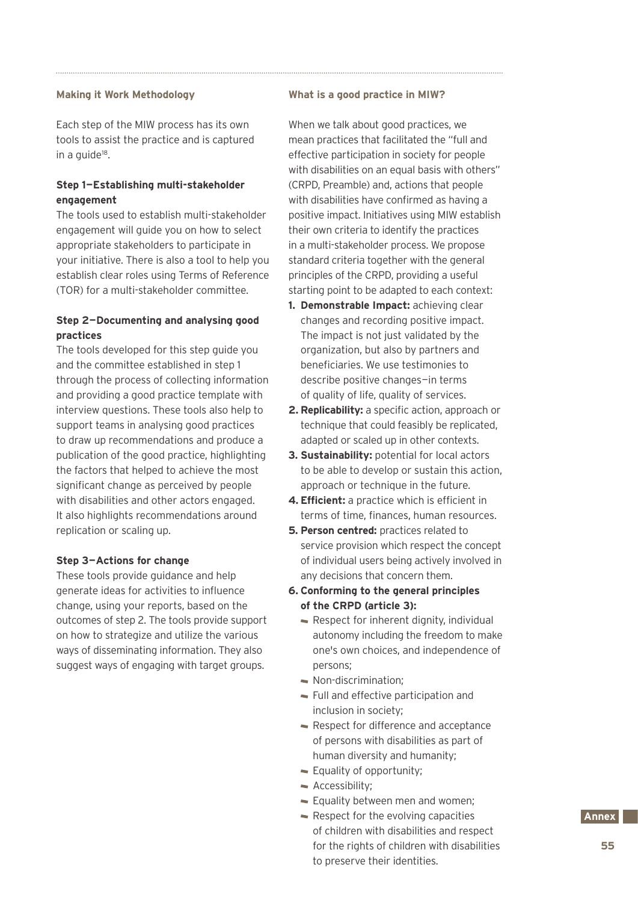### Making it Work Methodology

Each step of the MIW process has its own tools to assist the practice and is captured in a guide[18].

**Step 1—Establishing multi-stakeholder engagement**

The tools used to establish multi-stakeholder engagement will guide you on how to select appropriate stakeholders to participate in your initiative. There is also a tool to help you establish clear roles using Terms of Reference (TOR) for a multi-stakeholder committee.

**Step 2—Documenting and analysing good practices**

The tools developed for this step guide you and the committee established in step 1 through the process of collecting information and providing a good practice template with interview questions. These tools also help to support teams in analysing good practices to draw up recommendations and produce a publication of the good practice, highlighting the factors that helped to achieve the most significant change as perceived by people with disabilities and other actors engaged. It also highlights recommendations around replication or scaling up.

**Step 3—Actions for change**

These tools provide guidance and help generate ideas for activities to influence change, using your reports, based on the outcomes of step 2. The tools provide support on how to strategize and utilize the various ways of disseminating information. They also suggest ways of engaging with target groups.

### What is a good practice in MIW?

When we talk about good practices, we mean practices that facilitated the "full and effective participation in society for people with disabilities on an equal basis with others" (CRPD, Preamble) and, actions that people with disabilities have confirmed as having a positive impact. Initiatives using MIW establish their own criteria to identify the practices in a multi-stakeholder process. We propose standard criteria together with the general principles of the CRPD, providing a useful starting point to be adapted to each context:

1. **Demonstrable Impact:** achieving clear changes and recording positive impact. The impact is not just validated by the organization, but also by partners and beneficiaries. We use testimonies to describe positive changes—in terms of quality of life, quality of services.
2. **Replicability:** a specific action, approach or technique that could feasibly be replicated, adapted or scaled up in other contexts.
3. **Sustainability:** potential for local actors to be able to develop or sustain this action, approach or technique in the future.
4. **Efficient:** a practice which is efficient in terms of time, finances, human resources.
5. **Person centred:** practices related to service provision which respect the concept of individual users being actively involved in any decisions that concern them.
6. **Conforming to the general principles of the CRPD (article 3):**
   - Respect for inherent dignity, individual autonomy including the freedom to make one's own choices, and independence of persons;
   - Non-discrimination;
   - Full and effective participation and inclusion in society;
   - Respect for difference and acceptance of persons with disabilities as part of human diversity and humanity;
   - Equality of opportunity;
   - Accessibility;
   - Equality between men and women;
   - Respect for the evolving capacities of children with disabilities and respect for the rights of children with disabilities to preserve their identities.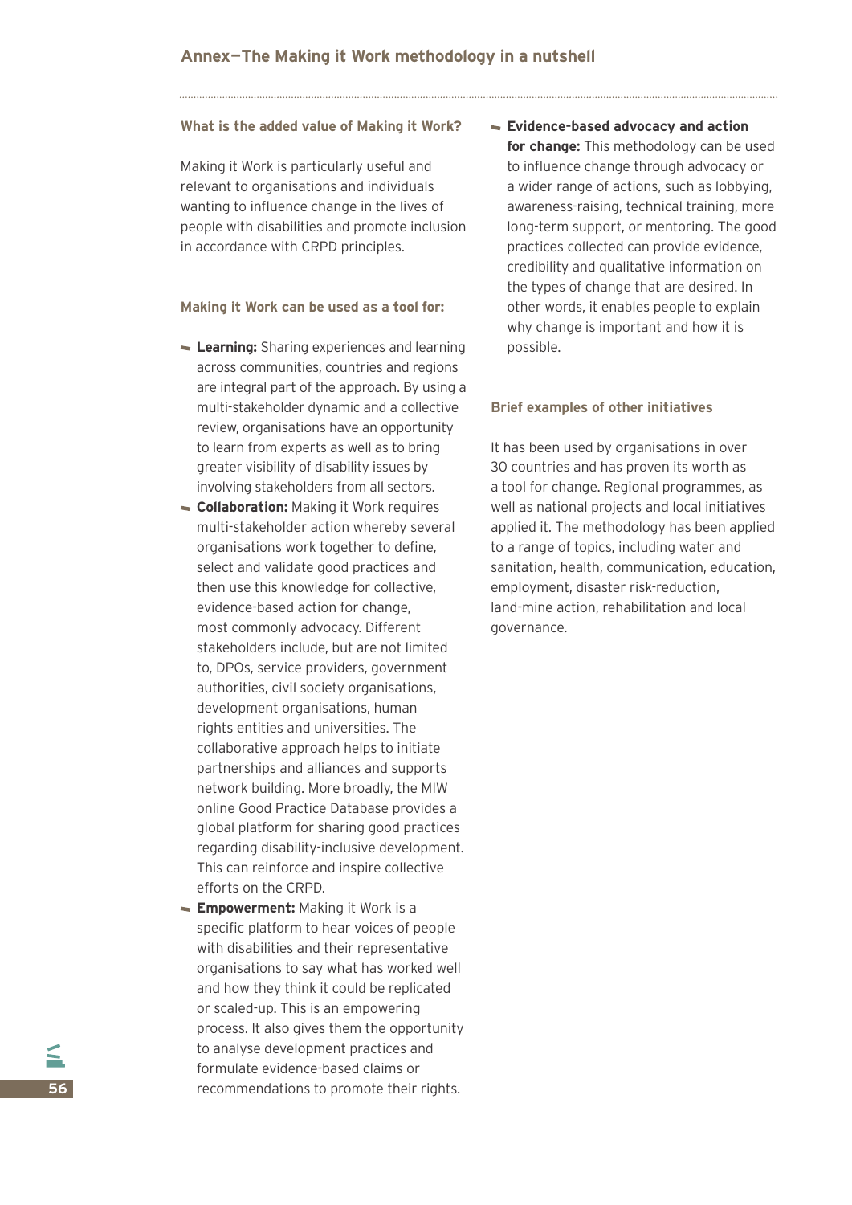## Annex—The Making it Work methodology in a nutshell

### What is the added value of Making it Work?

Making it Work is particularly useful and relevant to organisations and individuals wanting to influence change in the lives of people with disabilities and promote inclusion in accordance with CRPD principles.

### Making it Work can be used as a tool for:

- **Learning:** Sharing experiences and learning across communities, countries and regions are integral part of the approach. By using a multi-stakeholder dynamic and a collective review, organisations have an opportunity to learn from experts as well as to bring greater visibility of disability issues by involving stakeholders from all sectors.
- **Collaboration:** Making it Work requires multi-stakeholder action whereby several organisations work together to define, select and validate good practices and then use this knowledge for collective, evidence-based action for change, most commonly advocacy. Different stakeholders include, but are not limited to, DPOs, service providers, government authorities, civil society organisations, development organisations, human rights entities and universities. The collaborative approach helps to initiate partnerships and alliances and supports network building. More broadly, the MIW online Good Practice Database provides a global platform for sharing good practices regarding disability-inclusive development. This can reinforce and inspire collective efforts on the CRPD.
- **Empowerment:** Making it Work is a specific platform to hear voices of people with disabilities and their representative organisations to say what has worked well and how they think it could be replicated or scaled-up. This is an empowering process. It also gives them the opportunity to analyse development practices and formulate evidence-based claims or recommendations to promote their rights.
- **Evidence-based advocacy and action for change:** This methodology can be used to influence change through advocacy or a wider range of actions, such as lobbying, awareness-raising, technical training, more long-term support, or mentoring. The good practices collected can provide evidence, credibility and qualitative information on the types of change that are desired. In other words, it enables people to explain why change is important and how it is possible.

### Brief examples of other initiatives

It has been used by organisations in over 30 countries and has proven its worth as a tool for change. Regional programmes, as well as national projects and local initiatives applied it. The methodology has been applied to a range of topics, including water and sanitation, health, communication, education, employment, disaster risk-reduction, land-mine action, rehabilitation and local governance.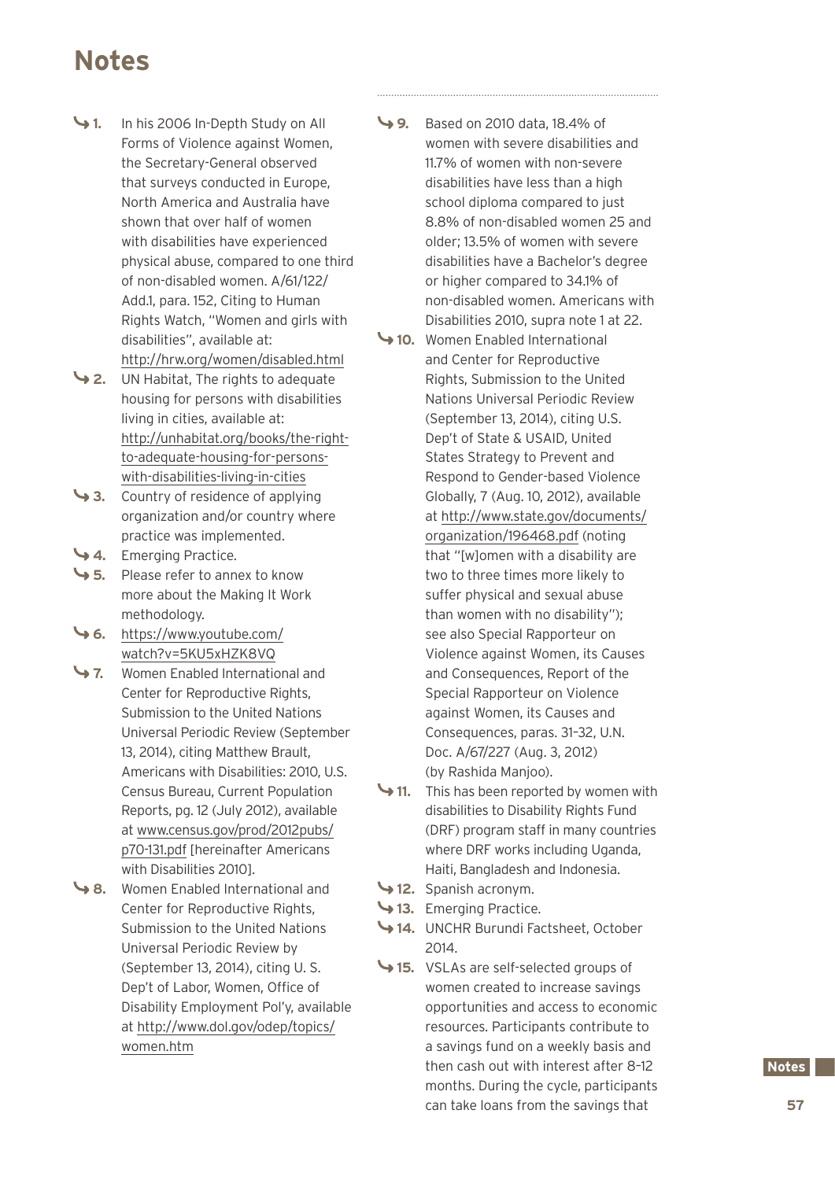# Notes

1. In his 2006 In-Depth Study on All Forms of Violence against Women, the Secretary-General observed that surveys conducted in Europe, North America and Australia have shown that over half of women with disabilities have experienced physical abuse, compared to one third of non-disabled women. A/61/122/Add.1, para. 152, Citing to Human Rights Watch, "Women and girls with disabilities", available at: http://hrw.org/women/disabled.html
2. UN Habitat, The rights to adequate housing for persons with disabilities living in cities, available at: http://unhabitat.org/books/the-right-to-adequate-housing-for-persons-with-disabilities-living-in-cities
3. Country of residence of applying organization and/or country where practice was implemented.
4. Emerging Practice.
5. Please refer to annex to know more about the Making It Work methodology.
6. https://www.youtube.com/watch?v=5KU5xHZK8VQ
7. Women Enabled International and Center for Reproductive Rights, Submission to the United Nations Universal Periodic Review (September 13, 2014), citing Matthew Brault, Americans with Disabilities: 2010, U.S. Census Bureau, Current Population Reports, pg. 12 (July 2012), available at www.census.gov/prod/2012pubs/p70-131.pdf [hereinafter Americans with Disabilities 2010].
8. Women Enabled International and Center for Reproductive Rights, Submission to the United Nations Universal Periodic Review by (September 13, 2014), citing U. S. Dep't of Labor, Women, Office of Disability Employment Pol'y, available at http://www.dol.gov/odep/topics/women.htm
9. Based on 2010 data, 18.4% of women with severe disabilities and 11.7% of women with non-severe disabilities have less than a high school diploma compared to just 8.8% of non-disabled women 25 and older; 13.5% of women with severe disabilities have a Bachelor's degree or higher compared to 34.1% of non-disabled women. Americans with Disabilities 2010, supra note 1 at 22.
10. Women Enabled International and Center for Reproductive Rights, Submission to the United Nations Universal Periodic Review (September 13, 2014), citing U.S. Dep't of State & USAID, United States Strategy to Prevent and Respond to Gender-based Violence Globally, 7 (Aug. 10, 2012), available at http://www.state.gov/documents/organization/196468.pdf (noting that "[w]omen with a disability are two to three times more likely to suffer physical and sexual abuse than women with no disability"); see also Special Rapporteur on Violence against Women, its Causes and Consequences, Report of the Special Rapporteur on Violence against Women, its Causes and Consequences, paras. 31–32, U.N. Doc. A/67/227 (Aug. 3, 2012) (by Rashida Manjoo).
11. This has been reported by women with disabilities to Disability Rights Fund (DRF) program staff in many countries where DRF works including Uganda, Haiti, Bangladesh and Indonesia.
12. Spanish acronym.
13. Emerging Practice.
14. UNCHR Burundi Factsheet, October 2014.
15. VSLAs are self-selected groups of women created to increase savings opportunities and access to economic resources. Participants contribute to a savings fund on a weekly basis and then cash out with interest after 8–12 months. During the cycle, participants can take loans from the savings that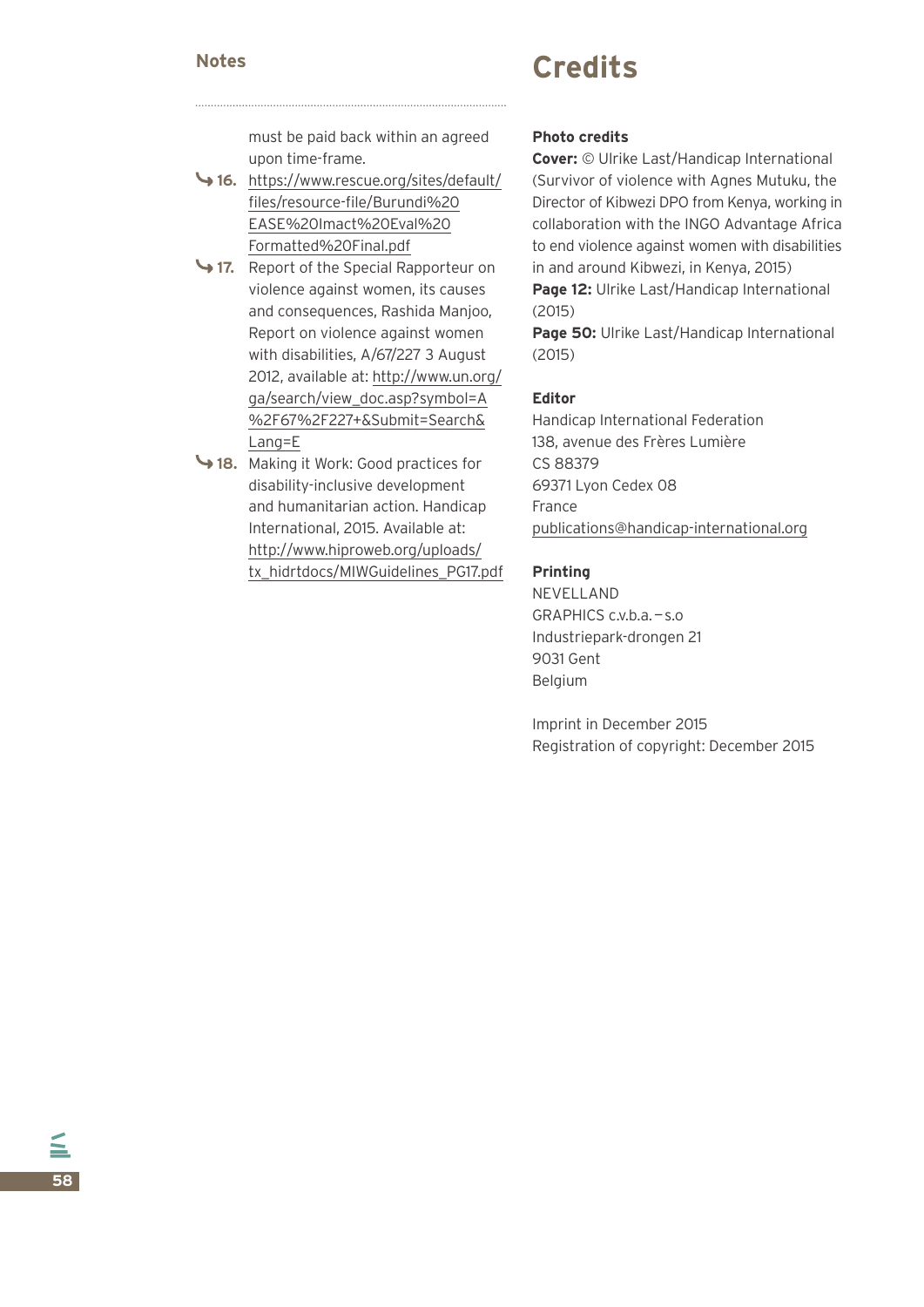## Notes

must be paid back within an agreed upon time-frame.

16. https://www.rescue.org/sites/default/files/resource-file/Burundi%20EASE%20Imact%20Eval%20Formatted%20Final.pdf

17. Report of the Special Rapporteur on violence against women, its causes and consequences, Rashida Manjoo, Report on violence against women with disabilities, A/67/227 3 August 2012, available at: http://www.un.org/ga/search/view_doc.asp?symbol=A%2F67%2F227+&Submit=Search&Lang=E

18. Making it Work: Good practices for disability-inclusive development and humanitarian action. Handicap International, 2015. Available at: http://www.hiproweb.org/uploads/tx_hidrtdocs/MIWGuidelines_PG17.pdf

# Credits

**Photo credits**

**Cover:** © Ulrike Last/Handicap International (Survivor of violence with Agnes Mutuku, the Director of Kibwezi DPO from Kenya, working in collaboration with the INGO Advantage Africa to end violence against women with disabilities in and around Kibwezi, in Kenya, 2015)

**Page 12:** Ulrike Last/Handicap International (2015)

**Page 50:** Ulrike Last/Handicap International (2015)

**Editor**

Handicap International Federation
138, avenue des Frères Lumière
CS 88379
69371 Lyon Cedex 08
France
publications@handicap-international.org

**Printing**

NEVELLAND
GRAPHICS c.v.b.a. – s.o
Industriepark-drongen 21
9031 Gent
Belgium

Imprint in December 2015
Registration of copyright: December 2015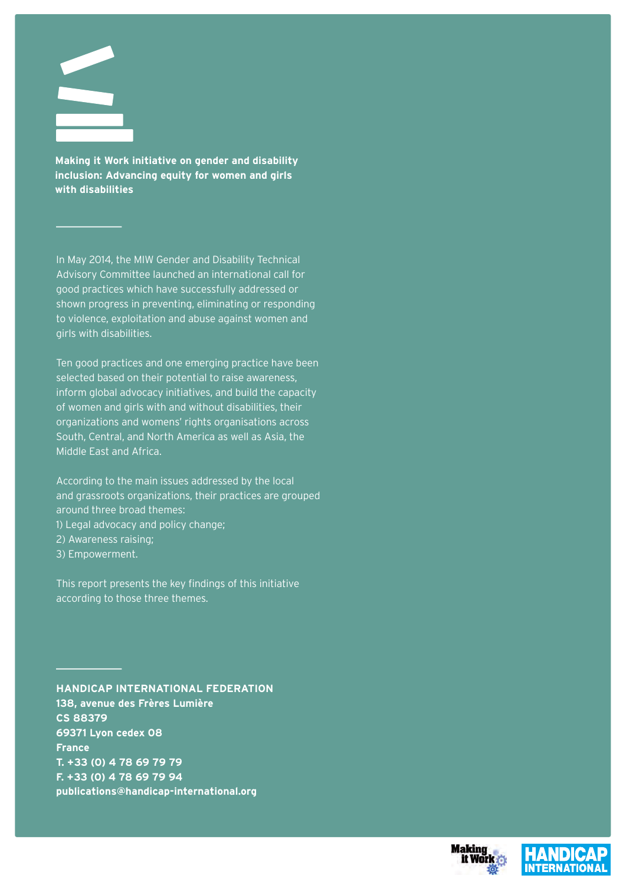**Making it Work initiative on gender and disability inclusion: Advancing equity for women and girls with disabilities**

In May 2014, the MIW Gender and Disability Technical Advisory Committee launched an international call for good practices which have successfully addressed or shown progress in preventing, eliminating or responding to violence, exploitation and abuse against women and girls with disabilities.

Ten good practices and one emerging practice have been selected based on their potential to raise awareness, inform global advocacy initiatives, and build the capacity of women and girls with and without disabilities, their organizations and womens' rights organisations across South, Central, and North America as well as Asia, the Middle East and Africa.

According to the main issues addressed by the local and grassroots organizations, their practices are grouped around three broad themes:
1) Legal advocacy and policy change;
2) Awareness raising;
3) Empowerment.

This report presents the key findings of this initiative according to those three themes.

**HANDICAP INTERNATIONAL FEDERATION**
**138, avenue des Frères Lumière**
**CS 88379**
**69371 Lyon cedex 08**
**France**
**T. +33 (0) 4 78 69 79 79**
**F. +33 (0) 4 78 69 79 94**
**publications@handicap-international.org**

Making it Work

HANDICAP INTERNATIONAL